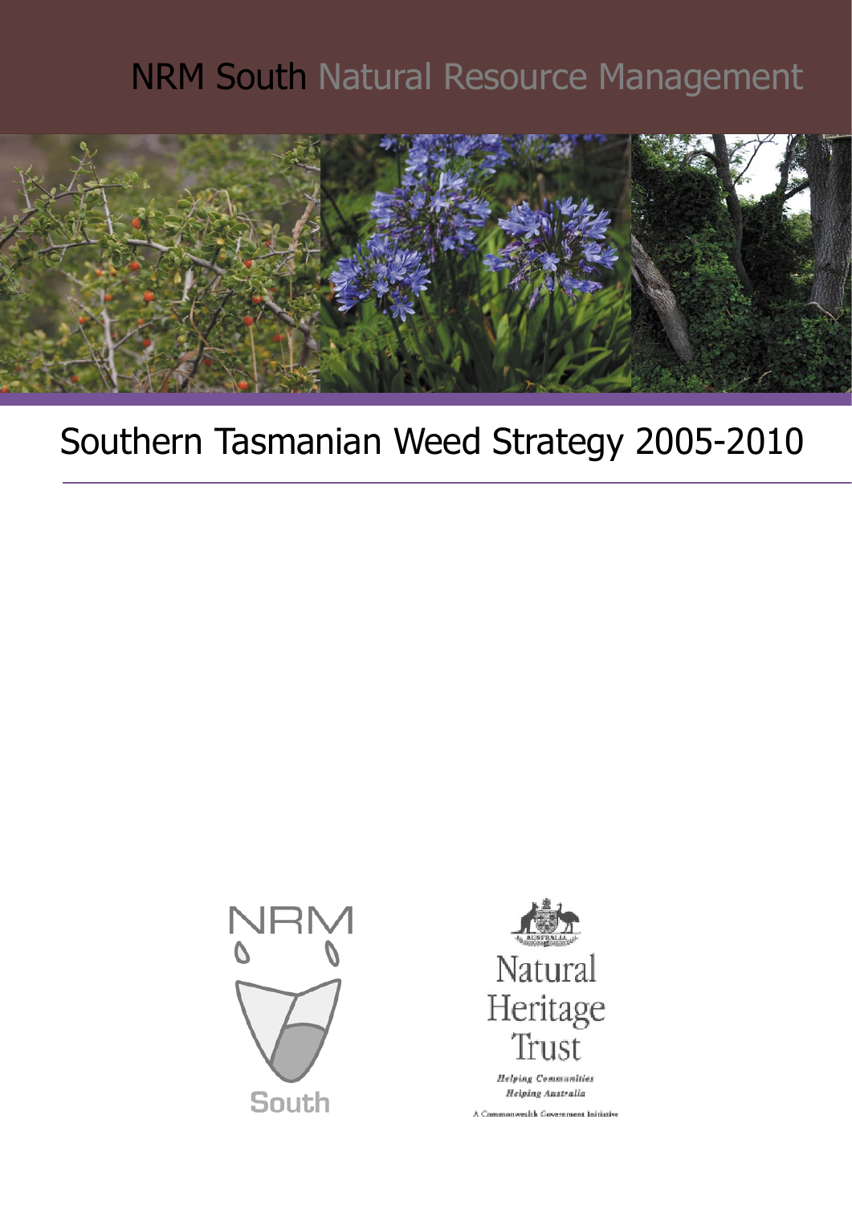NRM South Natural Resource Management

# Southern Tasmanian Weed Strategy 2005-2010

NRM South

Natural Heritage Trust

*Helping Communities Helping Australia*

A Commonwealth Government Initiative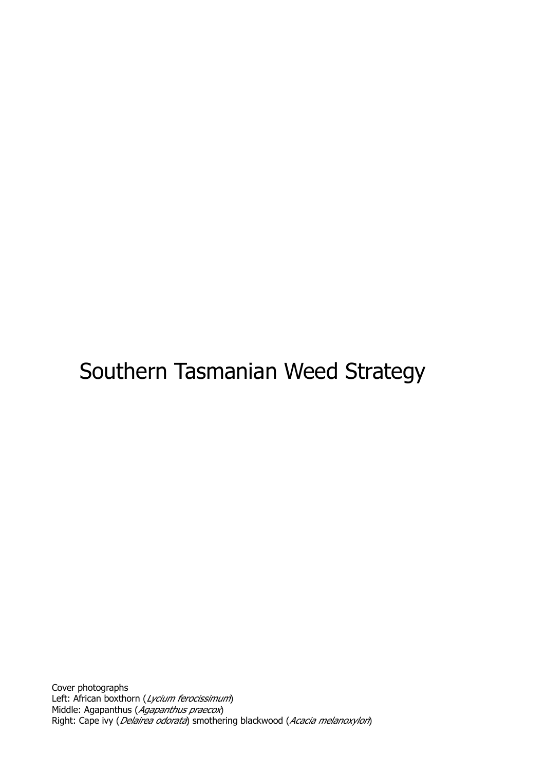# Southern Tasmanian Weed Strategy

Cover photographs
Left: African boxthorn (*Lycium ferocissimum*)
Middle: Agapanthus (*Agapanthus praecox*)
Right: Cape ivy (*Delairea odorata*) smothering blackwood (*Acacia melanoxylon*)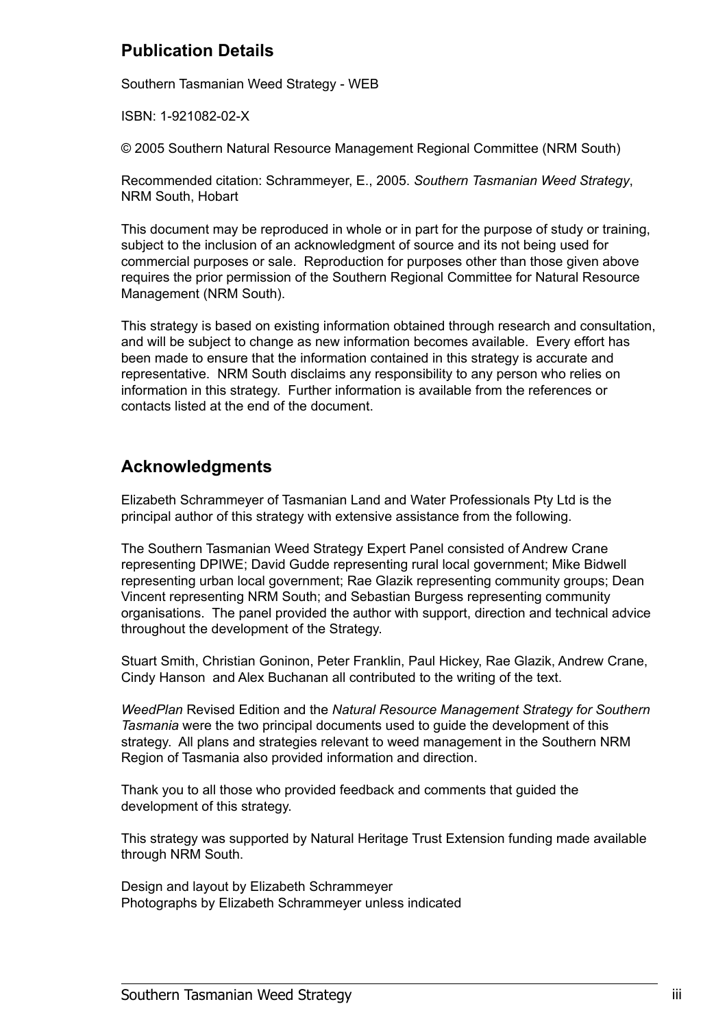## Publication Details

Southern Tasmanian Weed Strategy - WEB

ISBN: 1-921082-02-X

© 2005 Southern Natural Resource Management Regional Committee (NRM South)

Recommended citation: Schrammeyer, E., 2005. *Southern Tasmanian Weed Strategy*, NRM South, Hobart

This document may be reproduced in whole or in part for the purpose of study or training, subject to the inclusion of an acknowledgment of source and its not being used for commercial purposes or sale. Reproduction for purposes other than those given above requires the prior permission of the Southern Regional Committee for Natural Resource Management (NRM South).

This strategy is based on existing information obtained through research and consultation, and will be subject to change as new information becomes available. Every effort has been made to ensure that the information contained in this strategy is accurate and representative. NRM South disclaims any responsibility to any person who relies on information in this strategy. Further information is available from the references or contacts listed at the end of the document.

## Acknowledgments

Elizabeth Schrammeyer of Tasmanian Land and Water Professionals Pty Ltd is the principal author of this strategy with extensive assistance from the following.

The Southern Tasmanian Weed Strategy Expert Panel consisted of Andrew Crane representing DPIWE; David Gudde representing rural local government; Mike Bidwell representing urban local government; Rae Glazik representing community groups; Dean Vincent representing NRM South; and Sebastian Burgess representing community organisations. The panel provided the author with support, direction and technical advice throughout the development of the Strategy.

Stuart Smith, Christian Goninon, Peter Franklin, Paul Hickey, Rae Glazik, Andrew Crane, Cindy Hanson and Alex Buchanan all contributed to the writing of the text.

*WeedPlan* Revised Edition and the *Natural Resource Management Strategy for Southern Tasmania* were the two principal documents used to guide the development of this strategy. All plans and strategies relevant to weed management in the Southern NRM Region of Tasmania also provided information and direction.

Thank you to all those who provided feedback and comments that guided the development of this strategy.

This strategy was supported by Natural Heritage Trust Extension funding made available through NRM South.

Design and layout by Elizabeth Schrammeyer
Photographs by Elizabeth Schrammeyer unless indicated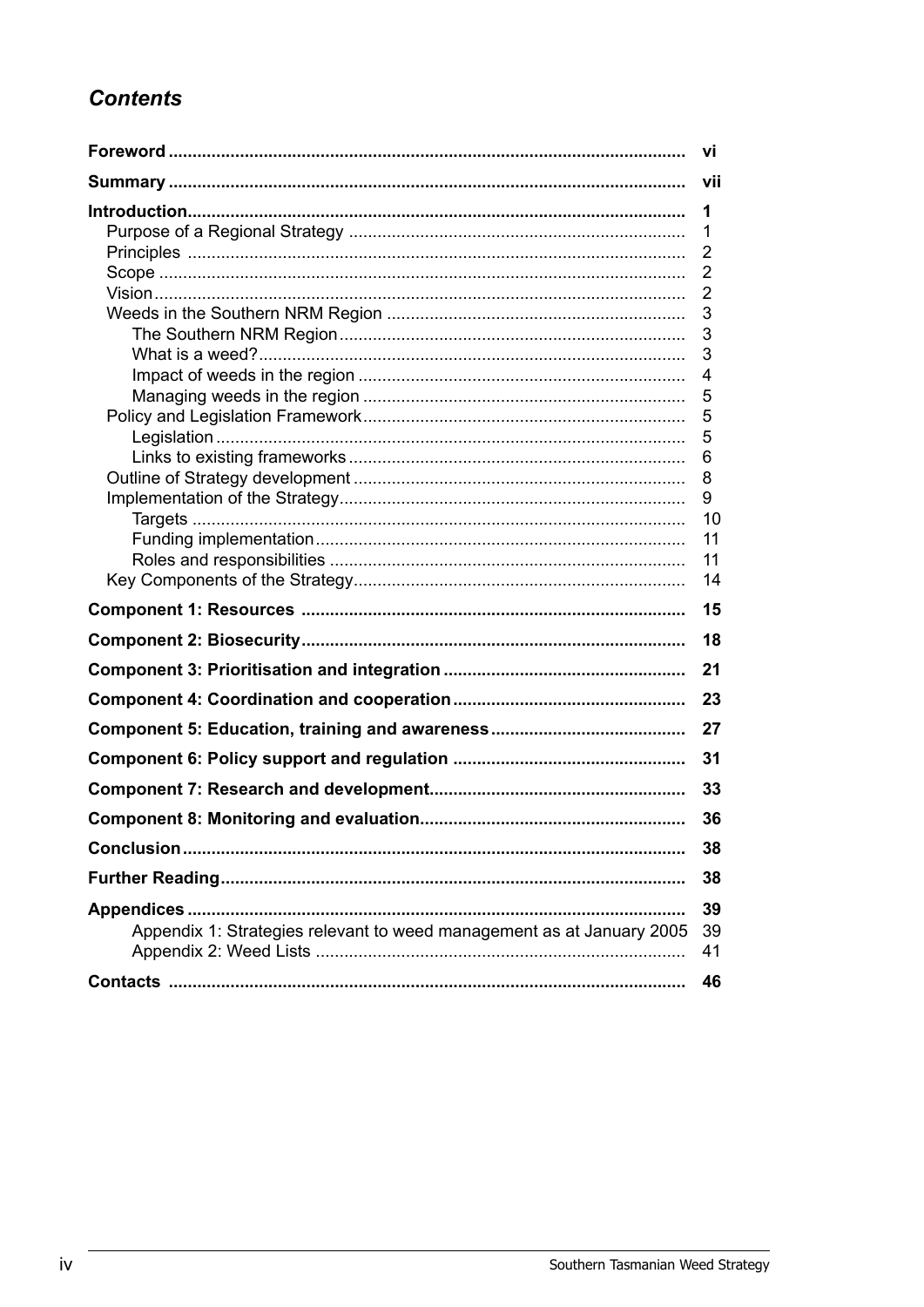## *Contents*

| | |
|---|---|
| **Foreword** | **vi** |
| **Summary** | **vii** |
| **Introduction** | **1** |
| Purpose of a Regional Strategy | 1 |
| Principles | 2 |
| Scope | 2 |
| Vision | 2 |
| Weeds in the Southern NRM Region | 3 |
| The Southern NRM Region | 3 |
| What is a weed? | 3 |
| Impact of weeds in the region | 4 |
| Managing weeds in the region | 5 |
| Policy and Legislation Framework | 5 |
| Legislation | 5 |
| Links to existing frameworks | 6 |
| Outline of Strategy development | 8 |
| Implementation of the Strategy | 9 |
| Targets | 10 |
| Funding implementation | 11 |
| Roles and responsibilities | 11 |
| Key Components of the Strategy | 14 |
| **Component 1: Resources** | **15** |
| **Component 2: Biosecurity** | **18** |
| **Component 3: Prioritisation and integration** | **21** |
| **Component 4: Coordination and cooperation** | **23** |
| **Component 5: Education, training and awareness** | **27** |
| **Component 6: Policy support and regulation** | **31** |
| **Component 7: Research and development** | **33** |
| **Component 8: Monitoring and evaluation** | **36** |
| **Conclusion** | **38** |
| **Further Reading** | **38** |
| **Appendices** | **39** |
| Appendix 1: Strategies relevant to weed management as at January 2005 | 39 |
| Appendix 2: Weed Lists | 41 |
| **Contacts** | **46** |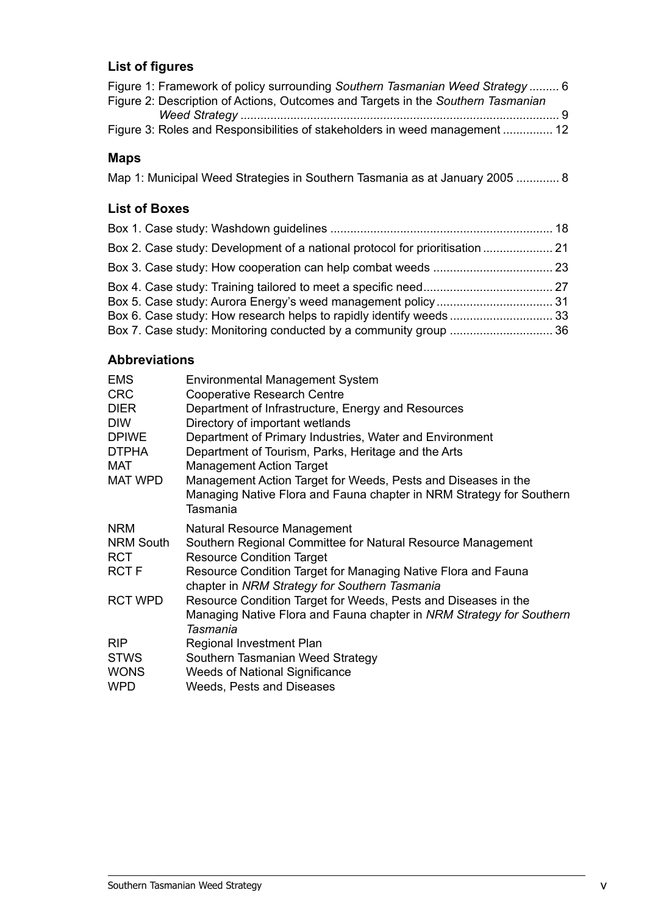### List of figures

Figure 1: Framework of policy surrounding *Southern Tasmanian Weed Strategy* ......... 6
Figure 2: Description of Actions, Outcomes and Targets in the *Southern Tasmanian Weed Strategy* ............................................................................................... 9
Figure 3: Roles and Responsibilities of stakeholders in weed management ............... 12

### Maps

Map 1: Municipal Weed Strategies in Southern Tasmania as at January 2005 ............. 8

### List of Boxes

Box 1. Case study: Washdown guidelines .................................................................. 18
Box 2. Case study: Development of a national protocol for prioritisation ..................... 21
Box 3. Case study: How cooperation can help combat weeds .................................... 23
Box 4. Case study: Training tailored to meet a specific need....................................... 27
Box 5. Case study: Aurora Energy's weed management policy................................... 31
Box 6. Case study: How research helps to rapidly identify weeds ............................... 33
Box 7. Case study: Monitoring conducted by a community group ............................... 36

### Abbreviations

| | |
|---|---|
| EMS | Environmental Management System |
| CRC | Cooperative Research Centre |
| DIER | Department of Infrastructure, Energy and Resources |
| DIW | Directory of important wetlands |
| DPIWE | Department of Primary Industries, Water and Environment |
| DTPHA | Department of Tourism, Parks, Heritage and the Arts |
| MAT | Management Action Target |
| MAT WPD | Management Action Target for Weeds, Pests and Diseases in the Managing Native Flora and Fauna chapter in NRM Strategy for Southern Tasmania |
| NRM | Natural Resource Management |
| NRM South | Southern Regional Committee for Natural Resource Management |
| RCT | Resource Condition Target |
| RCT F | Resource Condition Target for Managing Native Flora and Fauna chapter in *NRM Strategy for Southern Tasmania* |
| RCT WPD | Resource Condition Target for Weeds, Pests and Diseases in the Managing Native Flora and Fauna chapter in *NRM Strategy for Southern Tasmania* |
| RIP | Regional Investment Plan |
| STWS | Southern Tasmanian Weed Strategy |
| WONS | Weeds of National Significance |
| WPD | Weeds, Pests and Diseases |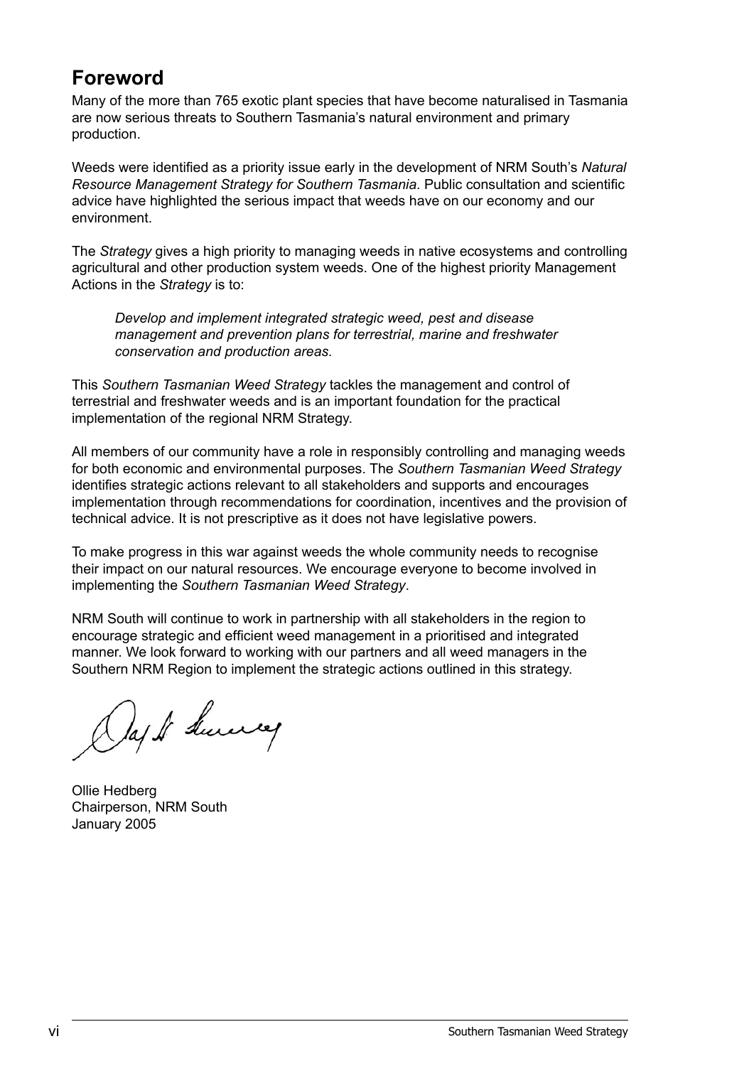## Foreword

Many of the more than 765 exotic plant species that have become naturalised in Tasmania are now serious threats to Southern Tasmania's natural environment and primary production.

Weeds were identified as a priority issue early in the development of NRM South's *Natural Resource Management Strategy for Southern Tasmania*. Public consultation and scientific advice have highlighted the serious impact that weeds have on our economy and our environment.

The *Strategy* gives a high priority to managing weeds in native ecosystems and controlling agricultural and other production system weeds. One of the highest priority Management Actions in the *Strategy* is to:

> *Develop and implement integrated strategic weed, pest and disease management and prevention plans for terrestrial, marine and freshwater conservation and production areas.*

This *Southern Tasmanian Weed Strategy* tackles the management and control of terrestrial and freshwater weeds and is an important foundation for the practical implementation of the regional NRM Strategy.

All members of our community have a role in responsibly controlling and managing weeds for both economic and environmental purposes. The *Southern Tasmanian Weed Strategy* identifies strategic actions relevant to all stakeholders and supports and encourages implementation through recommendations for coordination, incentives and the provision of technical advice. It is not prescriptive as it does not have legislative powers.

To make progress in this war against weeds the whole community needs to recognise their impact on our natural resources. We encourage everyone to become involved in implementing the *Southern Tasmanian Weed Strategy*.

NRM South will continue to work in partnership with all stakeholders in the region to encourage strategic and efficient weed management in a prioritised and integrated manner. We look forward to working with our partners and all weed managers in the Southern NRM Region to implement the strategic actions outlined in this strategy.

Ollie Hedberg
Chairperson, NRM South
January 2005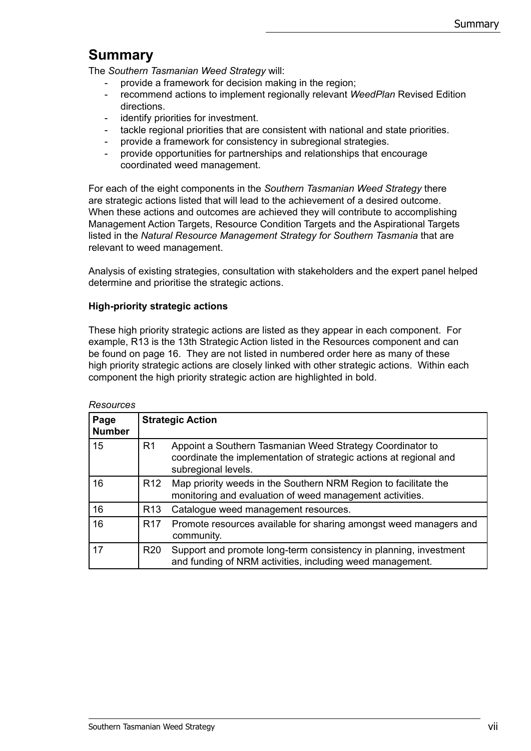# Summary

The *Southern Tasmanian Weed Strategy* will:

- provide a framework for decision making in the region;
- recommend actions to implement regionally relevant *WeedPlan* Revised Edition directions.
- identify priorities for investment.
- tackle regional priorities that are consistent with national and state priorities.
- provide a framework for consistency in subregional strategies.
- provide opportunities for partnerships and relationships that encourage coordinated weed management.

For each of the eight components in the *Southern Tasmanian Weed Strategy* there are strategic actions listed that will lead to the achievement of a desired outcome. When these actions and outcomes are achieved they will contribute to accomplishing Management Action Targets, Resource Condition Targets and the Aspirational Targets listed in the *Natural Resource Management Strategy for Southern Tasmania* that are relevant to weed management.

Analysis of existing strategies, consultation with stakeholders and the expert panel helped determine and prioritise the strategic actions.

**High-priority strategic actions**

These high priority strategic actions are listed as they appear in each component. For example, R13 is the 13th Strategic Action listed in the Resources component and can be found on page 16. They are not listed in numbered order here as many of these high priority strategic actions are closely linked with other strategic actions. Within each component the high priority strategic action are highlighted in bold.

*Resources*

| Page Number | Strategic Action | |
|---|---|---|
| 15 | R1 | Appoint a Southern Tasmanian Weed Strategy Coordinator to coordinate the implementation of strategic actions at regional and subregional levels. |
| 16 | R12 | Map priority weeds in the Southern NRM Region to facilitate the monitoring and evaluation of weed management activities. |
| 16 | R13 | Catalogue weed management resources. |
| 16 | R17 | Promote resources available for sharing amongst weed managers and community. |
| 17 | R20 | Support and promote long-term consistency in planning, investment and funding of NRM activities, including weed management. |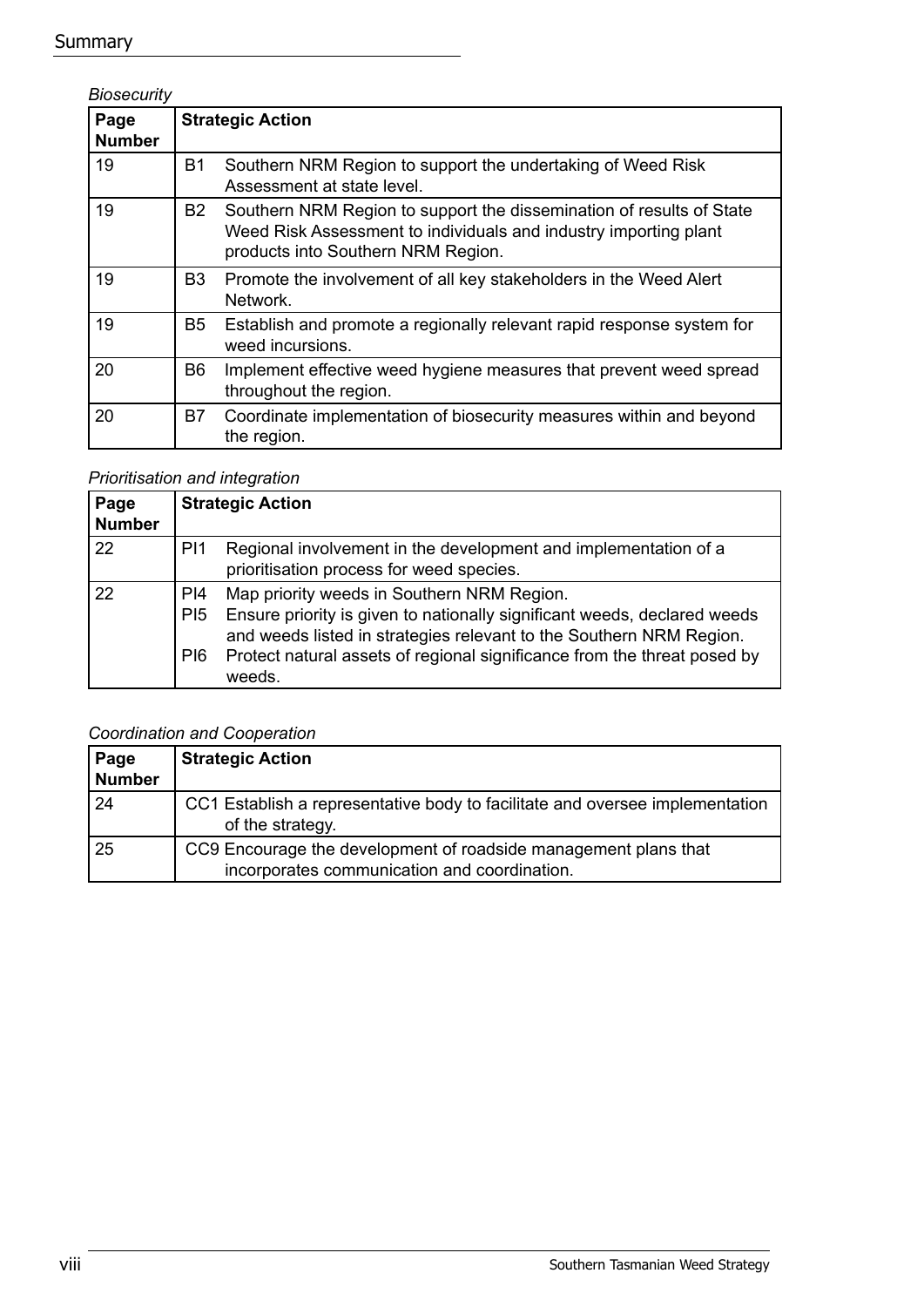*Biosecurity*

| Page Number | Strategic Action |
|---|---|
| 19 | B1 Southern NRM Region to support the undertaking of Weed Risk Assessment at state level. |
| 19 | B2 Southern NRM Region to support the dissemination of results of State Weed Risk Assessment to individuals and industry importing plant products into Southern NRM Region. |
| 19 | B3 Promote the involvement of all key stakeholders in the Weed Alert Network. |
| 19 | B5 Establish and promote a regionally relevant rapid response system for weed incursions. |
| 20 | B6 Implement effective weed hygiene measures that prevent weed spread throughout the region. |
| 20 | B7 Coordinate implementation of biosecurity measures within and beyond the region. |

*Prioritisation and integration*

| Page Number | Strategic Action |
|---|---|
| 22 | PI1 Regional involvement in the development and implementation of a prioritisation process for weed species. |
| 22 | PI4 Map priority weeds in Southern NRM Region.<br>PI5 Ensure priority is given to nationally significant weeds, declared weeds and weeds listed in strategies relevant to the Southern NRM Region.<br>PI6 Protect natural assets of regional significance from the threat posed by weeds. |

*Coordination and Cooperation*

| Page Number | Strategic Action |
|---|---|
| 24 | CC1 Establish a representative body to facilitate and oversee implementation of the strategy. |
| 25 | CC9 Encourage the development of roadside management plans that incorporates communication and coordination. |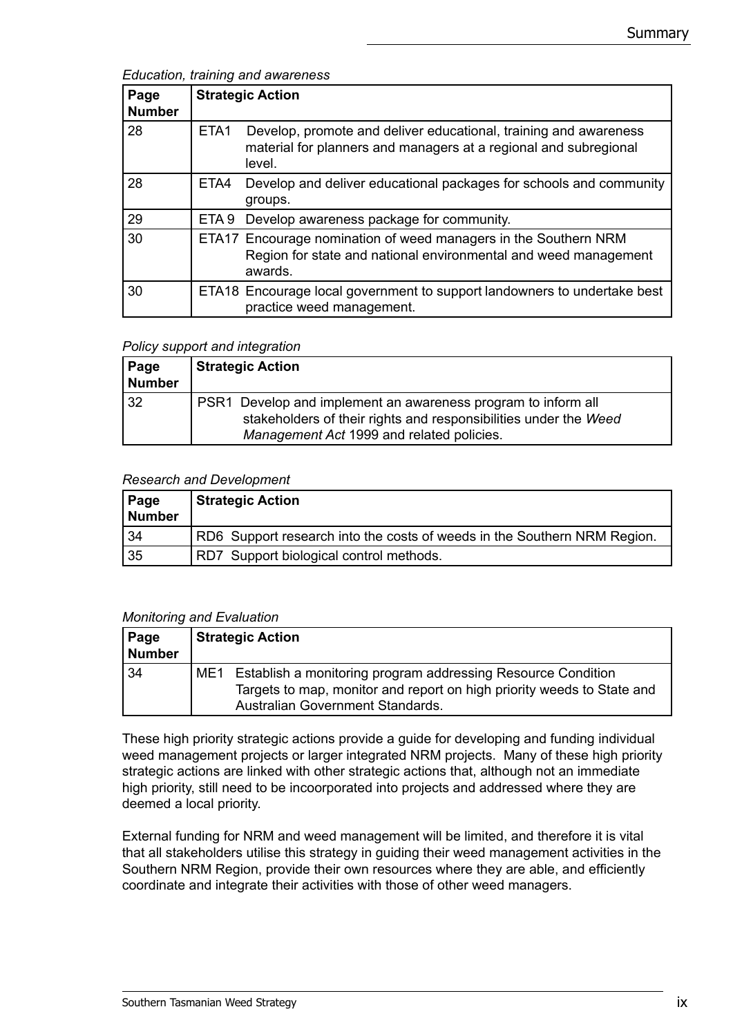*Education, training and awareness*

| Page Number | Strategic Action |
|---|---|
| 28 | ETA1 Develop, promote and deliver educational, training and awareness material for planners and managers at a regional and subregional level. |
| 28 | ETA4 Develop and deliver educational packages for schools and community groups. |
| 29 | ETA 9 Develop awareness package for community. |
| 30 | ETA17 Encourage nomination of weed managers in the Southern NRM Region for state and national environmental and weed management awards. |
| 30 | ETA18 Encourage local government to support landowners to undertake best practice weed management. |

*Policy support and integration*

| Page Number | Strategic Action |
|---|---|
| 32 | PSR1 Develop and implement an awareness program to inform all stakeholders of their rights and responsibilities under the *Weed Management Act* 1999 and related policies. |

*Research and Development*

| Page Number | Strategic Action |
|---|---|
| 34 | RD6 Support research into the costs of weeds in the Southern NRM Region. |
| 35 | RD7 Support biological control methods. |

*Monitoring and Evaluation*

| Page Number | Strategic Action |
|---|---|
| 34 | ME1 Establish a monitoring program addressing Resource Condition Targets to map, monitor and report on high priority weeds to State and Australian Government Standards. |

These high priority strategic actions provide a guide for developing and funding individual weed management projects or larger integrated NRM projects. Many of these high priority strategic actions are linked with other strategic actions that, although not an immediate high priority, still need to be incoorporated into projects and addressed where they are deemed a local priority.

External funding for NRM and weed management will be limited, and therefore it is vital that all stakeholders utilise this strategy in guiding their weed management activities in the Southern NRM Region, provide their own resources where they are able, and efficiently coordinate and integrate their activities with those of other weed managers.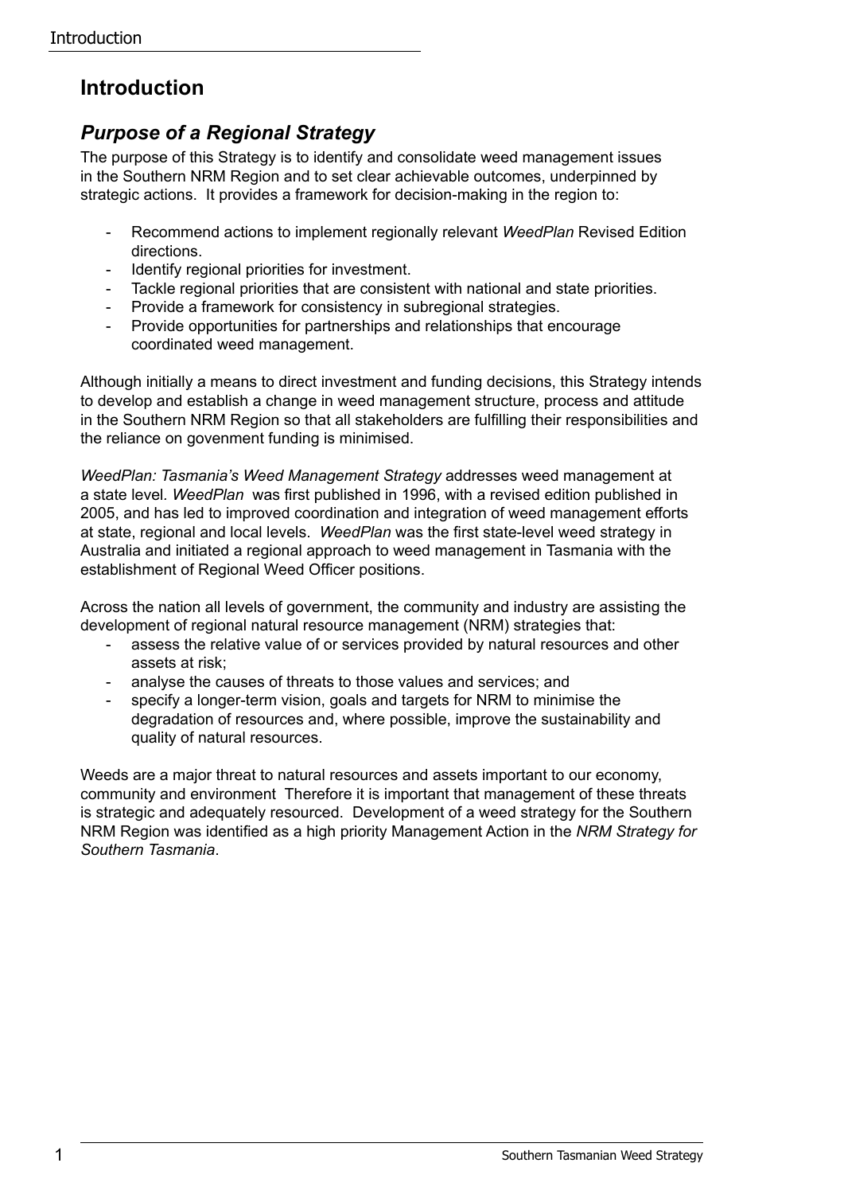# Introduction

## *Purpose of a Regional Strategy*

The purpose of this Strategy is to identify and consolidate weed management issues in the Southern NRM Region and to set clear achievable outcomes, underpinned by strategic actions. It provides a framework for decision-making in the region to:

- Recommend actions to implement regionally relevant *WeedPlan* Revised Edition directions.
- Identify regional priorities for investment.
- Tackle regional priorities that are consistent with national and state priorities.
- Provide a framework for consistency in subregional strategies.
- Provide opportunities for partnerships and relationships that encourage coordinated weed management.

Although initially a means to direct investment and funding decisions, this Strategy intends to develop and establish a change in weed management structure, process and attitude in the Southern NRM Region so that all stakeholders are fulfilling their responsibilities and the reliance on govenment funding is minimised.

*WeedPlan: Tasmania's Weed Management Strategy* addresses weed management at a state level. *WeedPlan* was first published in 1996, with a revised edition published in 2005, and has led to improved coordination and integration of weed management efforts at state, regional and local levels. *WeedPlan* was the first state-level weed strategy in Australia and initiated a regional approach to weed management in Tasmania with the establishment of Regional Weed Officer positions.

Across the nation all levels of government, the community and industry are assisting the development of regional natural resource management (NRM) strategies that:

- assess the relative value of or services provided by natural resources and other assets at risk;
- analyse the causes of threats to those values and services; and
- specify a longer-term vision, goals and targets for NRM to minimise the degradation of resources and, where possible, improve the sustainability and quality of natural resources.

Weeds are a major threat to natural resources and assets important to our economy, community and environment Therefore it is important that management of these threats is strategic and adequately resourced. Development of a weed strategy for the Southern NRM Region was identified as a high priority Management Action in the *NRM Strategy for Southern Tasmania*.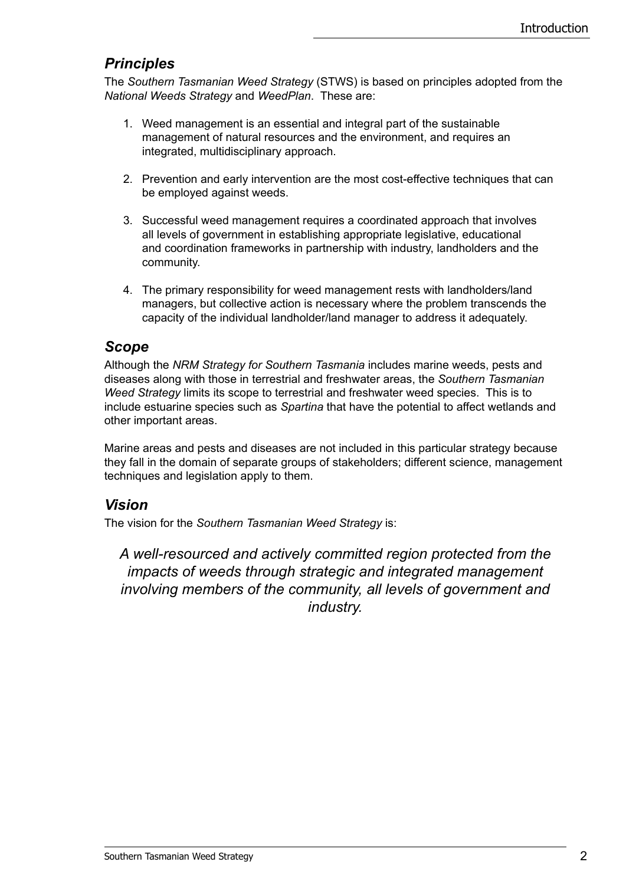## *Principles*

The *Southern Tasmanian Weed Strategy* (STWS) is based on principles adopted from the *National Weeds Strategy* and *WeedPlan*. These are:

1. Weed management is an essential and integral part of the sustainable management of natural resources and the environment, and requires an integrated, multidisciplinary approach.

2. Prevention and early intervention are the most cost-effective techniques that can be employed against weeds.

3. Successful weed management requires a coordinated approach that involves all levels of government in establishing appropriate legislative, educational and coordination frameworks in partnership with industry, landholders and the community.

4. The primary responsibility for weed management rests with landholders/land managers, but collective action is necessary where the problem transcends the capacity of the individual landholder/land manager to address it adequately.

## *Scope*

Although the *NRM Strategy for Southern Tasmania* includes marine weeds, pests and diseases along with those in terrestrial and freshwater areas, the *Southern Tasmanian Weed Strategy* limits its scope to terrestrial and freshwater weed species. This is to include estuarine species such as *Spartina* that have the potential to affect wetlands and other important areas.

Marine areas and pests and diseases are not included in this particular strategy because they fall in the domain of separate groups of stakeholders; different science, management techniques and legislation apply to them.

## *Vision*

The vision for the *Southern Tasmanian Weed Strategy* is:

*A well-resourced and actively committed region protected from the impacts of weeds through strategic and integrated management involving members of the community, all levels of government and industry.*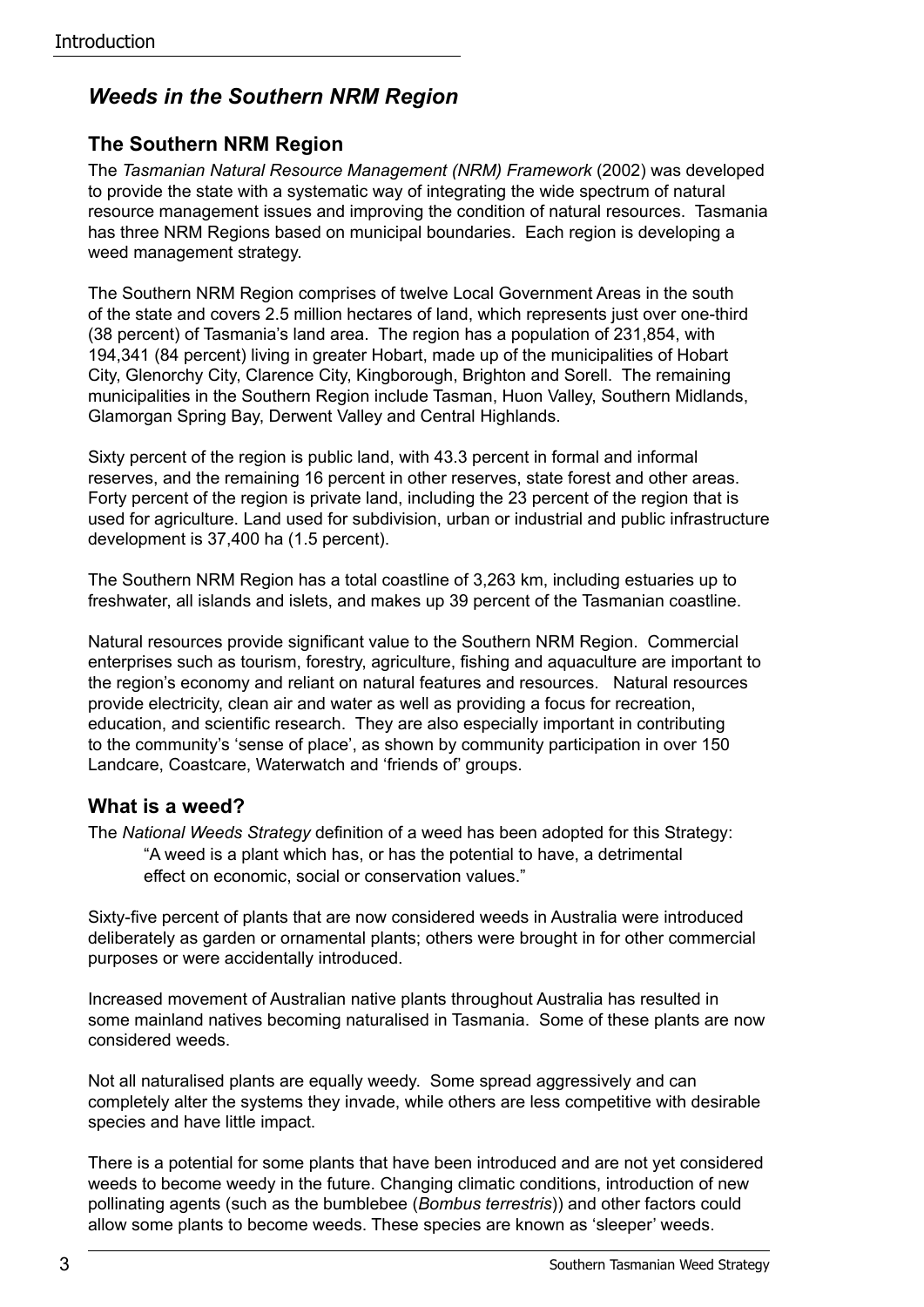## *Weeds in the Southern NRM Region*

### The Southern NRM Region

The *Tasmanian Natural Resource Management (NRM) Framework* (2002) was developed to provide the state with a systematic way of integrating the wide spectrum of natural resource management issues and improving the condition of natural resources. Tasmania has three NRM Regions based on municipal boundaries. Each region is developing a weed management strategy.

The Southern NRM Region comprises of twelve Local Government Areas in the south of the state and covers 2.5 million hectares of land, which represents just over one-third (38 percent) of Tasmania's land area. The region has a population of 231,854, with 194,341 (84 percent) living in greater Hobart, made up of the municipalities of Hobart City, Glenorchy City, Clarence City, Kingborough, Brighton and Sorell. The remaining municipalities in the Southern Region include Tasman, Huon Valley, Southern Midlands, Glamorgan Spring Bay, Derwent Valley and Central Highlands.

Sixty percent of the region is public land, with 43.3 percent in formal and informal reserves, and the remaining 16 percent in other reserves, state forest and other areas. Forty percent of the region is private land, including the 23 percent of the region that is used for agriculture. Land used for subdivision, urban or industrial and public infrastructure development is 37,400 ha (1.5 percent).

The Southern NRM Region has a total coastline of 3,263 km, including estuaries up to freshwater, all islands and islets, and makes up 39 percent of the Tasmanian coastline.

Natural resources provide significant value to the Southern NRM Region. Commercial enterprises such as tourism, forestry, agriculture, fishing and aquaculture are important to the region's economy and reliant on natural features and resources. Natural resources provide electricity, clean air and water as well as providing a focus for recreation, education, and scientific research. They are also especially important in contributing to the community's 'sense of place', as shown by community participation in over 150 Landcare, Coastcare, Waterwatch and 'friends of' groups.

### What is a weed?

The *National Weeds Strategy* definition of a weed has been adopted for this Strategy:

> "A weed is a plant which has, or has the potential to have, a detrimental effect on economic, social or conservation values."

Sixty-five percent of plants that are now considered weeds in Australia were introduced deliberately as garden or ornamental plants; others were brought in for other commercial purposes or were accidentally introduced.

Increased movement of Australian native plants throughout Australia has resulted in some mainland natives becoming naturalised in Tasmania. Some of these plants are now considered weeds.

Not all naturalised plants are equally weedy. Some spread aggressively and can completely alter the systems they invade, while others are less competitive with desirable species and have little impact.

There is a potential for some plants that have been introduced and are not yet considered weeds to become weedy in the future. Changing climatic conditions, introduction of new pollinating agents (such as the bumblebee (*Bombus terrestris*)) and other factors could allow some plants to become weeds. These species are known as 'sleeper' weeds.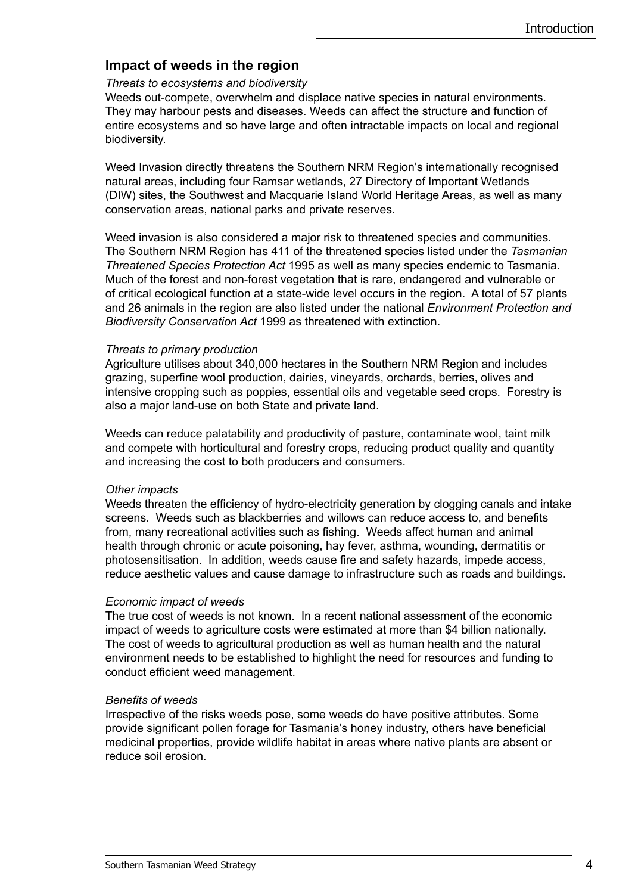## Impact of weeds in the region

*Threats to ecosystems and biodiversity*

Weeds out-compete, overwhelm and displace native species in natural environments. They may harbour pests and diseases. Weeds can affect the structure and function of entire ecosystems and so have large and often intractable impacts on local and regional biodiversity.

Weed Invasion directly threatens the Southern NRM Region's internationally recognised natural areas, including four Ramsar wetlands, 27 Directory of Important Wetlands (DIW) sites, the Southwest and Macquarie Island World Heritage Areas, as well as many conservation areas, national parks and private reserves.

Weed invasion is also considered a major risk to threatened species and communities. The Southern NRM Region has 411 of the threatened species listed under the *Tasmanian Threatened Species Protection Act* 1995 as well as many species endemic to Tasmania. Much of the forest and non-forest vegetation that is rare, endangered and vulnerable or of critical ecological function at a state-wide level occurs in the region. A total of 57 plants and 26 animals in the region are also listed under the national *Environment Protection and Biodiversity Conservation Act* 1999 as threatened with extinction.

*Threats to primary production*

Agriculture utilises about 340,000 hectares in the Southern NRM Region and includes grazing, superfine wool production, dairies, vineyards, orchards, berries, olives and intensive cropping such as poppies, essential oils and vegetable seed crops. Forestry is also a major land-use on both State and private land.

Weeds can reduce palatability and productivity of pasture, contaminate wool, taint milk and compete with horticultural and forestry crops, reducing product quality and quantity and increasing the cost to both producers and consumers.

*Other impacts*

Weeds threaten the efficiency of hydro-electricity generation by clogging canals and intake screens. Weeds such as blackberries and willows can reduce access to, and benefits from, many recreational activities such as fishing. Weeds affect human and animal health through chronic or acute poisoning, hay fever, asthma, wounding, dermatitis or photosensitisation. In addition, weeds cause fire and safety hazards, impede access, reduce aesthetic values and cause damage to infrastructure such as roads and buildings.

*Economic impact of weeds*

The true cost of weeds is not known. In a recent national assessment of the economic impact of weeds to agriculture costs were estimated at more than $4 billion nationally. The cost of weeds to agricultural production as well as human health and the natural environment needs to be established to highlight the need for resources and funding to conduct efficient weed management.

*Benefits of weeds*

Irrespective of the risks weeds pose, some weeds do have positive attributes. Some provide significant pollen forage for Tasmania's honey industry, others have beneficial medicinal properties, provide wildlife habitat in areas where native plants are absent or reduce soil erosion.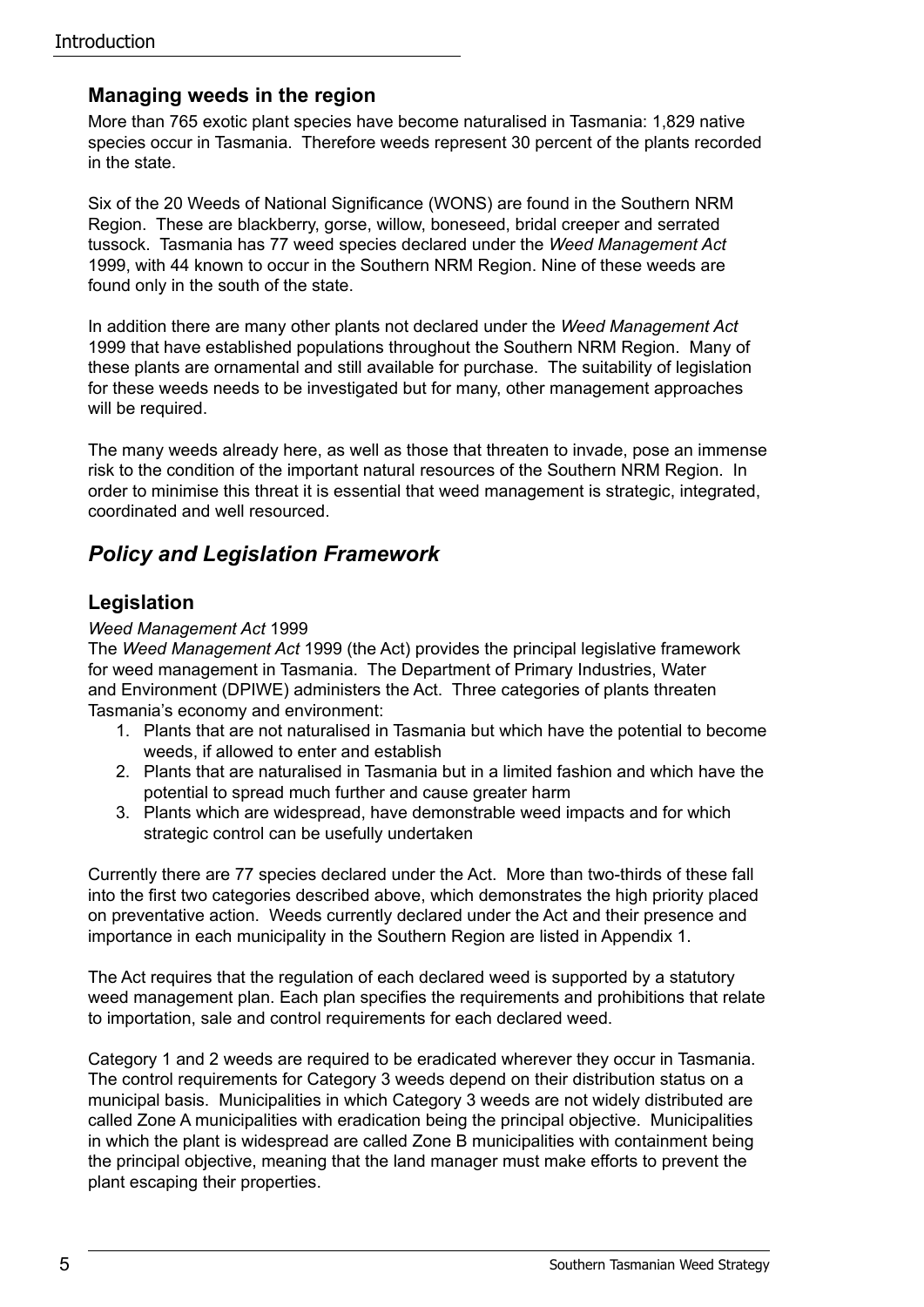## Managing weeds in the region

More than 765 exotic plant species have become naturalised in Tasmania: 1,829 native species occur in Tasmania. Therefore weeds represent 30 percent of the plants recorded in the state.

Six of the 20 Weeds of National Significance (WONS) are found in the Southern NRM Region. These are blackberry, gorse, willow, boneseed, bridal creeper and serrated tussock. Tasmania has 77 weed species declared under the *Weed Management Act* 1999, with 44 known to occur in the Southern NRM Region. Nine of these weeds are found only in the south of the state.

In addition there are many other plants not declared under the *Weed Management Act* 1999 that have established populations throughout the Southern NRM Region. Many of these plants are ornamental and still available for purchase. The suitability of legislation for these weeds needs to be investigated but for many, other management approaches will be required.

The many weeds already here, as well as those that threaten to invade, pose an immense risk to the condition of the important natural resources of the Southern NRM Region. In order to minimise this threat it is essential that weed management is strategic, integrated, coordinated and well resourced.

# *Policy and Legislation Framework*

## Legislation

*Weed Management Act* 1999

The *Weed Management Act* 1999 (the Act) provides the principal legislative framework for weed management in Tasmania. The Department of Primary Industries, Water and Environment (DPIWE) administers the Act. Three categories of plants threaten Tasmania's economy and environment:

1. Plants that are not naturalised in Tasmania but which have the potential to become weeds, if allowed to enter and establish
2. Plants that are naturalised in Tasmania but in a limited fashion and which have the potential to spread much further and cause greater harm
3. Plants which are widespread, have demonstrable weed impacts and for which strategic control can be usefully undertaken

Currently there are 77 species declared under the Act. More than two-thirds of these fall into the first two categories described above, which demonstrates the high priority placed on preventative action. Weeds currently declared under the Act and their presence and importance in each municipality in the Southern Region are listed in Appendix 1.

The Act requires that the regulation of each declared weed is supported by a statutory weed management plan. Each plan specifies the requirements and prohibitions that relate to importation, sale and control requirements for each declared weed.

Category 1 and 2 weeds are required to be eradicated wherever they occur in Tasmania. The control requirements for Category 3 weeds depend on their distribution status on a municipal basis. Municipalities in which Category 3 weeds are not widely distributed are called Zone A municipalities with eradication being the principal objective. Municipalities in which the plant is widespread are called Zone B municipalities with containment being the principal objective, meaning that the land manager must make efforts to prevent the plant escaping their properties.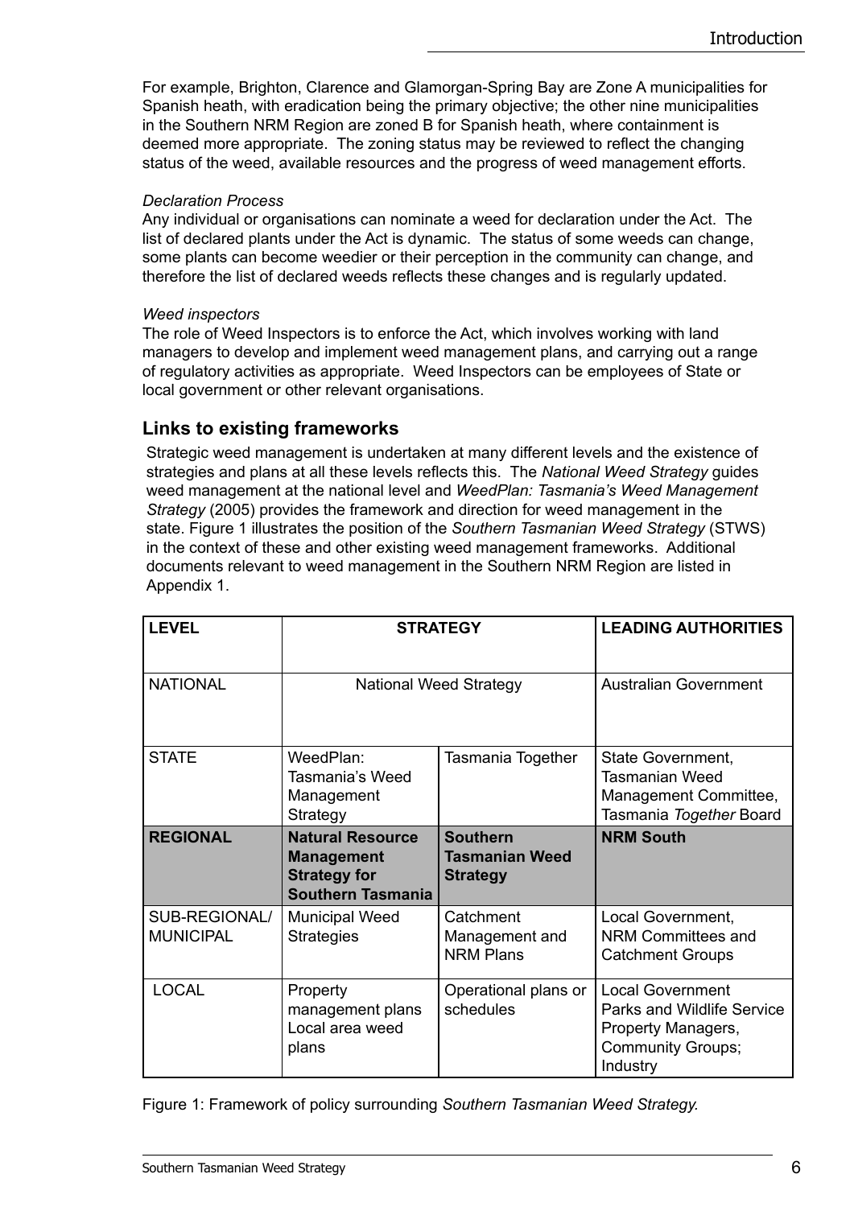For example, Brighton, Clarence and Glamorgan-Spring Bay are Zone A municipalities for Spanish heath, with eradication being the primary objective; the other nine municipalities in the Southern NRM Region are zoned B for Spanish heath, where containment is deemed more appropriate. The zoning status may be reviewed to reflect the changing status of the weed, available resources and the progress of weed management efforts.

*Declaration Process*

Any individual or organisations can nominate a weed for declaration under the Act. The list of declared plants under the Act is dynamic. The status of some weeds can change, some plants can become weedier or their perception in the community can change, and therefore the list of declared weeds reflects these changes and is regularly updated.

*Weed inspectors*

The role of Weed Inspectors is to enforce the Act, which involves working with land managers to develop and implement weed management plans, and carrying out a range of regulatory activities as appropriate. Weed Inspectors can be employees of State or local government or other relevant organisations.

## Links to existing frameworks

Strategic weed management is undertaken at many different levels and the existence of strategies and plans at all these levels reflects this. The *National Weed Strategy* guides weed management at the national level and *WeedPlan: Tasmania's Weed Management Strategy* (2005) provides the framework and direction for weed management in the state. Figure 1 illustrates the position of the *Southern Tasmanian Weed Strategy* (STWS) in the context of these and other existing weed management frameworks. Additional documents relevant to weed management in the Southern NRM Region are listed in Appendix 1.

| LEVEL | STRATEGY | | LEADING AUTHORITIES |
|---|---|---|---|
| NATIONAL | National Weed Strategy | | Australian Government |
| STATE | WeedPlan: Tasmania's Weed Management Strategy | Tasmania Together | State Government, Tasmanian Weed Management Committee, Tasmania *Together* Board |
| **REGIONAL** | **Natural Resource Management Strategy for Southern Tasmania** | **Southern Tasmanian Weed Strategy** | **NRM South** |
| SUB-REGIONAL/ MUNICIPAL | Municipal Weed Strategies | Catchment Management and NRM Plans | Local Government, NRM Committees and Catchment Groups |
| LOCAL | Property management plans Local area weed plans | Operational plans or schedules | Local Government Parks and Wildlife Service Property Managers, Community Groups; Industry |

Figure 1: Framework of policy surrounding *Southern Tasmanian Weed Strategy.*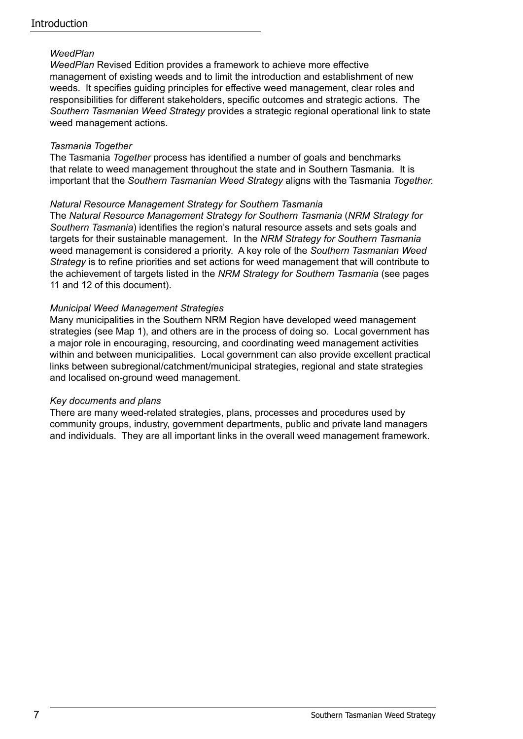*WeedPlan*

*WeedPlan* Revised Edition provides a framework to achieve more effective management of existing weeds and to limit the introduction and establishment of new weeds. It specifies guiding principles for effective weed management, clear roles and responsibilities for different stakeholders, specific outcomes and strategic actions. The *Southern Tasmanian Weed Strategy* provides a strategic regional operational link to state weed management actions.

*Tasmania Together*

The Tasmania *Together* process has identified a number of goals and benchmarks that relate to weed management throughout the state and in Southern Tasmania. It is important that the *Southern Tasmanian Weed Strategy* aligns with the Tasmania *Together.*

*Natural Resource Management Strategy for Southern Tasmania*

The *Natural Resource Management Strategy for Southern Tasmania* (*NRM Strategy for Southern Tasmania*) identifies the region's natural resource assets and sets goals and targets for their sustainable management. In the *NRM Strategy for Southern Tasmania* weed management is considered a priority. A key role of the *Southern Tasmanian Weed Strategy* is to refine priorities and set actions for weed management that will contribute to the achievement of targets listed in the *NRM Strategy for Southern Tasmania* (see pages 11 and 12 of this document).

*Municipal Weed Management Strategies*

Many municipalities in the Southern NRM Region have developed weed management strategies (see Map 1), and others are in the process of doing so. Local government has a major role in encouraging, resourcing, and coordinating weed management activities within and between municipalities. Local government can also provide excellent practical links between subregional/catchment/municipal strategies, regional and state strategies and localised on-ground weed management.

*Key documents and plans*

There are many weed-related strategies, plans, processes and procedures used by community groups, industry, government departments, public and private land managers and individuals. They are all important links in the overall weed management framework.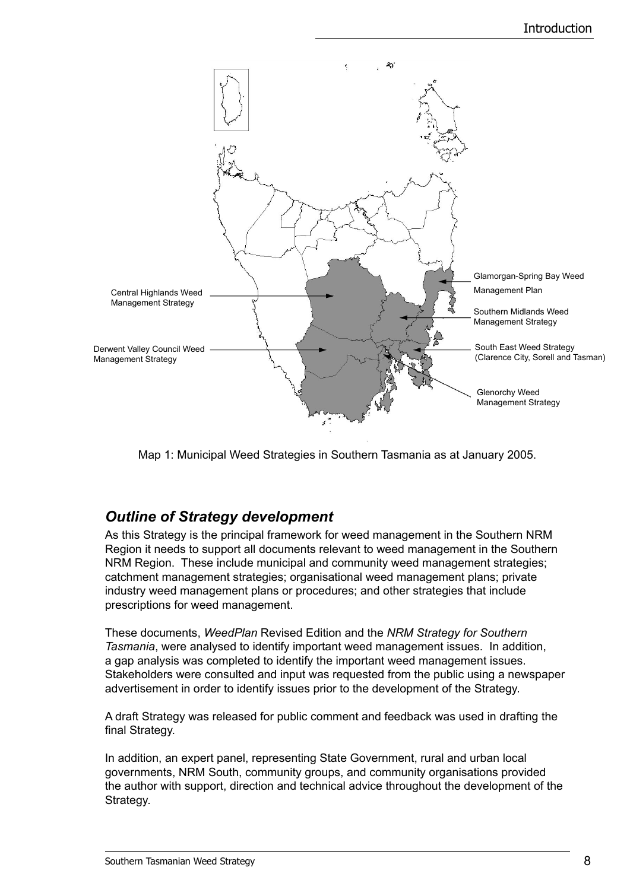Central Highlands Weed Management Strategy

Derwent Valley Council Weed Management Strategy

Glamorgan-Spring Bay Weed Management Plan

Southern Midlands Weed Management Strategy

South East Weed Strategy (Clarence City, Sorell and Tasman)

Glenorchy Weed Management Strategy

Map 1: Municipal Weed Strategies in Southern Tasmania as at January 2005.

## *Outline of Strategy development*

As this Strategy is the principal framework for weed management in the Southern NRM Region it needs to support all documents relevant to weed management in the Southern NRM Region. These include municipal and community weed management strategies; catchment management strategies; organisational weed management plans; private industry weed management plans or procedures; and other strategies that include prescriptions for weed management.

These documents, *WeedPlan* Revised Edition and the *NRM Strategy for Southern Tasmania*, were analysed to identify important weed management issues. In addition, a gap analysis was completed to identify the important weed management issues. Stakeholders were consulted and input was requested from the public using a newspaper advertisement in order to identify issues prior to the development of the Strategy.

A draft Strategy was released for public comment and feedback was used in drafting the final Strategy.

In addition, an expert panel, representing State Government, rural and urban local governments, NRM South, community groups, and community organisations provided the author with support, direction and technical advice throughout the development of the Strategy.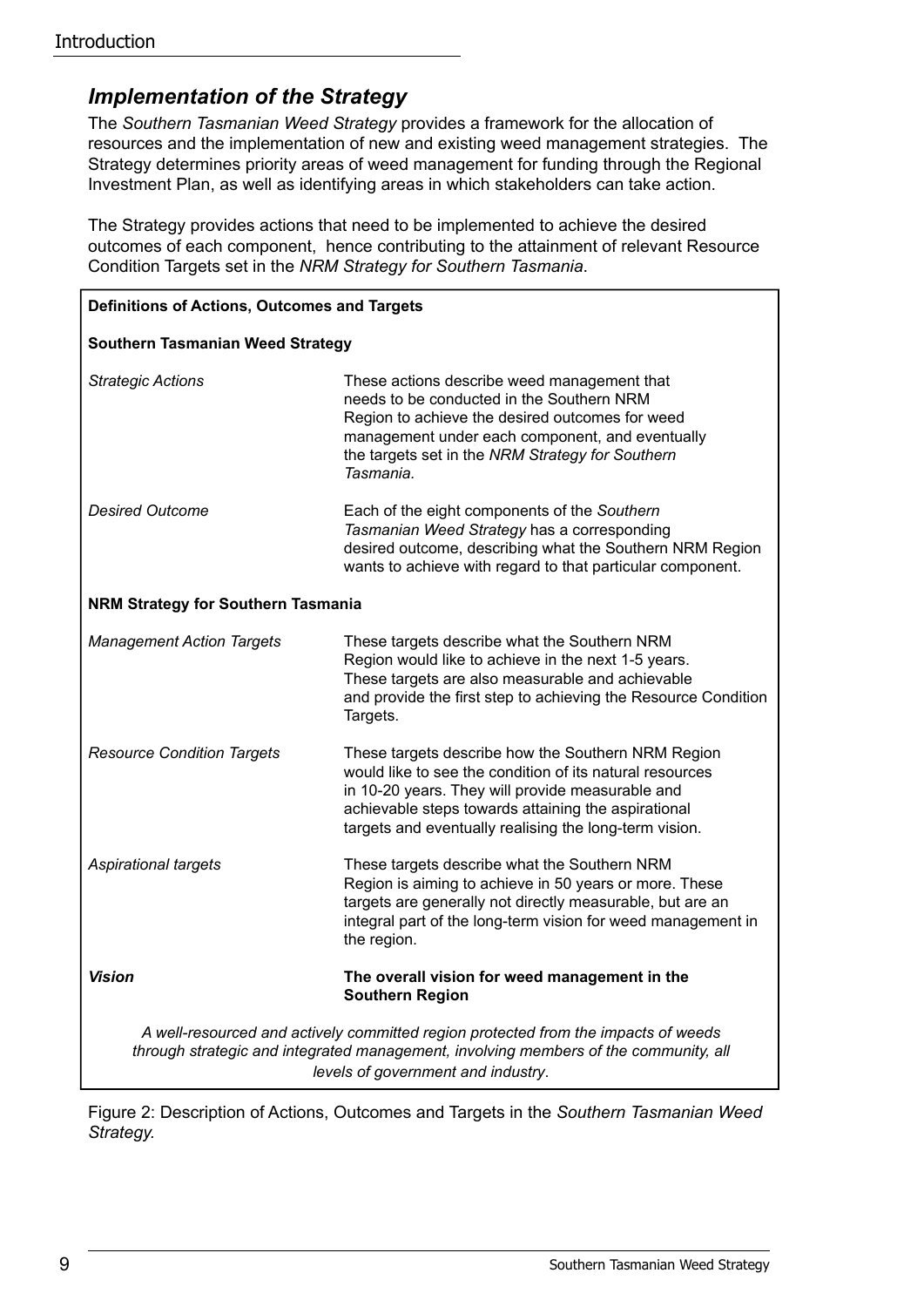## *Implementation of the Strategy*

The *Southern Tasmanian Weed Strategy* provides a framework for the allocation of resources and the implementation of new and existing weed management strategies. The Strategy determines priority areas of weed management for funding through the Regional Investment Plan, as well as identifying areas in which stakeholders can take action.

The Strategy provides actions that need to be implemented to achieve the desired outcomes of each component, hence contributing to the attainment of relevant Resource Condition Targets set in the *NRM Strategy for Southern Tasmania*.

**Definitions of Actions, Outcomes and Targets**

**Southern Tasmanian Weed Strategy**

| | |
|---|---|
| *Strategic Actions* | These actions describe weed management that needs to be conducted in the Southern NRM Region to achieve the desired outcomes for weed management under each component, and eventually the targets set in the *NRM Strategy for Southern Tasmania.* |
| *Desired Outcome* | Each of the eight components of the *Southern Tasmanian Weed Strategy* has a corresponding desired outcome, describing what the Southern NRM Region wants to achieve with regard to that particular component. |

**NRM Strategy for Southern Tasmania**

| | |
|---|---|
| *Management Action Targets* | These targets describe what the Southern NRM Region would like to achieve in the next 1-5 years. These targets are also measurable and achievable and provide the first step to achieving the Resource Condition Targets. |
| *Resource Condition Targets* | These targets describe how the Southern NRM Region would like to see the condition of its natural resources in 10-20 years. They will provide measurable and achievable steps towards attaining the aspirational targets and eventually realising the long-term vision. |
| *Aspirational targets* | These targets describe what the Southern NRM Region is aiming to achieve in 50 years or more. These targets are generally not directly measurable, but are an integral part of the long-term vision for weed management in the region. |
| ***Vision*** | **The overall vision for weed management in the Southern Region** |

*A well-resourced and actively committed region protected from the impacts of weeds through strategic and integrated management, involving members of the community, all levels of government and industry*.

Figure 2: Description of Actions, Outcomes and Targets in the *Southern Tasmanian Weed Strategy.*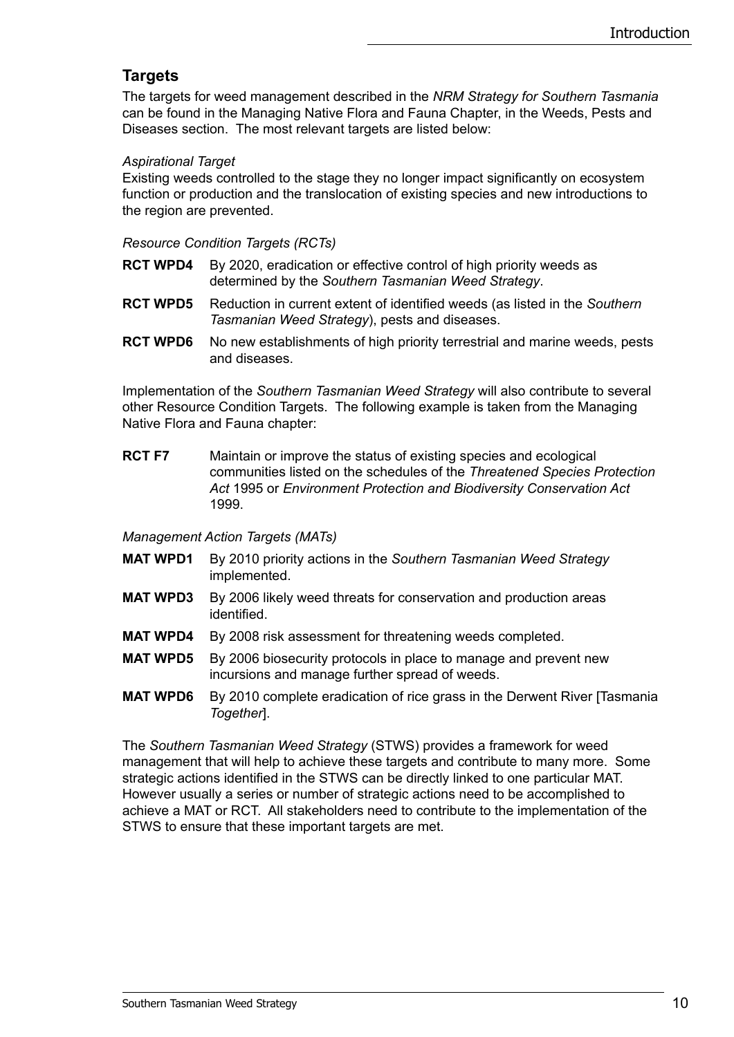## Targets

The targets for weed management described in the *NRM Strategy for Southern Tasmania* can be found in the Managing Native Flora and Fauna Chapter, in the Weeds, Pests and Diseases section. The most relevant targets are listed below:

*Aspirational Target*

Existing weeds controlled to the stage they no longer impact significantly on ecosystem function or production and the translocation of existing species and new introductions to the region are prevented.

*Resource Condition Targets (RCTs)*

**RCT WPD4** By 2020, eradication or effective control of high priority weeds as determined by the *Southern Tasmanian Weed Strategy*.

**RCT WPD5** Reduction in current extent of identified weeds (as listed in the *Southern Tasmanian Weed Strategy*), pests and diseases.

**RCT WPD6** No new establishments of high priority terrestrial and marine weeds, pests and diseases.

Implementation of the *Southern Tasmanian Weed Strategy* will also contribute to several other Resource Condition Targets. The following example is taken from the Managing Native Flora and Fauna chapter:

**RCT F7** Maintain or improve the status of existing species and ecological communities listed on the schedules of the *Threatened Species Protection Act* 1995 or *Environment Protection and Biodiversity Conservation Act* 1999.

*Management Action Targets (MATs)*

**MAT WPD1** By 2010 priority actions in the *Southern Tasmanian Weed Strategy* implemented.

**MAT WPD3** By 2006 likely weed threats for conservation and production areas identified.

**MAT WPD4** By 2008 risk assessment for threatening weeds completed.

**MAT WPD5** By 2006 biosecurity protocols in place to manage and prevent new incursions and manage further spread of weeds.

**MAT WPD6** By 2010 complete eradication of rice grass in the Derwent River [Tasmania *Together*].

The *Southern Tasmanian Weed Strategy* (STWS) provides a framework for weed management that will help to achieve these targets and contribute to many more. Some strategic actions identified in the STWS can be directly linked to one particular MAT. However usually a series or number of strategic actions need to be accomplished to achieve a MAT or RCT. All stakeholders need to contribute to the implementation of the STWS to ensure that these important targets are met.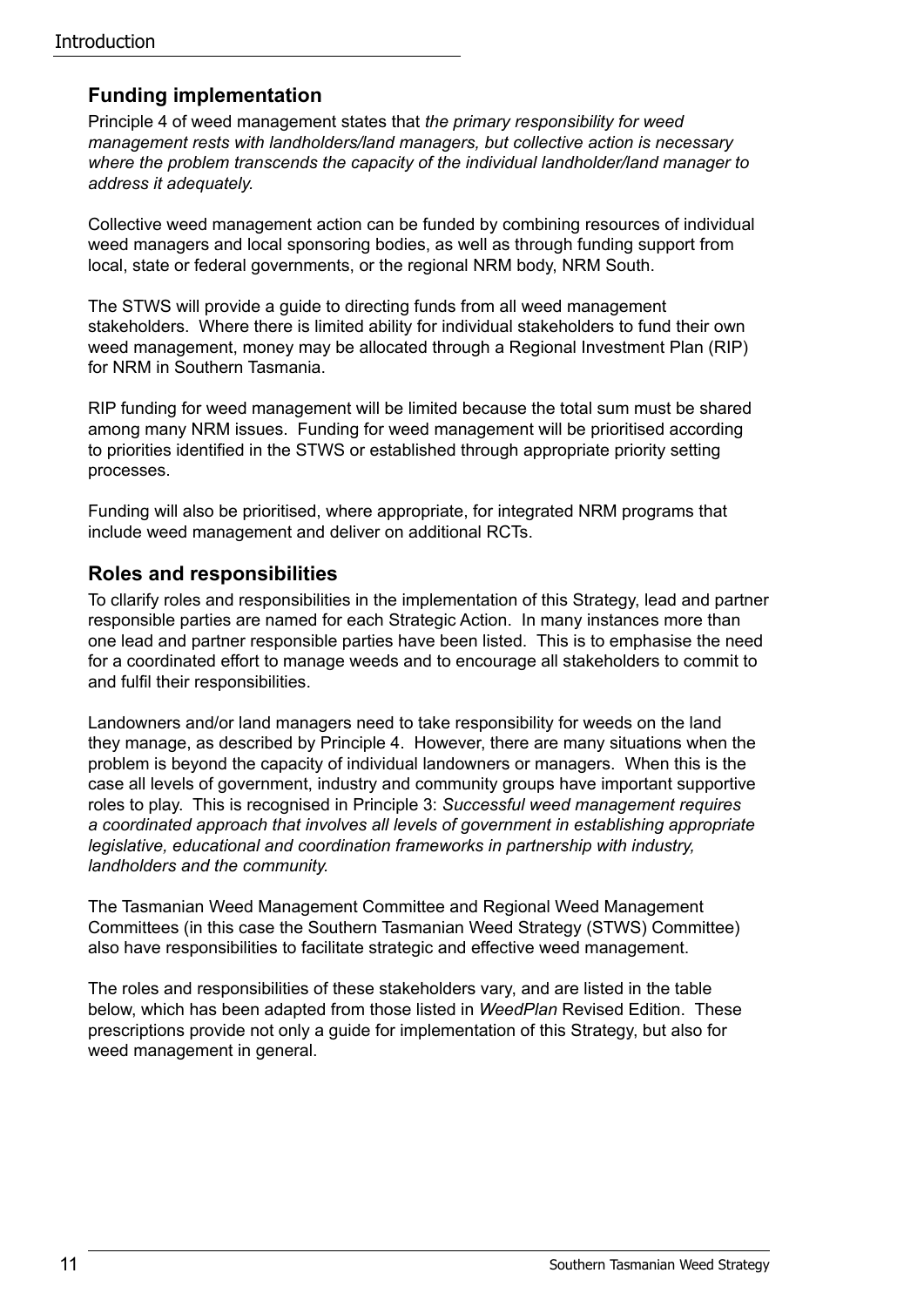## Funding implementation

Principle 4 of weed management states that *the primary responsibility for weed management rests with landholders/land managers, but collective action is necessary where the problem transcends the capacity of the individual landholder/land manager to address it adequately.*

Collective weed management action can be funded by combining resources of individual weed managers and local sponsoring bodies, as well as through funding support from local, state or federal governments, or the regional NRM body, NRM South.

The STWS will provide a guide to directing funds from all weed management stakeholders. Where there is limited ability for individual stakeholders to fund their own weed management, money may be allocated through a Regional Investment Plan (RIP) for NRM in Southern Tasmania.

RIP funding for weed management will be limited because the total sum must be shared among many NRM issues. Funding for weed management will be prioritised according to priorities identified in the STWS or established through appropriate priority setting processes.

Funding will also be prioritised, where appropriate, for integrated NRM programs that include weed management and deliver on additional RCTs.

## Roles and responsibilities

To cllarify roles and responsibilities in the implementation of this Strategy, lead and partner responsible parties are named for each Strategic Action. In many instances more than one lead and partner responsible parties have been listed. This is to emphasise the need for a coordinated effort to manage weeds and to encourage all stakeholders to commit to and fulfil their responsibilities.

Landowners and/or land managers need to take responsibility for weeds on the land they manage, as described by Principle 4. However, there are many situations when the problem is beyond the capacity of individual landowners or managers. When this is the case all levels of government, industry and community groups have important supportive roles to play. This is recognised in Principle 3: *Successful weed management requires a coordinated approach that involves all levels of government in establishing appropriate legislative, educational and coordination frameworks in partnership with industry, landholders and the community.*

The Tasmanian Weed Management Committee and Regional Weed Management Committees (in this case the Southern Tasmanian Weed Strategy (STWS) Committee) also have responsibilities to facilitate strategic and effective weed management.

The roles and responsibilities of these stakeholders vary, and are listed in the table below, which has been adapted from those listed in *WeedPlan* Revised Edition. These prescriptions provide not only a guide for implementation of this Strategy, but also for weed management in general.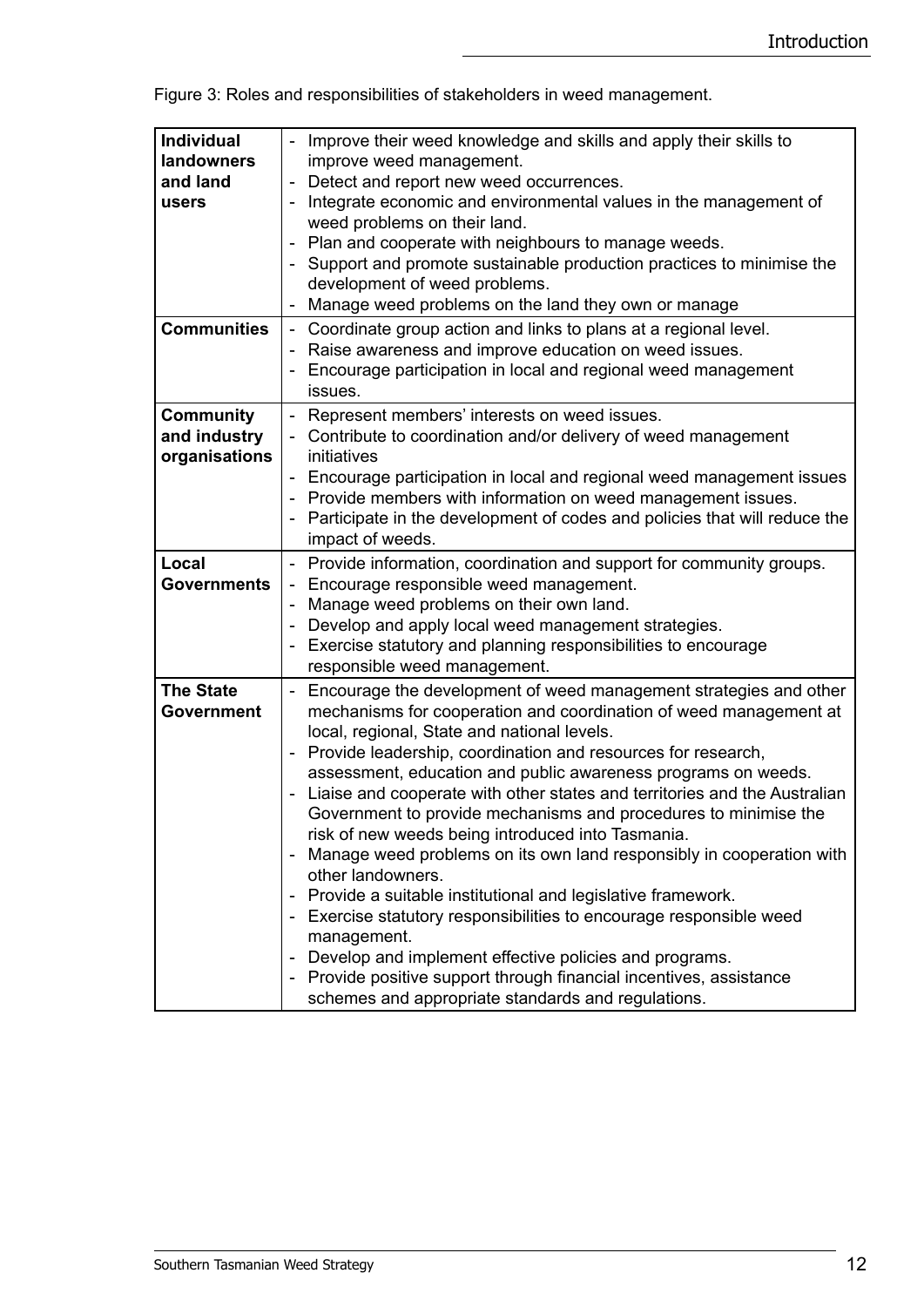Figure 3: Roles and responsibilities of stakeholders in weed management.

| Stakeholder | Roles and responsibilities |
|---|---|
| **Individual landowners and land users** | - Improve their weed knowledge and skills and apply their skills to improve weed management.<br>- Detect and report new weed occurrences.<br>- Integrate economic and environmental values in the management of weed problems on their land.<br>- Plan and cooperate with neighbours to manage weeds.<br>- Support and promote sustainable production practices to minimise the development of weed problems.<br>- Manage weed problems on the land they own or manage |
| **Communities** | - Coordinate group action and links to plans at a regional level.<br>- Raise awareness and improve education on weed issues.<br>- Encourage participation in local and regional weed management issues. |
| **Community and industry organisations** | - Represent members' interests on weed issues.<br>- Contribute to coordination and/or delivery of weed management initiatives<br>- Encourage participation in local and regional weed management issues<br>- Provide members with information on weed management issues.<br>- Participate in the development of codes and policies that will reduce the impact of weeds. |
| **Local Governments** | - Provide information, coordination and support for community groups.<br>- Encourage responsible weed management.<br>- Manage weed problems on their own land.<br>- Develop and apply local weed management strategies.<br>- Exercise statutory and planning responsibilities to encourage responsible weed management. |
| **The State Government** | - Encourage the development of weed management strategies and other mechanisms for cooperation and coordination of weed management at local, regional, State and national levels.<br>- Provide leadership, coordination and resources for research, assessment, education and public awareness programs on weeds.<br>- Liaise and cooperate with other states and territories and the Australian Government to provide mechanisms and procedures to minimise the risk of new weeds being introduced into Tasmania.<br>- Manage weed problems on its own land responsibly in cooperation with other landowners.<br>- Provide a suitable institutional and legislative framework.<br>- Exercise statutory responsibilities to encourage responsible weed management.<br>- Develop and implement effective policies and programs.<br>- Provide positive support through financial incentives, assistance schemes and appropriate standards and regulations. |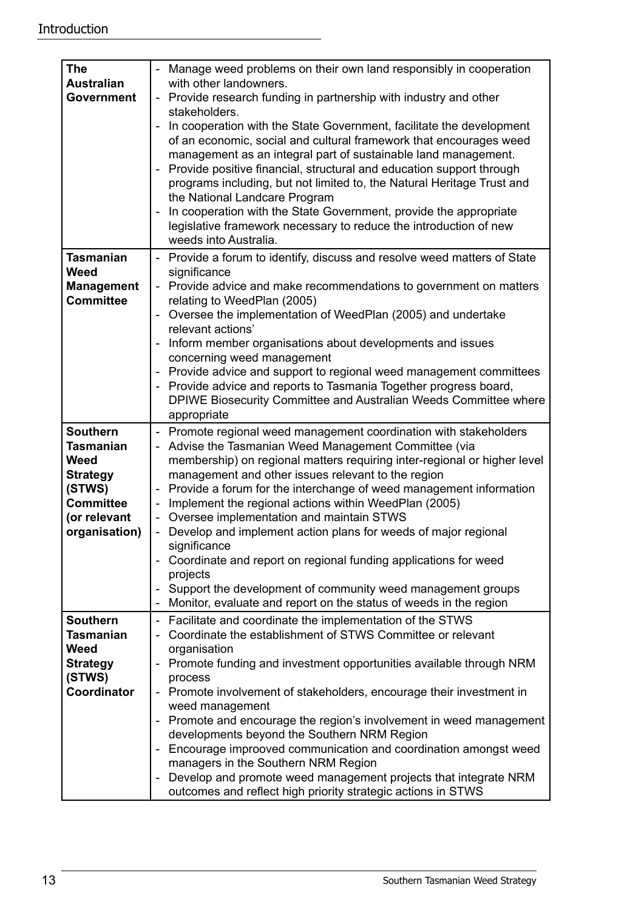| | |
|---|---|
| **The Australian Government** | - Manage weed problems on their own land responsibly in cooperation with other landowners.<br>- Provide research funding in partnership with industry and other stakeholders.<br>- In cooperation with the State Government, facilitate the development of an economic, social and cultural framework that encourages weed management as an integral part of sustainable land management.<br>- Provide positive financial, structural and education support through programs including, but not limited to, the Natural Heritage Trust and the National Landcare Program<br>- In cooperation with the State Government, provide the appropriate legislative framework necessary to reduce the introduction of new weeds into Australia. |
| **Tasmanian Weed Management Committee** | - Provide a forum to identify, discuss and resolve weed matters of State significance<br>- Provide advice and make recommendations to government on matters relating to WeedPlan (2005)<br>- Oversee the implementation of WeedPlan (2005) and undertake relevant actions'<br>- Inform member organisations about developments and issues concerning weed management<br>- Provide advice and support to regional weed management committees<br>- Provide advice and reports to Tasmania Together progress board, DPIWE Biosecurity Committee and Australian Weeds Committee where appropriate |
| **Southern Tasmanian Weed Strategy (STWS) Committee (or relevant organisation)** | - Promote regional weed management coordination with stakeholders<br>- Advise the Tasmanian Weed Management Committee (via membership) on regional matters requiring inter-regional or higher level management and other issues relevant to the region<br>- Provide a forum for the interchange of weed management information<br>- Implement the regional actions within WeedPlan (2005)<br>- Oversee implementation and maintain STWS<br>- Develop and implement action plans for weeds of major regional significance<br>- Coordinate and report on regional funding applications for weed projects<br>- Support the development of community weed management groups<br>- Monitor, evaluate and report on the status of weeds in the region |
| **Southern Tasmanian Weed Strategy (STWS) Coordinator** | - Facilitate and coordinate the implementation of the STWS<br>- Coordinate the establishment of STWS Committee or relevant organisation<br>- Promote funding and investment opportunities available through NRM process<br>- Promote involvement of stakeholders, encourage their investment in weed management<br>- Promote and encourage the region's involvement in weed management developments beyond the Southern NRM Region<br>- Encourage improoved communication and coordination amongst weed managers in the Southern NRM Region<br>- Develop and promote weed management projects that integrate NRM outcomes and reflect high priority strategic actions in STWS |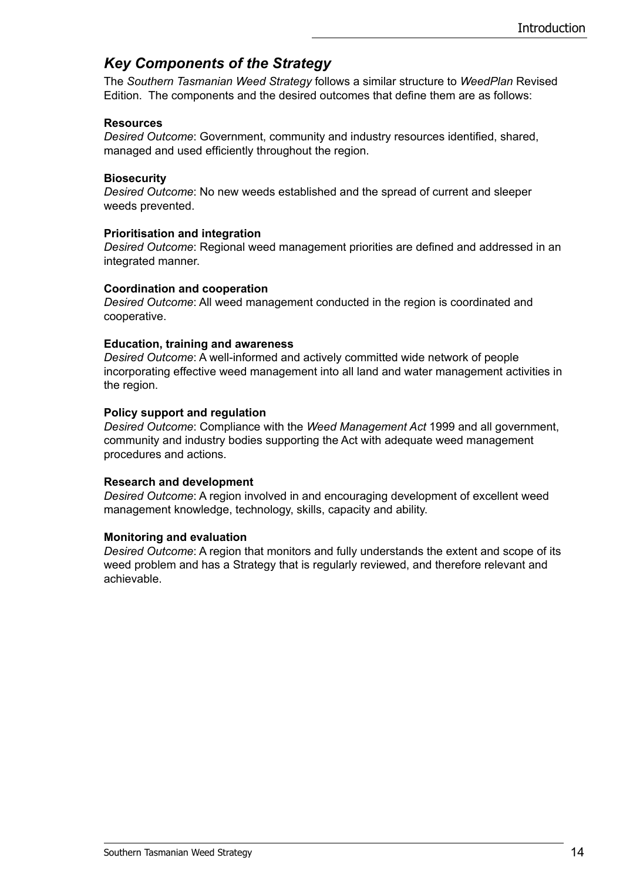## *Key Components of the Strategy*

The *Southern Tasmanian Weed Strategy* follows a similar structure to *WeedPlan* Revised Edition. The components and the desired outcomes that define them are as follows:

**Resources**
*Desired Outcome*: Government, community and industry resources identified, shared, managed and used efficiently throughout the region.

**Biosecurity**
*Desired Outcome*: No new weeds established and the spread of current and sleeper weeds prevented.

**Prioritisation and integration**
*Desired Outcome*: Regional weed management priorities are defined and addressed in an integrated manner.

**Coordination and cooperation**
*Desired Outcome*: All weed management conducted in the region is coordinated and cooperative.

**Education, training and awareness**
*Desired Outcome*: A well-informed and actively committed wide network of people incorporating effective weed management into all land and water management activities in the region.

**Policy support and regulation**
*Desired Outcome*: Compliance with the *Weed Management Act* 1999 and all government, community and industry bodies supporting the Act with adequate weed management procedures and actions.

**Research and development**
*Desired Outcome*: A region involved in and encouraging development of excellent weed management knowledge, technology, skills, capacity and ability.

**Monitoring and evaluation**
*Desired Outcome*: A region that monitors and fully understands the extent and scope of its weed problem and has a Strategy that is regularly reviewed, and therefore relevant and achievable.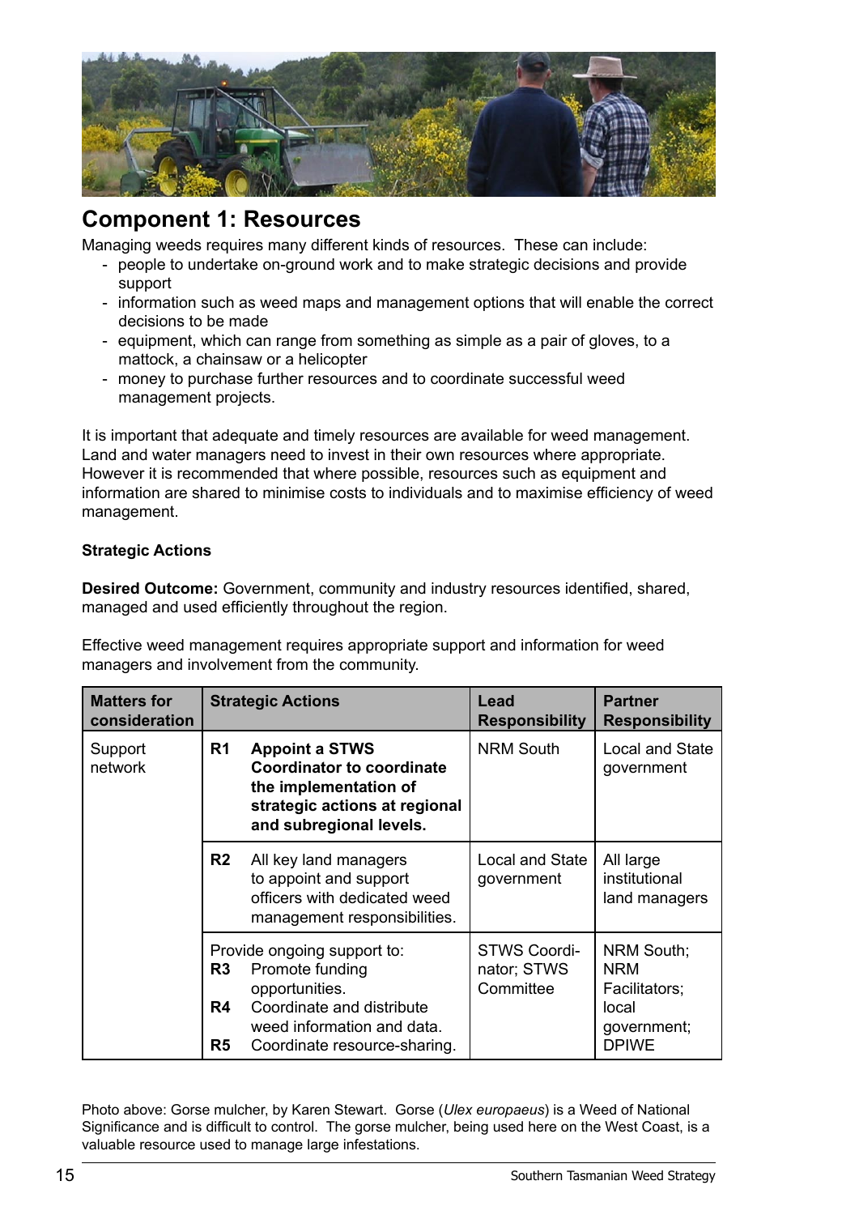## Component 1: Resources

Managing weeds requires many different kinds of resources. These can include:

- people to undertake on-ground work and to make strategic decisions and provide support
- information such as weed maps and management options that will enable the correct decisions to be made
- equipment, which can range from something as simple as a pair of gloves, to a mattock, a chainsaw or a helicopter
- money to purchase further resources and to coordinate successful weed management projects.

It is important that adequate and timely resources are available for weed management. Land and water managers need to invest in their own resources where appropriate. However it is recommended that where possible, resources such as equipment and information are shared to minimise costs to individuals and to maximise efficiency of weed management.

**Strategic Actions**

**Desired Outcome:** Government, community and industry resources identified, shared, managed and used efficiently throughout the region.

Effective weed management requires appropriate support and information for weed managers and involvement from the community.

| Matters for consideration | Strategic Actions | Lead Responsibility | Partner Responsibility |
|---|---|---|---|
| Support network | **R1 Appoint a STWS Coordinator to coordinate the implementation of strategic actions at regional and subregional levels.** | NRM South | Local and State government |
| | R2 All key land managers to appoint and support officers with dedicated weed management responsibilities. | Local and State government | All large institutional land managers |
| | Provide ongoing support to:<br>R3 Promote funding opportunities.<br>R4 Coordinate and distribute weed information and data.<br>R5 Coordinate resource-sharing. | STWS Coordinator; STWS Committee | NRM South; NRM Facilitators; local government; DPIWE |

Photo above: Gorse mulcher, by Karen Stewart. Gorse (*Ulex europaeus*) is a Weed of National Significance and is difficult to control. The gorse mulcher, being used here on the West Coast, is a valuable resource used to manage large infestations.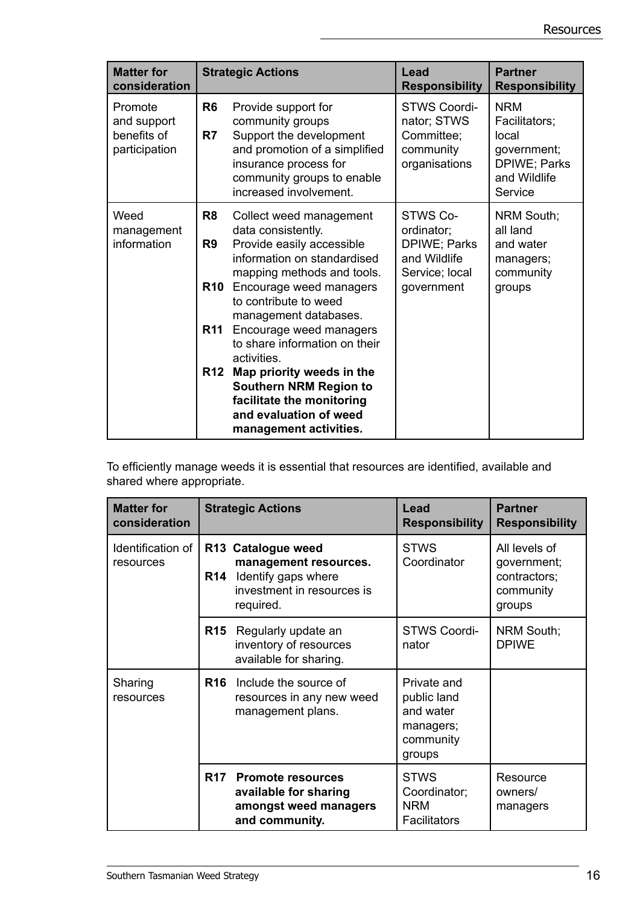| Matter for consideration | Strategic Actions | Lead Responsibility | Partner Responsibility |
|---|---|---|---|
| Promote and support benefits of participation | **R6** Provide support for community groups<br>**R7** Support the development and promotion of a simplified insurance process for community groups to enable increased involvement. | STWS Coordinator; STWS Committee; community organisations | NRM Facilitators; local government; DPIWE; Parks and Wildlife Service |
| Weed management information | **R8** Collect weed management data consistently.<br>**R9** Provide easily accessible information on standardised mapping methods and tools.<br>**R10** Encourage weed managers to contribute to weed management databases.<br>**R11** Encourage weed managers to share information on their activities.<br>**R12 Map priority weeds in the Southern NRM Region to facilitate the monitoring and evaluation of weed management activities.** | STWS Co-ordinator; DPIWE; Parks and Wildlife Service; local government | NRM South; all land and water managers; community groups |

To efficiently manage weeds it is essential that resources are identified, available and shared where appropriate.

| Matter for consideration | Strategic Actions | Lead Responsibility | Partner Responsibility |
|---|---|---|---|
| Identification of resources | **R13 Catalogue weed management resources.**<br>**R14** Identify gaps where investment in resources is required. | STWS Coordinator | All levels of government; contractors; community groups |
| | **R15** Regularly update an inventory of resources available for sharing. | STWS Coordinator | NRM South; DPIWE |
| Sharing resources | **R16** Include the source of resources in any new weed management plans. | Private and public land and water managers; community groups | |
| | **R17 Promote resources available for sharing amongst weed managers and community.** | STWS Coordinator; NRM Facilitators | Resource owners/ managers |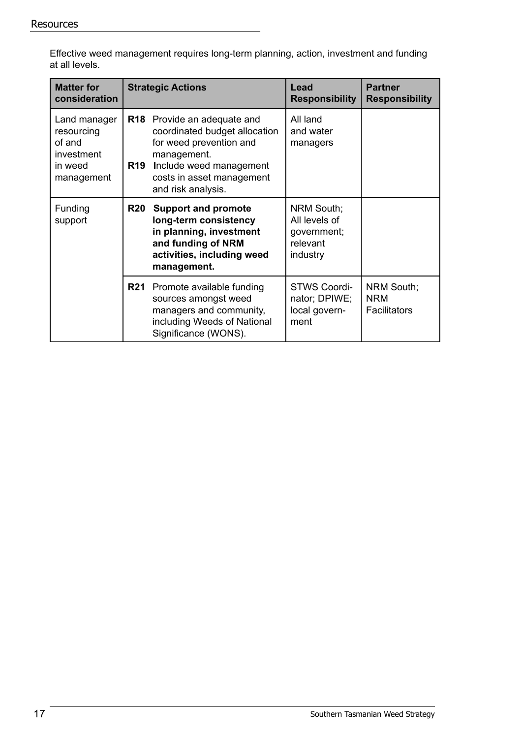Effective weed management requires long-term planning, action, investment and funding at all levels.

| Matter for consideration | Strategic Actions | Lead Responsibility | Partner Responsibility |
|---|---|---|---|
| Land manager resourcing of and investment in weed management | **R18** Provide an adequate and coordinated budget allocation for weed prevention and management.<br>**R19** **I**nclude weed management costs in asset management and risk analysis. | All land and water managers | |
| Funding support | **R20** **Support and promote long-term consistency in planning, investment and funding of NRM activities, including weed management.** | NRM South; All levels of government; relevant industry | |
| | **R21** Promote available funding sources amongst weed managers and community, including Weeds of National Significance (WONS). | STWS Coordinator; DPIWE; local government | NRM South; NRM Facilitators |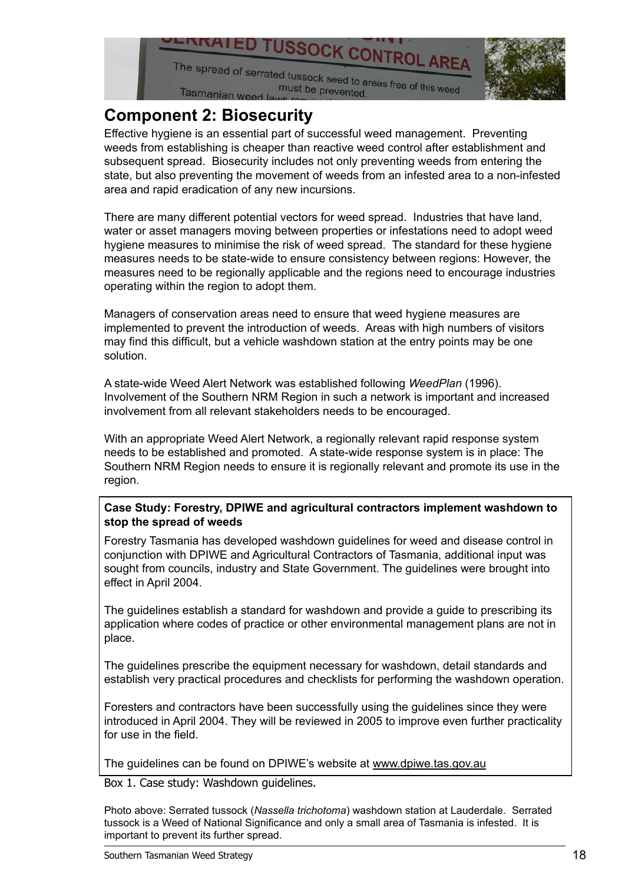## Component 2: Biosecurity

Effective hygiene is an essential part of successful weed management. Preventing weeds from establishing is cheaper than reactive weed control after establishment and subsequent spread. Biosecurity includes not only preventing weeds from entering the state, but also preventing the movement of weeds from an infested area to a non-infested area and rapid eradication of any new incursions.

There are many different potential vectors for weed spread. Industries that have land, water or asset managers moving between properties or infestations need to adopt weed hygiene measures to minimise the risk of weed spread. The standard for these hygiene measures needs to be state-wide to ensure consistency between regions: However, the measures need to be regionally applicable and the regions need to encourage industries operating within the region to adopt them.

Managers of conservation areas need to ensure that weed hygiene measures are implemented to prevent the introduction of weeds. Areas with high numbers of visitors may find this difficult, but a vehicle washdown station at the entry points may be one solution.

A state-wide Weed Alert Network was established following *WeedPlan* (1996). Involvement of the Southern NRM Region in such a network is important and increased involvement from all relevant stakeholders needs to be encouraged.

With an appropriate Weed Alert Network, a regionally relevant rapid response system needs to be established and promoted. A state-wide response system is in place: The Southern NRM Region needs to ensure it is regionally relevant and promote its use in the region.

**Case Study: Forestry, DPIWE and agricultural contractors implement washdown to stop the spread of weeds**

Forestry Tasmania has developed washdown guidelines for weed and disease control in conjunction with DPIWE and Agricultural Contractors of Tasmania, additional input was sought from councils, industry and State Government. The guidelines were brought into effect in April 2004.

The guidelines establish a standard for washdown and provide a guide to prescribing its application where codes of practice or other environmental management plans are not in place.

The guidelines prescribe the equipment necessary for washdown, detail standards and establish very practical procedures and checklists for performing the washdown operation.

Foresters and contractors have been successfully using the guidelines since they were introduced in April 2004. They will be reviewed in 2005 to improve even further practicality for use in the field.

The guidelines can be found on DPIWE's website at www.dpiwe.tas.gov.au

Box 1. Case study: Washdown guidelines.

Photo above: Serrated tussock (*Nassella trichotoma*) washdown station at Lauderdale. Serrated tussock is a Weed of National Significance and only a small area of Tasmania is infested. It is important to prevent its further spread.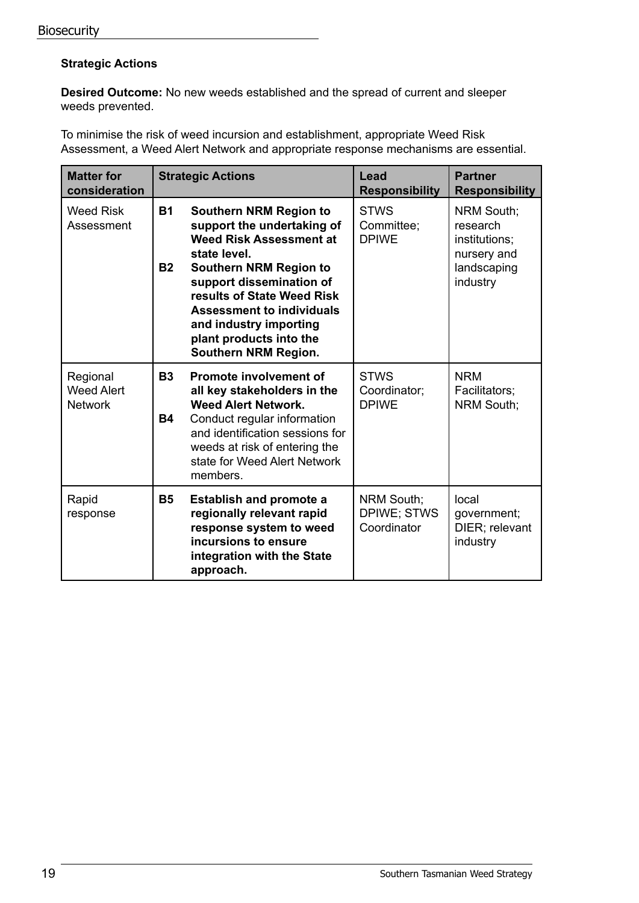**Strategic Actions**

**Desired Outcome:** No new weeds established and the spread of current and sleeper weeds prevented.

To minimise the risk of weed incursion and establishment, appropriate Weed Risk Assessment, a Weed Alert Network and appropriate response mechanisms are essential.

| Matter for consideration | Strategic Actions | Lead Responsibility | Partner Responsibility |
|---|---|---|---|
| Weed Risk Assessment | **B1 Southern NRM Region to support the undertaking of Weed Risk Assessment at state level.**<br>**B2 Southern NRM Region to support dissemination of results of State Weed Risk Assessment to individuals and industry importing plant products into the Southern NRM Region.** | STWS Committee; DPIWE | NRM South; research institutions; nursery and landscaping industry |
| Regional Weed Alert Network | **B3 Promote involvement of all key stakeholders in the Weed Alert Network.**<br>**B4** Conduct regular information and identification sessions for weeds at risk of entering the state for Weed Alert Network members. | STWS Coordinator; DPIWE | NRM Facilitators; NRM South; |
| Rapid response | **B5 Establish and promote a regionally relevant rapid response system to weed incursions to ensure integration with the State approach.** | NRM South; DPIWE; STWS Coordinator | local government; DIER; relevant industry |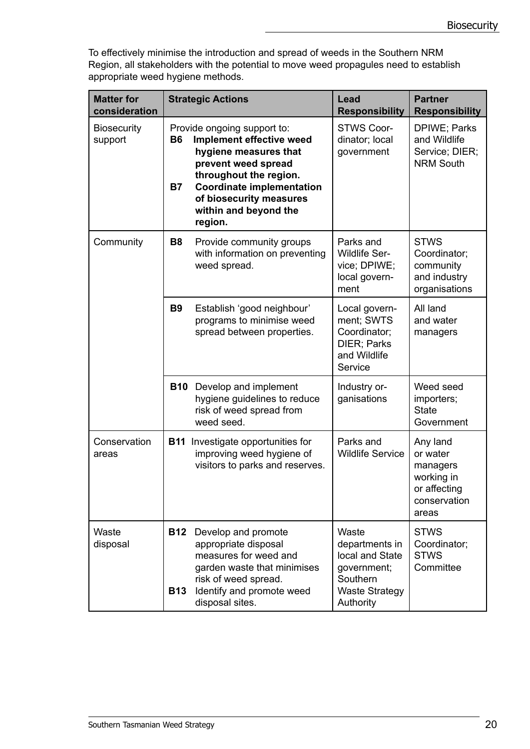To effectively minimise the introduction and spread of weeds in the Southern NRM Region, all stakeholders with the potential to move weed propagules need to establish appropriate weed hygiene methods.

| Matter for consideration | Strategic Actions | Lead Responsibility | Partner Responsibility |
|---|---|---|---|
| Biosecurity support | Provide ongoing support to:<br>**B6 Implement effective weed hygiene measures that prevent weed spread throughout the region.**<br>**B7 Coordinate implementation of biosecurity measures within and beyond the region.** | STWS Coordinator; local government | DPIWE; Parks and Wildlife Service; DIER; NRM South |
| Community | **B8** Provide community groups with information on preventing weed spread. | Parks and Wildlife Service; DPIWE; local government | STWS Coordinator; community and industry organisations |
| | **B9** Establish 'good neighbour' programs to minimise weed spread between properties. | Local government; SWTS Coordinator; DIER; Parks and Wildlife Service | All land and water managers |
| | **B10** Develop and implement hygiene guidelines to reduce risk of weed spread from weed seed. | Industry organisations | Weed seed importers; State Government |
| Conservation areas | **B11** Investigate opportunities for improving weed hygiene of visitors to parks and reserves. | Parks and Wildlife Service | Any land or water managers working in or affecting conservation areas |
| Waste disposal | **B12** Develop and promote appropriate disposal measures for weed and garden waste that minimises risk of weed spread.<br>**B13** Identify and promote weed disposal sites. | Waste departments in local and State government; Southern Waste Strategy Authority | STWS Coordinator; STWS Committee |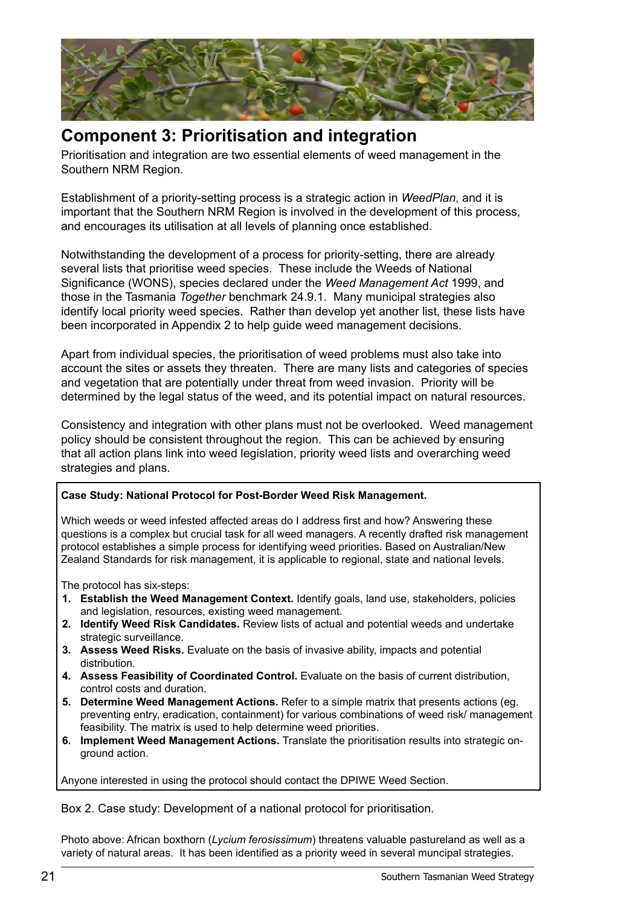## Component 3: Prioritisation and integration

Prioritisation and integration are two essential elements of weed management in the Southern NRM Region.

Establishment of a priority-setting process is a strategic action in *WeedPlan*, and it is important that the Southern NRM Region is involved in the development of this process, and encourages its utilisation at all levels of planning once established.

Notwithstanding the development of a process for priority-setting, there are already several lists that prioritise weed species. These include the Weeds of National Significance (WONS), species declared under the *Weed Management Act* 1999, and those in the Tasmania *Together* benchmark 24.9.1. Many municipal strategies also identify local priority weed species. Rather than develop yet another list, these lists have been incorporated in Appendix 2 to help guide weed management decisions.

Apart from individual species, the prioritisation of weed problems must also take into account the sites or assets they threaten. There are many lists and categories of species and vegetation that are potentially under threat from weed invasion. Priority will be determined by the legal status of the weed, and its potential impact on natural resources.

Consistency and integration with other plans must not be overlooked. Weed management policy should be consistent throughout the region. This can be achieved by ensuring that all action plans link into weed legislation, priority weed lists and overarching weed strategies and plans.

**Case Study: National Protocol for Post-Border Weed Risk Management.**

Which weeds or weed infested affected areas do I address first and how? Answering these questions is a complex but crucial task for all weed managers. A recently drafted risk management protocol establishes a simple process for identifying weed priorities. Based on Australian/New Zealand Standards for risk management, it is applicable to regional, state and national levels.

The protocol has six-steps:

1. **Establish the Weed Management Context.** Identify goals, land use, stakeholders, policies and legislation, resources, existing weed management.
2. **Identify Weed Risk Candidates.** Review lists of actual and potential weeds and undertake strategic surveillance.
3. **Assess Weed Risks.** Evaluate on the basis of invasive ability, impacts and potential distribution.
4. **Assess Feasibility of Coordinated Control.** Evaluate on the basis of current distribution, control costs and duration.
5. **Determine Weed Management Actions.** Refer to a simple matrix that presents actions (eg. preventing entry, eradication, containment) for various combinations of weed risk/ management feasibility. The matrix is used to help determine weed priorities.
6. **Implement Weed Management Actions.** Translate the prioritisation results into strategic on-ground action.

Anyone interested in using the protocol should contact the DPIWE Weed Section.

Box 2. Case study: Development of a national protocol for prioritisation.

Photo above: African boxthorn (*Lycium ferosissimum*) threatens valuable pastureland as well as a variety of natural areas. It has been identified as a priority weed in several muncipal strategies.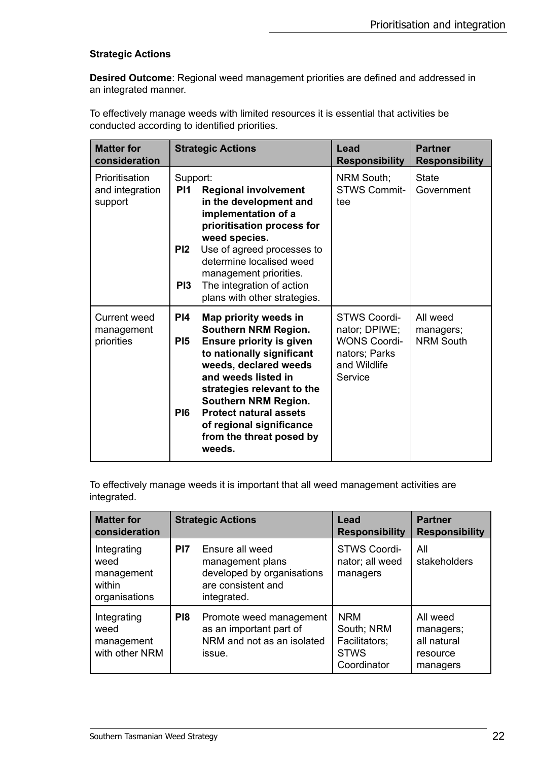### Strategic Actions

**Desired Outcome**: Regional weed management priorities are defined and addressed in an integrated manner.

To effectively manage weeds with limited resources it is essential that activities be conducted according to identified priorities.

| Matter for consideration | Strategic Actions | Lead Responsibility | Partner Responsibility |
|---|---|---|---|
| Prioritisation and integration support | Support:<br>**PI1 Regional involvement in the development and implementation of a prioritisation process for weed species.**<br>**PI2** Use of agreed processes to determine localised weed management priorities.<br>**PI3** The integration of action plans with other strategies. | NRM South; STWS Committee | State Government |
| Current weed management priorities | **PI4 Map priority weeds in Southern NRM Region.**<br>**PI5 Ensure priority is given to nationally significant weeds, declared weeds and weeds listed in strategies relevant to the Southern NRM Region.**<br>**PI6 Protect natural assets of regional significance from the threat posed by weeds.** | STWS Coordinator; DPIWE; WONS Coordinators; Parks and Wildlife Service | All weed managers; NRM South |

To effectively manage weeds it is important that all weed management activities are integrated.

| Matter for consideration | Strategic Actions | Lead Responsibility | Partner Responsibility |
|---|---|---|---|
| Integrating weed management within organisations | **PI7** Ensure all weed management plans developed by organisations are consistent and integrated. | STWS Coordinator; all weed managers | All stakeholders |
| Integrating weed management with other NRM | **PI8** Promote weed management as an important part of NRM and not as an isolated issue. | NRM South; NRM Facilitators; STWS Coordinator | All weed managers; all natural resource managers |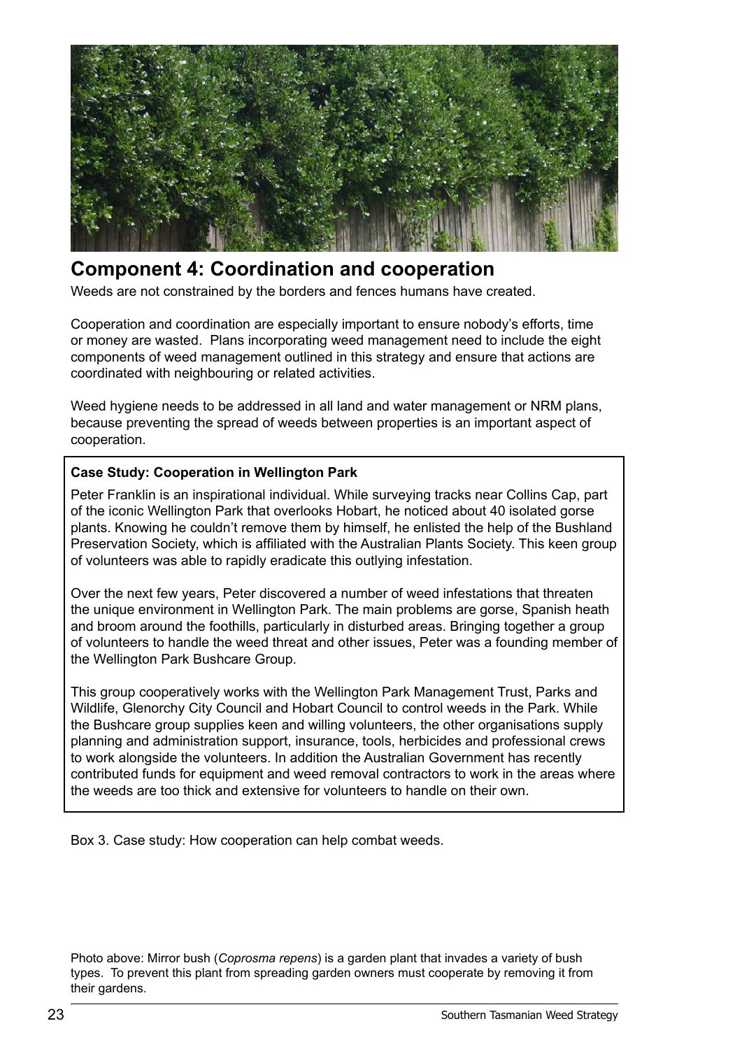## Component 4: Coordination and cooperation

Weeds are not constrained by the borders and fences humans have created.

Cooperation and coordination are especially important to ensure nobody's efforts, time or money are wasted. Plans incorporating weed management need to include the eight components of weed management outlined in this strategy and ensure that actions are coordinated with neighbouring or related activities.

Weed hygiene needs to be addressed in all land and water management or NRM plans, because preventing the spread of weeds between properties is an important aspect of cooperation.

**Case Study: Cooperation in Wellington Park**

Peter Franklin is an inspirational individual. While surveying tracks near Collins Cap, part of the iconic Wellington Park that overlooks Hobart, he noticed about 40 isolated gorse plants. Knowing he couldn't remove them by himself, he enlisted the help of the Bushland Preservation Society, which is affiliated with the Australian Plants Society. This keen group of volunteers was able to rapidly eradicate this outlying infestation.

Over the next few years, Peter discovered a number of weed infestations that threaten the unique environment in Wellington Park. The main problems are gorse, Spanish heath and broom around the foothills, particularly in disturbed areas. Bringing together a group of volunteers to handle the weed threat and other issues, Peter was a founding member of the Wellington Park Bushcare Group.

This group cooperatively works with the Wellington Park Management Trust, Parks and Wildlife, Glenorchy City Council and Hobart Council to control weeds in the Park. While the Bushcare group supplies keen and willing volunteers, the other organisations supply planning and administration support, insurance, tools, herbicides and professional crews to work alongside the volunteers. In addition the Australian Government has recently contributed funds for equipment and weed removal contractors to work in the areas where the weeds are too thick and extensive for volunteers to handle on their own.

Box 3. Case study: How cooperation can help combat weeds.

Photo above: Mirror bush (*Coprosma repens*) is a garden plant that invades a variety of bush types. To prevent this plant from spreading garden owners must cooperate by removing it from their gardens.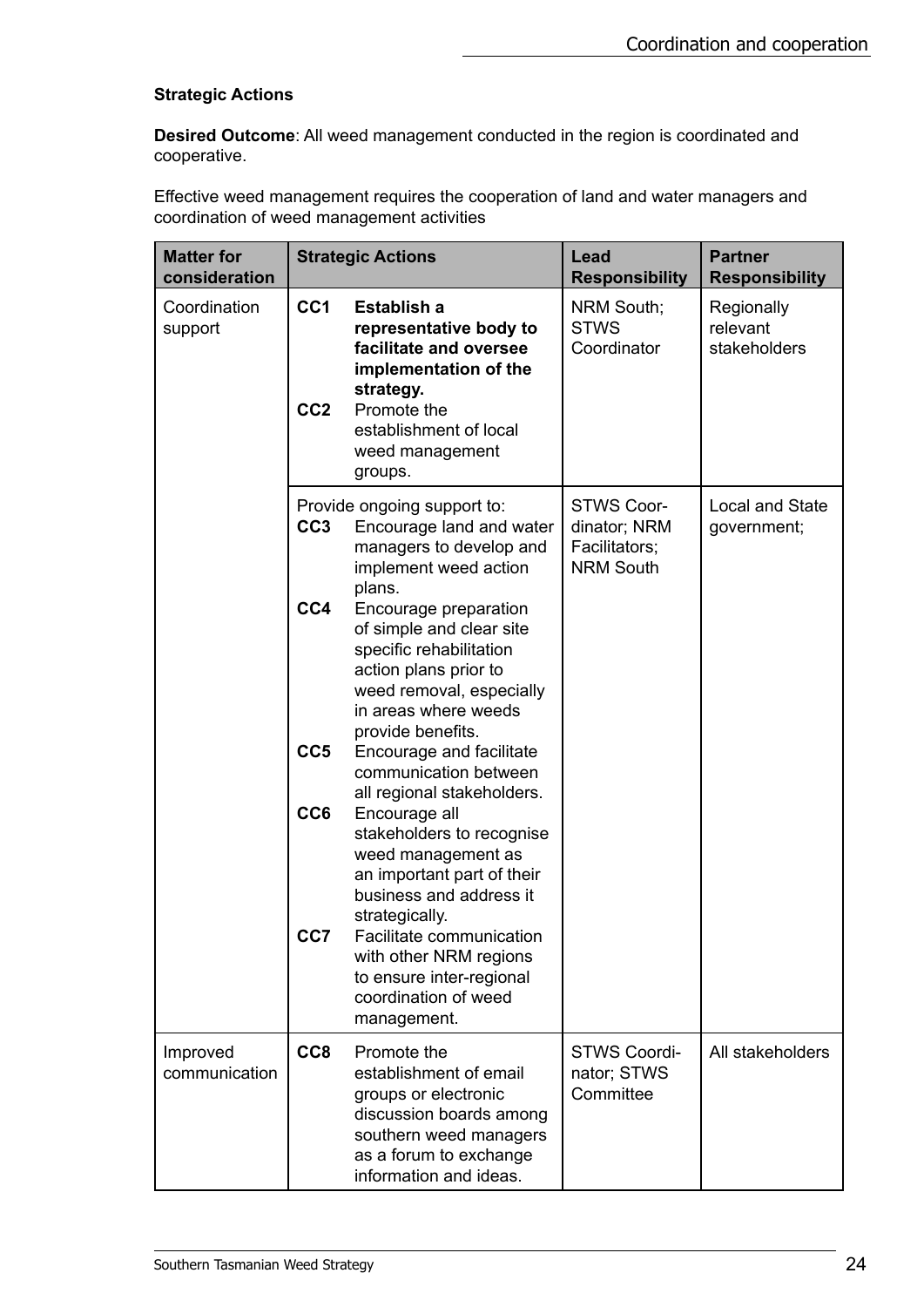**Strategic Actions**

**Desired Outcome**: All weed management conducted in the region is coordinated and cooperative.

Effective weed management requires the cooperation of land and water managers and coordination of weed management activities

| Matter for consideration | Strategic Actions | Lead Responsibility | Partner Responsibility |
|---|---|---|---|
| Coordination support | **CC1** **Establish a representative body to facilitate and oversee implementation of the strategy.**<br>**CC2** Promote the establishment of local weed management groups. | NRM South; STWS Coordinator | Regionally relevant stakeholders |
| | Provide ongoing support to:<br>**CC3** Encourage land and water managers to develop and implement weed action plans.<br>**CC4** Encourage preparation of simple and clear site specific rehabilitation action plans prior to weed removal, especially in areas where weeds provide benefits.<br>**CC5** Encourage and facilitate communication between all regional stakeholders.<br>**CC6** Encourage all stakeholders to recognise weed management as an important part of their business and address it strategically.<br>**CC7** Facilitate communication with other NRM regions to ensure inter-regional coordination of weed management. | STWS Coordinator; NRM Facilitators; NRM South | Local and State government; |
| Improved communication | **CC8** Promote the establishment of email groups or electronic discussion boards among southern weed managers as a forum to exchange information and ideas. | STWS Coordinator; STWS Committee | All stakeholders |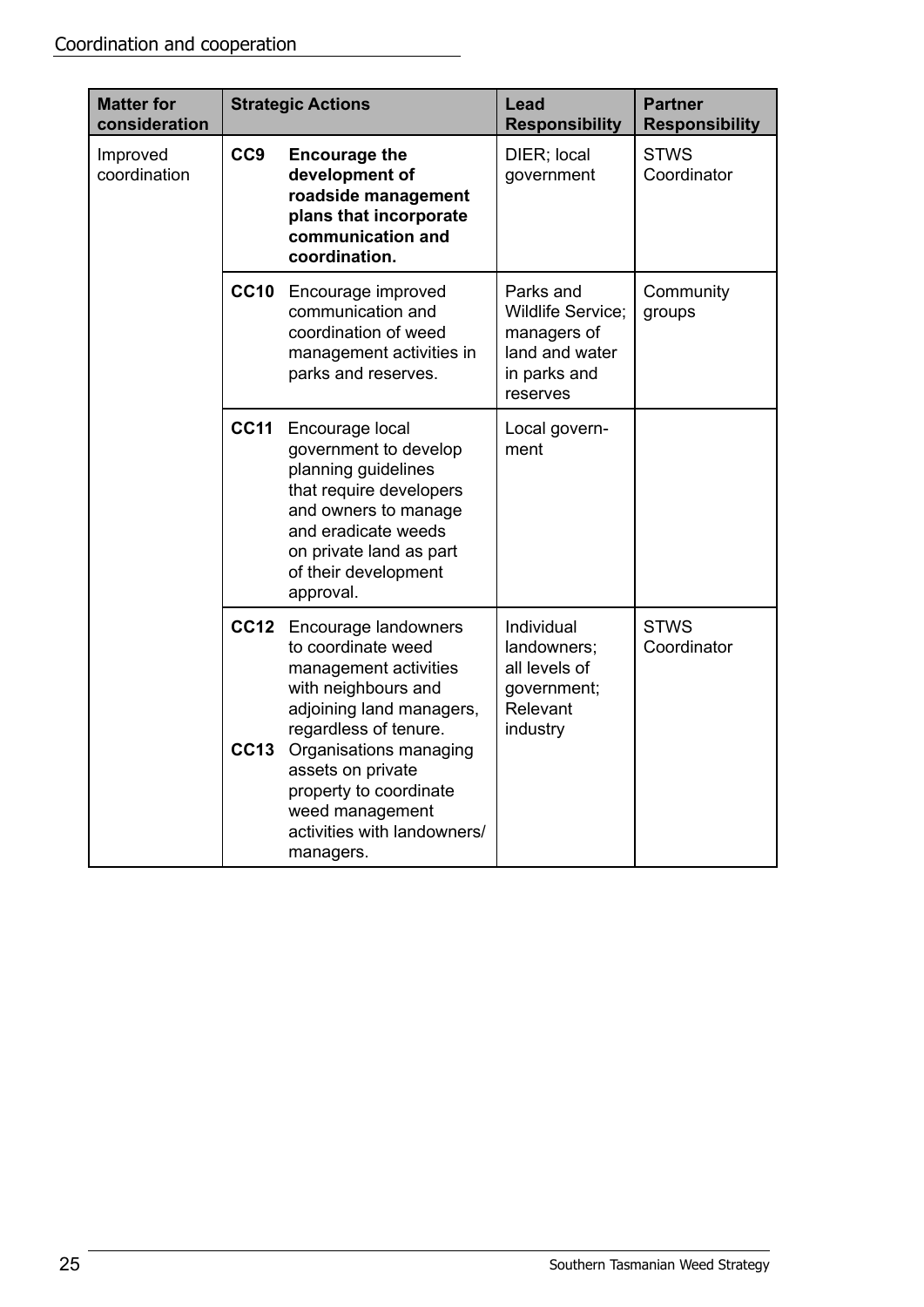| Matter for consideration | Strategic Actions | Lead Responsibility | Partner Responsibility |
|---|---|---|---|
| Improved coordination | **CC9** **Encourage the development of roadside management plans that incorporate communication and coordination.** | DIER; local government | STWS Coordinator |
| | **CC10** Encourage improved communication and coordination of weed management activities in parks and reserves. | Parks and Wildlife Service; managers of land and water in parks and reserves | Community groups |
| | **CC11** Encourage local government to develop planning guidelines that require developers and owners to manage and eradicate weeds on private land as part of their development approval. | Local government | |
| | **CC12** Encourage landowners to coordinate weed management activities with neighbours and adjoining land managers, regardless of tenure.<br>**CC13** Organisations managing assets on private property to coordinate weed management activities with landowners/managers. | Individual landowners; all levels of government; Relevant industry | STWS Coordinator |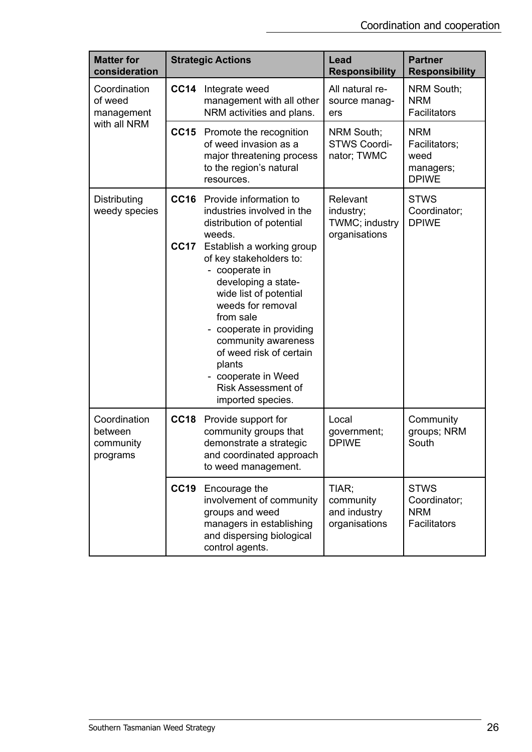| Matter for consideration | Strategic Actions | | Lead Responsibility | Partner Responsibility |
|---|---|---|---|---|
| Coordination of weed management with all NRM | **CC14** | Integrate weed management with all other NRM activities and plans. | All natural resource managers | NRM South; NRM Facilitators |
| | **CC15** | Promote the recognition of weed invasion as a major threatening process to the region's natural resources. | NRM South; STWS Coordinator; TWMC | NRM Facilitators; weed managers; DPIWE |
| Distributing weedy species | **CC16** | Provide information to industries involved in the distribution of potential weeds. | Relevant industry; TWMC; industry organisations | STWS Coordinator; DPIWE |
| | **CC17** | Establish a working group of key stakeholders to: <br>- cooperate in developing a state-wide list of potential weeds for removal from sale <br>- cooperate in providing community awareness of weed risk of certain plants <br>- cooperate in Weed Risk Assessment of imported species. | | |
| Coordination between community programs | **CC18** | Provide support for community groups that demonstrate a strategic and coordinated approach to weed management. | Local government; DPIWE | Community groups; NRM South |
| | **CC19** | Encourage the involvement of community groups and weed managers in establishing and dispersing biological control agents. | TIAR; community and industry organisations | STWS Coordinator; NRM Facilitators |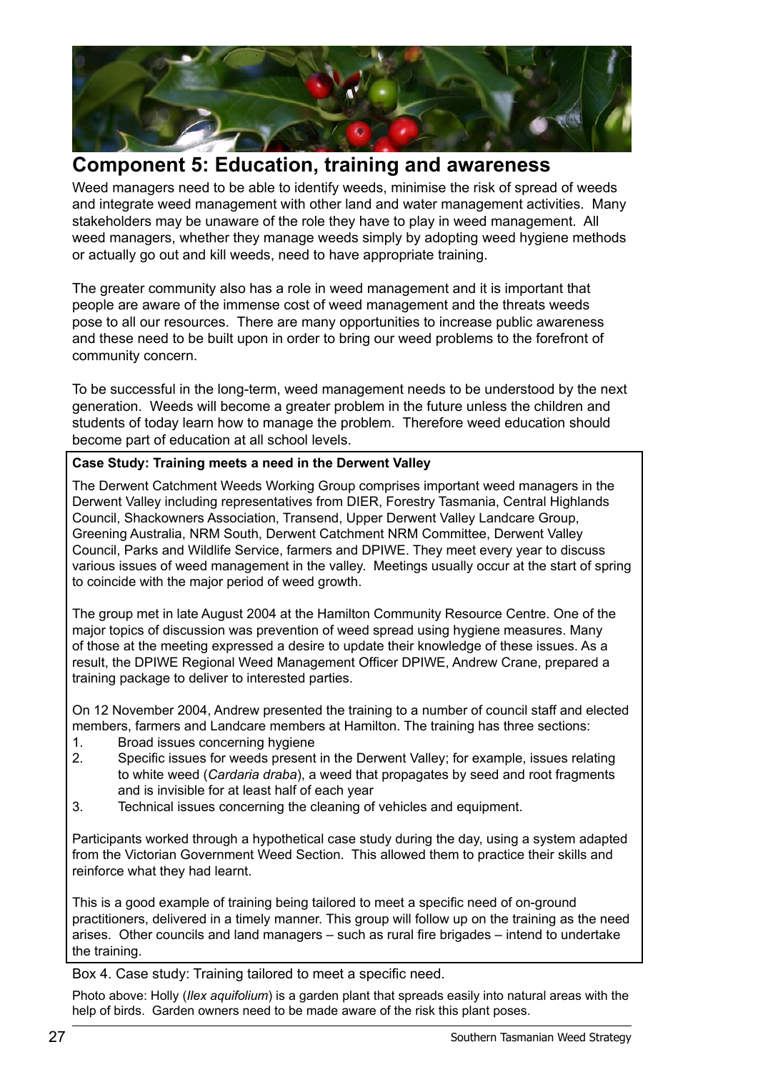## Component 5: Education, training and awareness

Weed managers need to be able to identify weeds, minimise the risk of spread of weeds and integrate weed management with other land and water management activities. Many stakeholders may be unaware of the role they have to play in weed management. All weed managers, whether they manage weeds simply by adopting weed hygiene methods or actually go out and kill weeds, need to have appropriate training.

The greater community also has a role in weed management and it is important that people are aware of the immense cost of weed management and the threats weeds pose to all our resources. There are many opportunities to increase public awareness and these need to be built upon in order to bring our weed problems to the forefront of community concern.

To be successful in the long-term, weed management needs to be understood by the next generation. Weeds will become a greater problem in the future unless the children and students of today learn how to manage the problem. Therefore weed education should become part of education at all school levels.

**Case Study: Training meets a need in the Derwent Valley**

The Derwent Catchment Weeds Working Group comprises important weed managers in the Derwent Valley including representatives from DIER, Forestry Tasmania, Central Highlands Council, Shackowners Association, Transend, Upper Derwent Valley Landcare Group, Greening Australia, NRM South, Derwent Catchment NRM Committee, Derwent Valley Council, Parks and Wildlife Service, farmers and DPIWE. They meet every year to discuss various issues of weed management in the valley. Meetings usually occur at the start of spring to coincide with the major period of weed growth.

The group met in late August 2004 at the Hamilton Community Resource Centre. One of the major topics of discussion was prevention of weed spread using hygiene measures. Many of those at the meeting expressed a desire to update their knowledge of these issues. As a result, the DPIWE Regional Weed Management Officer DPIWE, Andrew Crane, prepared a training package to deliver to interested parties.

On 12 November 2004, Andrew presented the training to a number of council staff and elected members, farmers and Landcare members at Hamilton. The training has three sections:

1. Broad issues concerning hygiene
2. Specific issues for weeds present in the Derwent Valley; for example, issues relating to white weed (*Cardaria draba*), a weed that propagates by seed and root fragments and is invisible for at least half of each year
3. Technical issues concerning the cleaning of vehicles and equipment.

Participants worked through a hypothetical case study during the day, using a system adapted from the Victorian Government Weed Section. This allowed them to practice their skills and reinforce what they had learnt.

This is a good example of training being tailored to meet a specific need of on-ground practitioners, delivered in a timely manner. This group will follow up on the training as the need arises. Other councils and land managers – such as rural fire brigades – intend to undertake the training.

Box 4. Case study: Training tailored to meet a specific need.

Photo above: Holly (*Ilex aquifolium*) is a garden plant that spreads easily into natural areas with the help of birds. Garden owners need to be made aware of the risk this plant poses.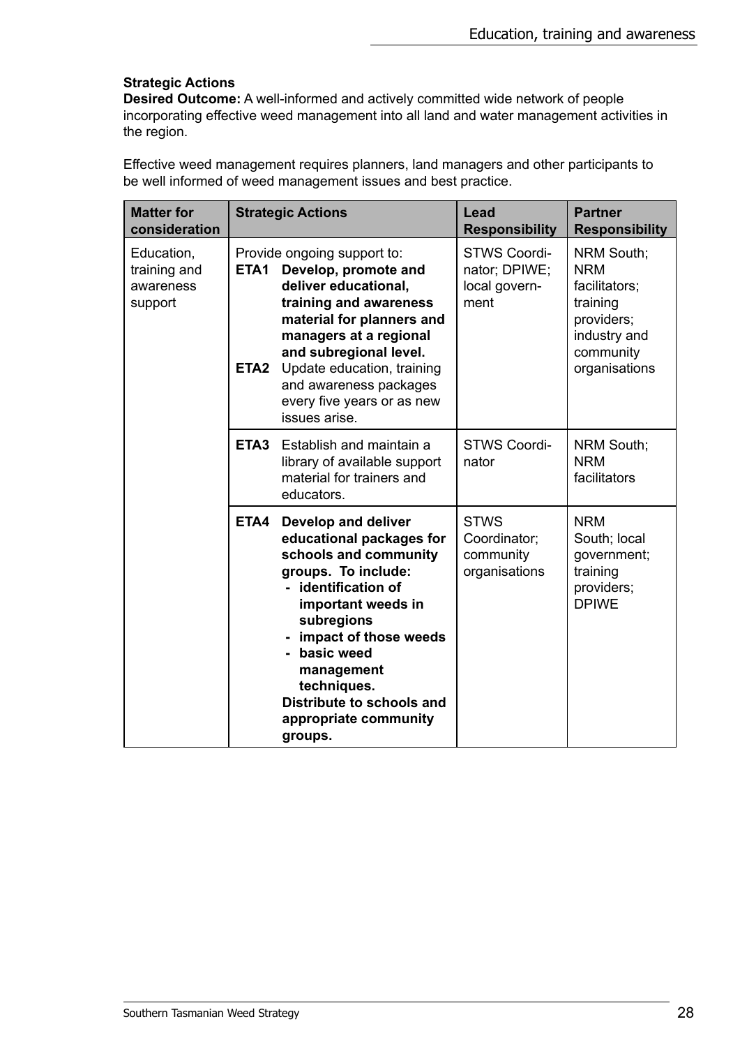**Strategic Actions**

**Desired Outcome:** A well-informed and actively committed wide network of people incorporating effective weed management into all land and water management activities in the region.

Effective weed management requires planners, land managers and other participants to be well informed of weed management issues and best practice.

| Matter for consideration | Strategic Actions | Lead Responsibility | Partner Responsibility |
|---|---|---|---|
| Education, training and awareness support | Provide ongoing support to:<br>**ETA1 Develop, promote and deliver educational, training and awareness material for planners and managers at a regional and subregional level.**<br>**ETA2** Update education, training and awareness packages every five years or as new issues arise. | STWS Coordinator; DPIWE; local government | NRM South; NRM facilitators; training providers; industry and community organisations |
| | **ETA3** Establish and maintain a library of available support material for trainers and educators. | STWS Coordinator | NRM South; NRM facilitators |
| | **ETA4 Develop and deliver educational packages for schools and community groups. To include:**<br>**- identification of important weeds in subregions**<br>**- impact of those weeds**<br>**- basic weed management techniques.**<br>**Distribute to schools and appropriate community groups.** | STWS Coordinator; community organisations | NRM South; local government; training providers; DPIWE |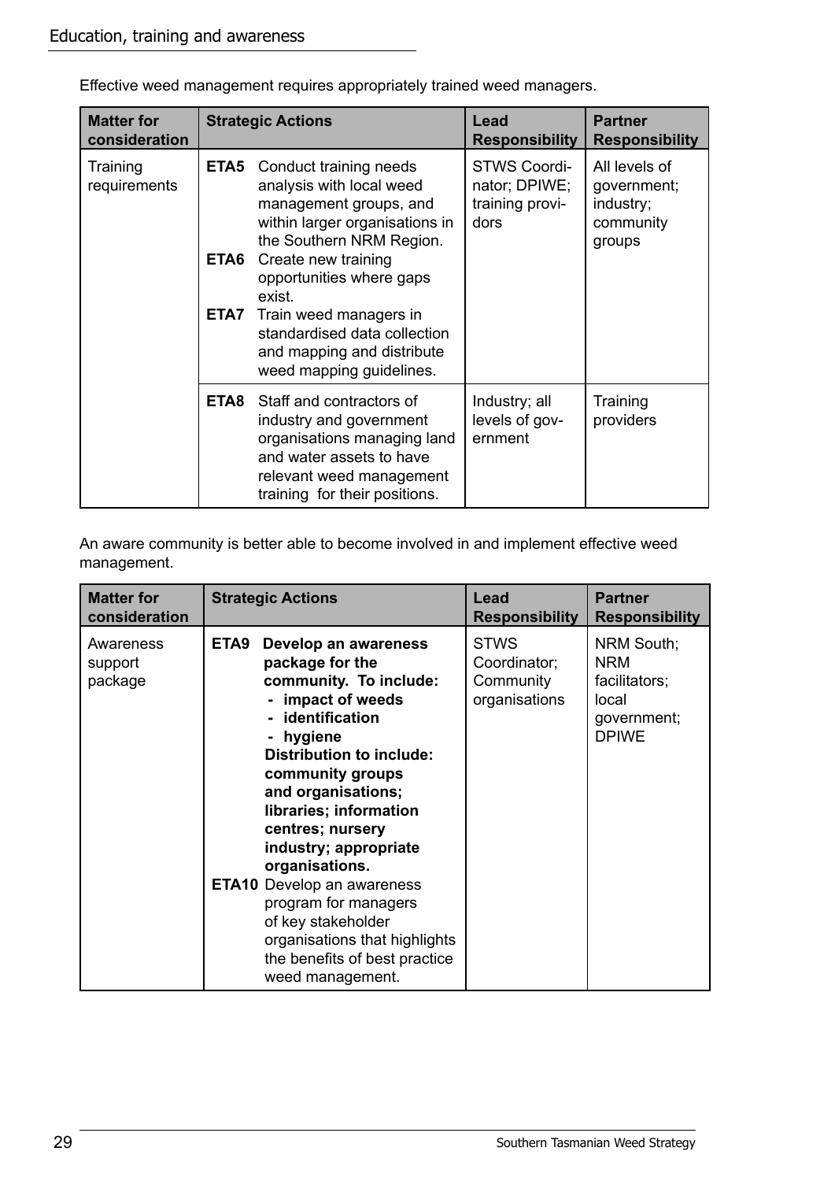## Education, training and awareness

Effective weed management requires appropriately trained weed managers.

| Matter for consideration | Strategic Actions | Lead Responsibility | Partner Responsibility |
|---|---|---|---|
| Training requirements | **ETA5** Conduct training needs analysis with local weed management groups, and within larger organisations in the Southern NRM Region.<br>**ETA6** Create new training opportunities where gaps exist.<br>**ETA7** Train weed managers in standardised data collection and mapping and distribute weed mapping guidelines. | STWS Coordinator; DPIWE; training providers | All levels of government; industry; community groups |
| | **ETA8** Staff and contractors of industry and government organisations managing land and water assets to have relevant weed management training for their positions. | Industry; all levels of government | Training providers |

An aware community is better able to become involved in and implement effective weed management.

| Matter for consideration | Strategic Actions | Lead Responsibility | Partner Responsibility |
|---|---|---|---|
| Awareness support package | **ETA9 Develop an awareness package for the community. To include:**<br>**- impact of weeds**<br>**- identification**<br>**- hygiene**<br>**Distribution to include: community groups and organisations; libraries; information centres; nursery industry; appropriate organisations.**<br>**ETA10** Develop an awareness program for managers of key stakeholder organisations that highlights the benefits of best practice weed management. | STWS Coordinator; Community organisations | NRM South; NRM facilitators; local government; DPIWE |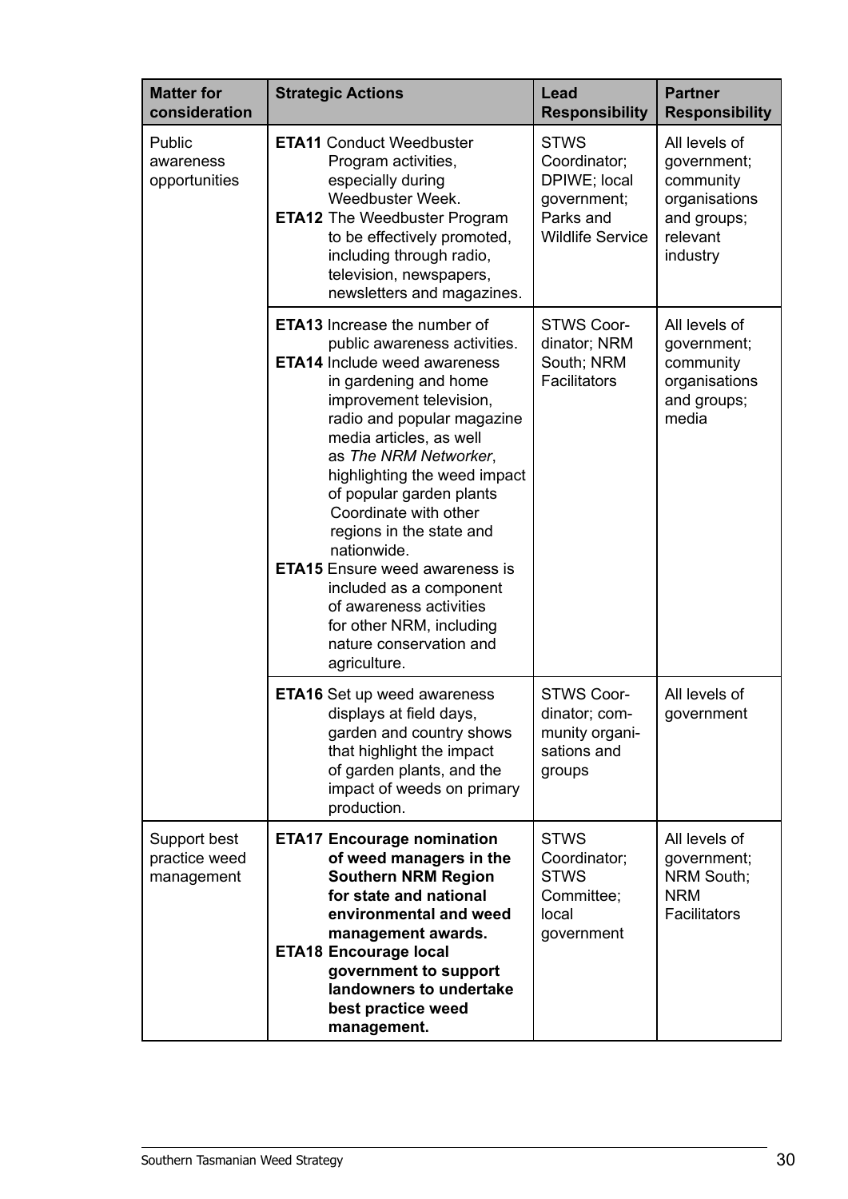| Matter for consideration | Strategic Actions | Lead Responsibility | Partner Responsibility |
|---|---|---|---|
| Public awareness opportunities | **ETA11** Conduct Weedbuster Program activities, especially during Weedbuster Week.<br>**ETA12** The Weedbuster Program to be effectively promoted, including through radio, television, newspapers, newsletters and magazines. | STWS Coordinator; DPIWE; local government; Parks and Wildlife Service | All levels of government; community organisations and groups; relevant industry |
| | **ETA13** Increase the number of public awareness activities.<br>**ETA14** Include weed awareness in gardening and home improvement television, radio and popular magazine media articles, as well as *The NRM Networker*, highlighting the weed impact of popular garden plants Coordinate with other regions in the state and nationwide.<br>**ETA15** Ensure weed awareness is included as a component of awareness activities for other NRM, including nature conservation and agriculture. | STWS Coordinator; NRM South; NRM Facilitators | All levels of government; community organisations and groups; media |
| | **ETA16** Set up weed awareness displays at field days, garden and country shows that highlight the impact of garden plants, and the impact of weeds on primary production. | STWS Coordinator; community organisations and groups | All levels of government |
| Support best practice weed management | **ETA17 Encourage nomination of weed managers in the Southern NRM Region for state and national environmental and weed management awards.**<br>**ETA18 Encourage local government to support landowners to undertake best practice weed management.** | STWS Coordinator; STWS Committee; local government | All levels of government; NRM South; NRM Facilitators |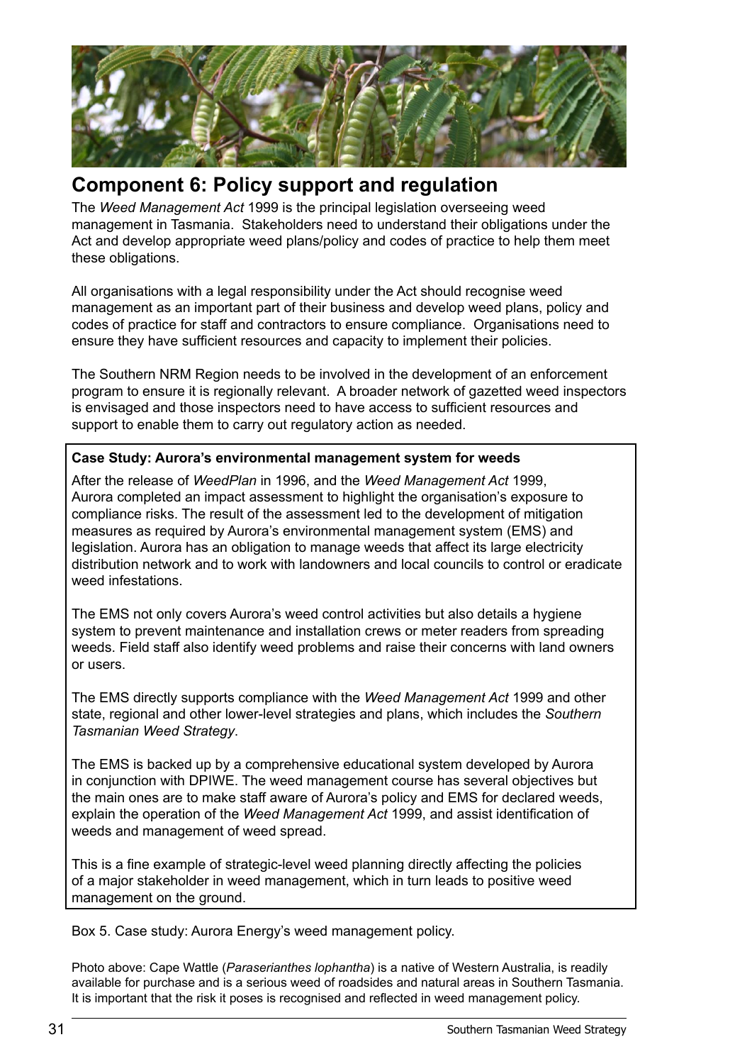## Component 6: Policy support and regulation

The *Weed Management Act* 1999 is the principal legislation overseeing weed management in Tasmania. Stakeholders need to understand their obligations under the Act and develop appropriate weed plans/policy and codes of practice to help them meet these obligations.

All organisations with a legal responsibility under the Act should recognise weed management as an important part of their business and develop weed plans, policy and codes of practice for staff and contractors to ensure compliance. Organisations need to ensure they have sufficient resources and capacity to implement their policies.

The Southern NRM Region needs to be involved in the development of an enforcement program to ensure it is regionally relevant. A broader network of gazetted weed inspectors is envisaged and those inspectors need to have access to sufficient resources and support to enable them to carry out regulatory action as needed.

**Case Study: Aurora's environmental management system for weeds**

After the release of *WeedPlan* in 1996, and the *Weed Management Act* 1999, Aurora completed an impact assessment to highlight the organisation's exposure to compliance risks. The result of the assessment led to the development of mitigation measures as required by Aurora's environmental management system (EMS) and legislation. Aurora has an obligation to manage weeds that affect its large electricity distribution network and to work with landowners and local councils to control or eradicate weed infestations.

The EMS not only covers Aurora's weed control activities but also details a hygiene system to prevent maintenance and installation crews or meter readers from spreading weeds. Field staff also identify weed problems and raise their concerns with land owners or users.

The EMS directly supports compliance with the *Weed Management Act* 1999 and other state, regional and other lower-level strategies and plans, which includes the *Southern Tasmanian Weed Strategy*.

The EMS is backed up by a comprehensive educational system developed by Aurora in conjunction with DPIWE. The weed management course has several objectives but the main ones are to make staff aware of Aurora's policy and EMS for declared weeds, explain the operation of the *Weed Management Act* 1999, and assist identification of weeds and management of weed spread.

This is a fine example of strategic-level weed planning directly affecting the policies of a major stakeholder in weed management, which in turn leads to positive weed management on the ground.

Box 5. Case study: Aurora Energy's weed management policy.

Photo above: Cape Wattle (*Paraserianthes lophantha*) is a native of Western Australia, is readily available for purchase and is a serious weed of roadsides and natural areas in Southern Tasmania. It is important that the risk it poses is recognised and reflected in weed management policy.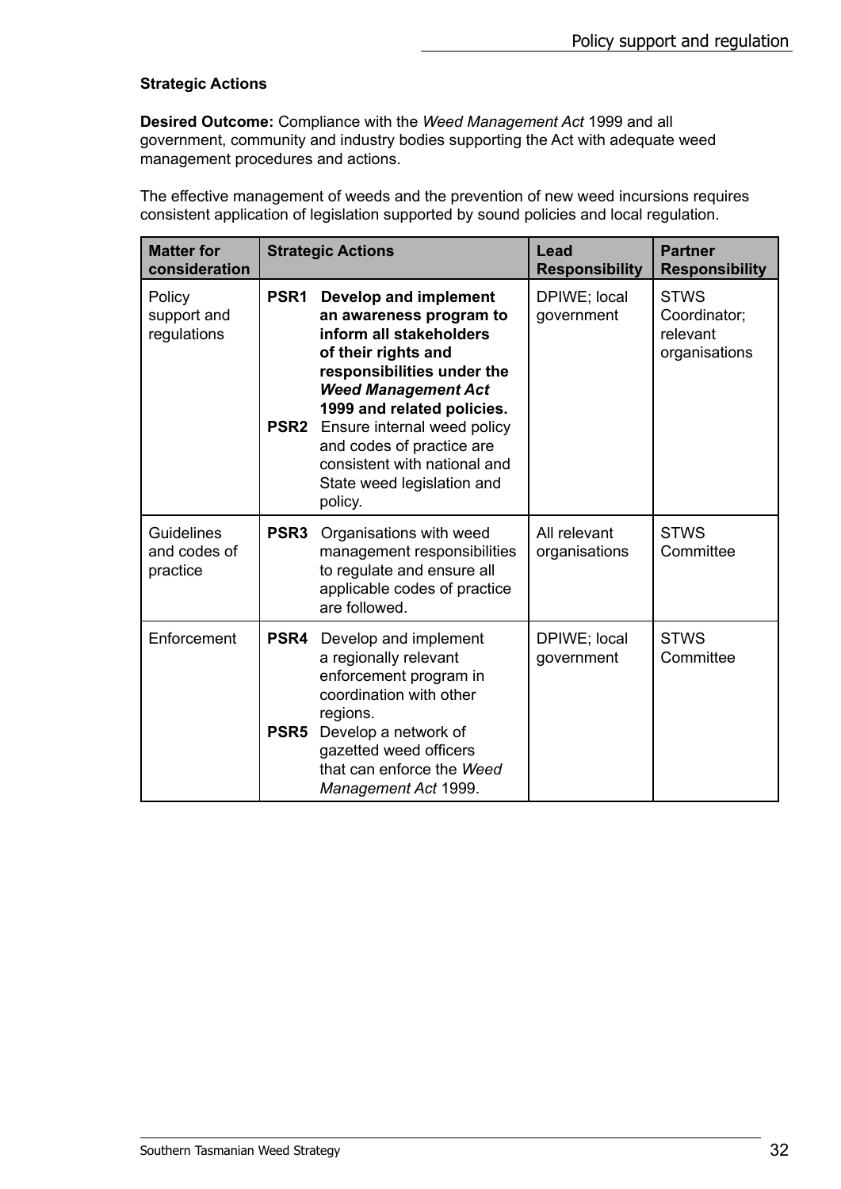### Strategic Actions

**Desired Outcome:** Compliance with the *Weed Management Act* 1999 and all government, community and industry bodies supporting the Act with adequate weed management procedures and actions.

The effective management of weeds and the prevention of new weed incursions requires consistent application of legislation supported by sound policies and local regulation.

| Matter for consideration | Strategic Actions | Lead Responsibility | Partner Responsibility |
|---|---|---|---|
| Policy support and regulations | **PSR1 Develop and implement an awareness program to inform all stakeholders of their rights and responsibilities under the *Weed Management Act* 1999 and related policies.**<br>**PSR2** Ensure internal weed policy and codes of practice are consistent with national and State weed legislation and policy. | DPIWE; local government | STWS Coordinator; relevant organisations |
| Guidelines and codes of practice | **PSR3** Organisations with weed management responsibilities to regulate and ensure all applicable codes of practice are followed. | All relevant organisations | STWS Committee |
| Enforcement | **PSR4** Develop and implement a regionally relevant enforcement program in coordination with other regions.<br>**PSR5** Develop a network of gazetted weed officers that can enforce the *Weed Management Act* 1999. | DPIWE; local government | STWS Committee |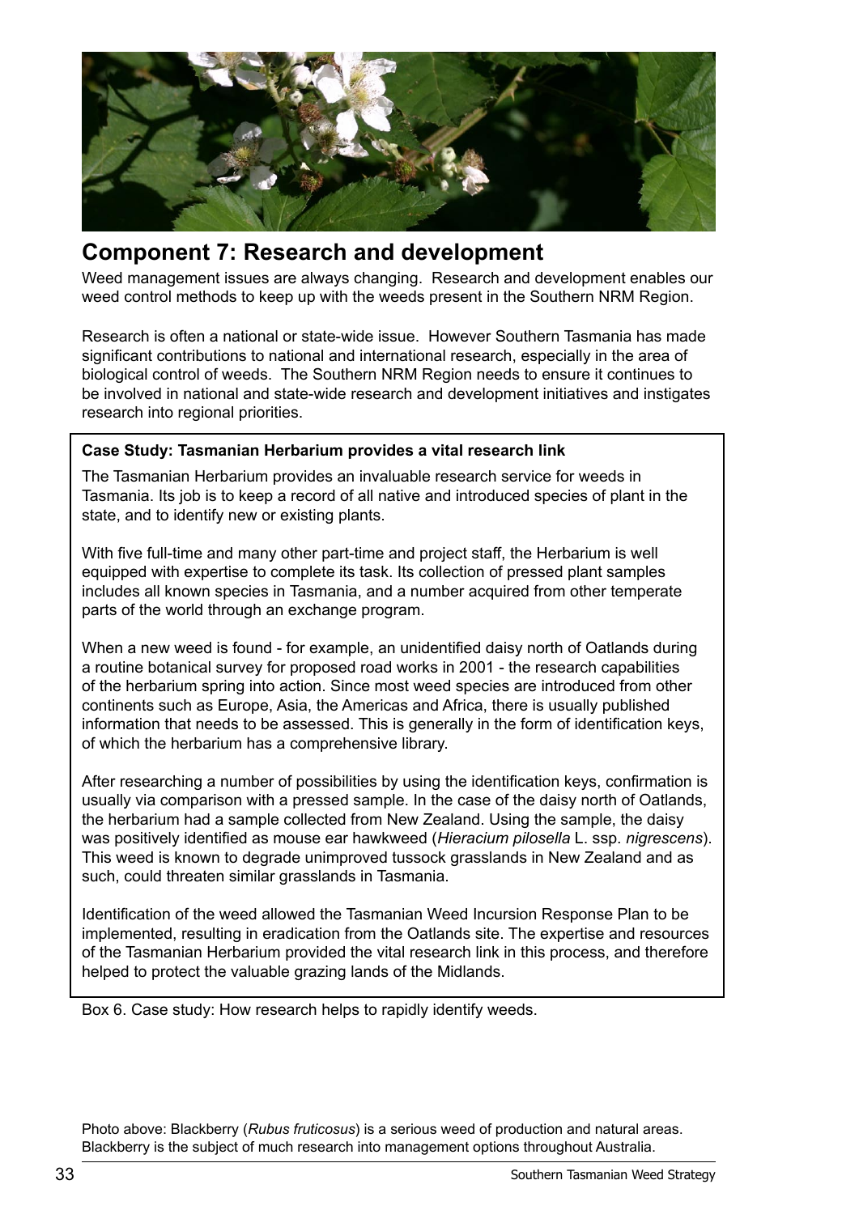## Component 7: Research and development

Weed management issues are always changing. Research and development enables our weed control methods to keep up with the weeds present in the Southern NRM Region.

Research is often a national or state-wide issue. However Southern Tasmania has made significant contributions to national and international research, especially in the area of biological control of weeds. The Southern NRM Region needs to ensure it continues to be involved in national and state-wide research and development initiatives and instigates research into regional priorities.

**Case Study: Tasmanian Herbarium provides a vital research link**

The Tasmanian Herbarium provides an invaluable research service for weeds in Tasmania. Its job is to keep a record of all native and introduced species of plant in the state, and to identify new or existing plants.

With five full-time and many other part-time and project staff, the Herbarium is well equipped with expertise to complete its task. Its collection of pressed plant samples includes all known species in Tasmania, and a number acquired from other temperate parts of the world through an exchange program.

When a new weed is found - for example, an unidentified daisy north of Oatlands during a routine botanical survey for proposed road works in 2001 - the research capabilities of the herbarium spring into action. Since most weed species are introduced from other continents such as Europe, Asia, the Americas and Africa, there is usually published information that needs to be assessed. This is generally in the form of identification keys, of which the herbarium has a comprehensive library.

After researching a number of possibilities by using the identification keys, confirmation is usually via comparison with a pressed sample. In the case of the daisy north of Oatlands, the herbarium had a sample collected from New Zealand. Using the sample, the daisy was positively identified as mouse ear hawkweed (*Hieracium pilosella* L. ssp. *nigrescens*). This weed is known to degrade unimproved tussock grasslands in New Zealand and as such, could threaten similar grasslands in Tasmania.

Identification of the weed allowed the Tasmanian Weed Incursion Response Plan to be implemented, resulting in eradication from the Oatlands site. The expertise and resources of the Tasmanian Herbarium provided the vital research link in this process, and therefore helped to protect the valuable grazing lands of the Midlands.

Box 6. Case study: How research helps to rapidly identify weeds.

Photo above: Blackberry (*Rubus fruticosus*) is a serious weed of production and natural areas. Blackberry is the subject of much research into management options throughout Australia.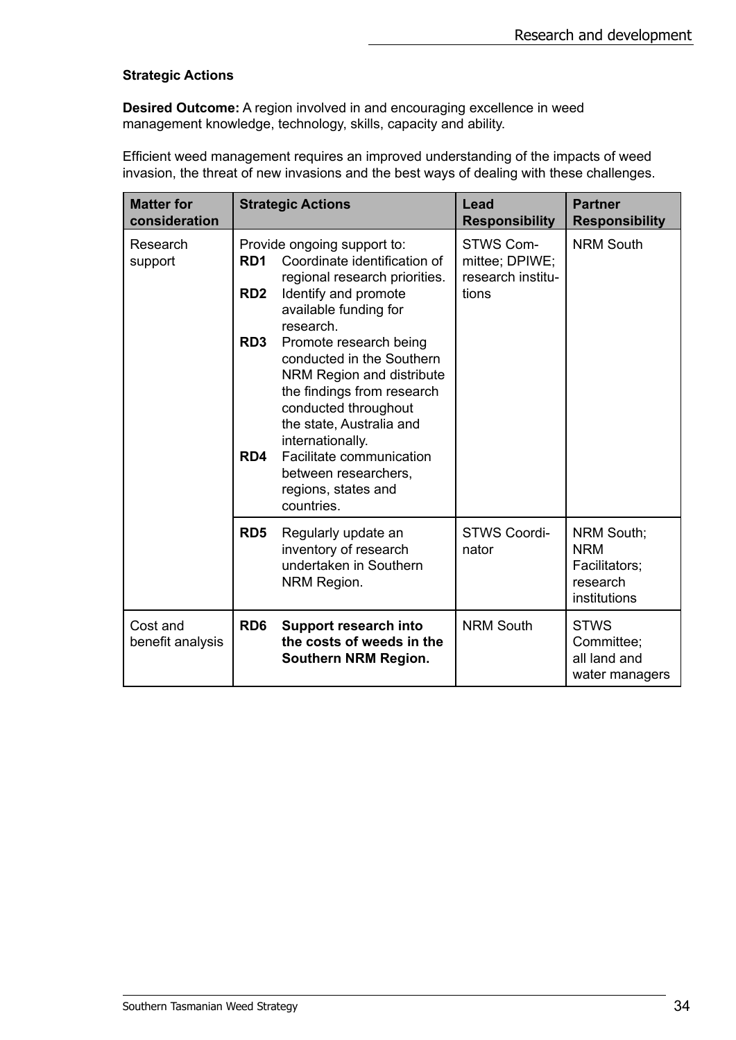**Strategic Actions**

**Desired Outcome:** A region involved in and encouraging excellence in weed management knowledge, technology, skills, capacity and ability.

Efficient weed management requires an improved understanding of the impacts of weed invasion, the threat of new invasions and the best ways of dealing with these challenges.

| Matter for consideration | Strategic Actions | Lead Responsibility | Partner Responsibility |
|---|---|---|---|
| Research support | Provide ongoing support to:<br>**RD1** Coordinate identification of regional research priorities.<br>**RD2** Identify and promote available funding for research.<br>**RD3** Promote research being conducted in the Southern NRM Region and distribute the findings from research conducted throughout the state, Australia and internationally.<br>**RD4** Facilitate communication between researchers, regions, states and countries. | STWS Committee; DPIWE; research institutions | NRM South |
| | **RD5** Regularly update an inventory of research undertaken in Southern NRM Region. | STWS Coordinator | NRM South; NRM Facilitators; research institutions |
| Cost and benefit analysis | **RD6** **Support research into the costs of weeds in the Southern NRM Region.** | NRM South | STWS Committee; all land and water managers |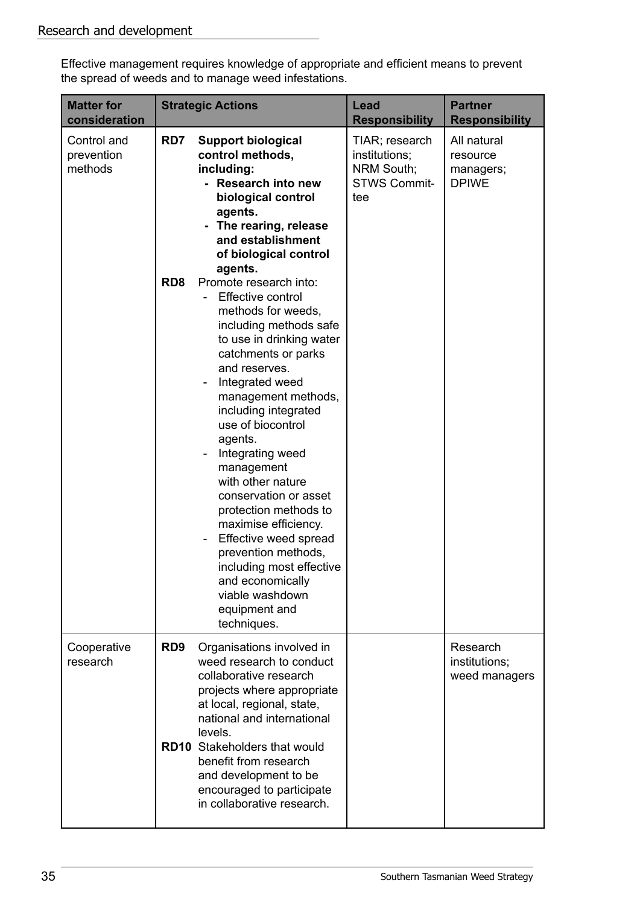## Research and development

Effective management requires knowledge of appropriate and efficient means to prevent the spread of weeds and to manage weed infestations.

| Matter for consideration | Strategic Actions | Lead Responsibility | Partner Responsibility |
|---|---|---|---|
| Control and prevention methods | **RD7 Support biological control methods, including:**<br>**- Research into new biological control agents.**<br>**- The rearing, release and establishment of biological control agents.**<br>**RD8** Promote research into:<br>- Effective control methods for weeds, including methods safe to use in drinking water catchments or parks and reserves.<br>- Integrated weed management methods, including integrated use of biocontrol agents.<br>- Integrating weed management with other nature conservation or asset protection methods to maximise efficiency.<br>- Effective weed spread prevention methods, including most effective and economically viable washdown equipment and techniques. | TIAR; research institutions; NRM South; STWS Committee | All natural resource managers; DPIWE |
| Cooperative research | **RD9** Organisations involved in weed research to conduct collaborative research projects where appropriate at local, regional, state, national and international levels.<br>**RD10** Stakeholders that would benefit from research and development to be encouraged to participate in collaborative research. | | Research institutions; weed managers |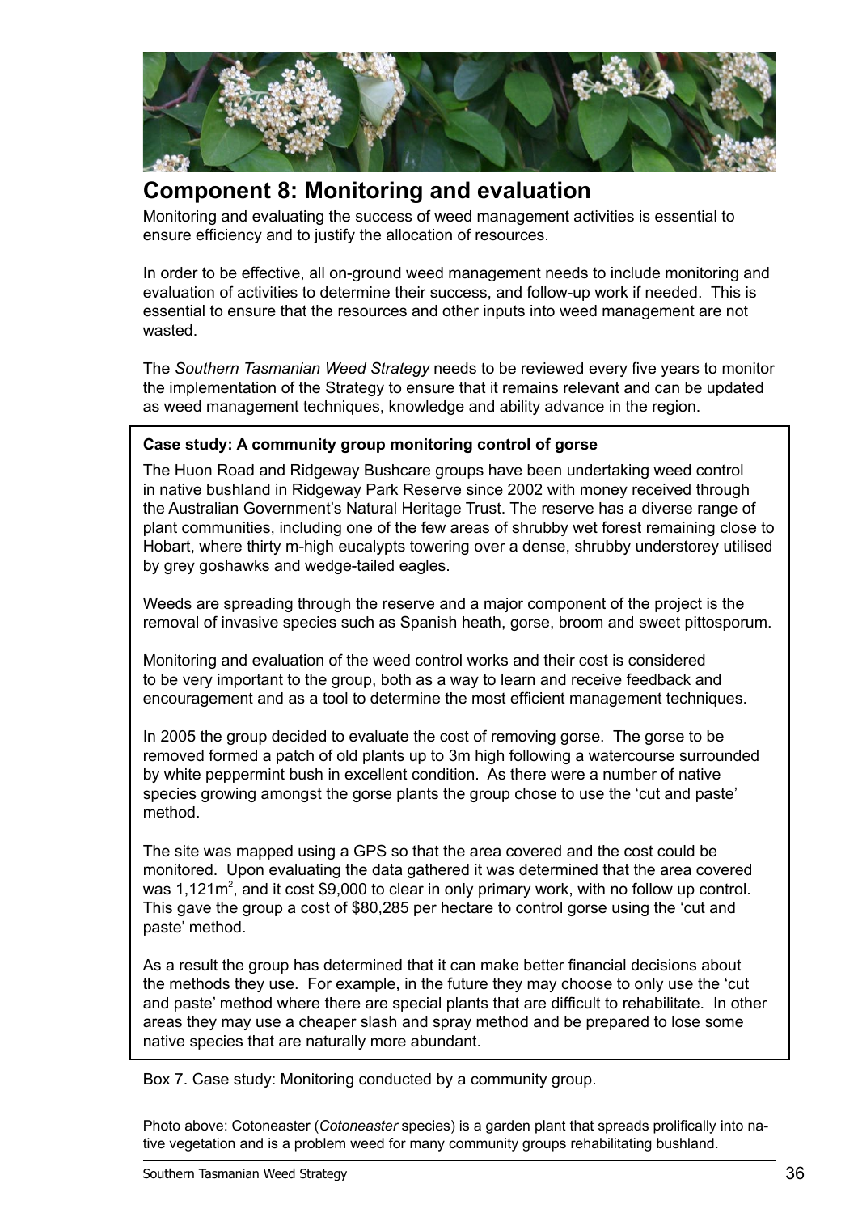# Component 8: Monitoring and evaluation

Monitoring and evaluating the success of weed management activities is essential to ensure efficiency and to justify the allocation of resources.

In order to be effective, all on-ground weed management needs to include monitoring and evaluation of activities to determine their success, and follow-up work if needed. This is essential to ensure that the resources and other inputs into weed management are not wasted.

The *Southern Tasmanian Weed Strategy* needs to be reviewed every five years to monitor the implementation of the Strategy to ensure that it remains relevant and can be updated as weed management techniques, knowledge and ability advance in the region.

**Case study: A community group monitoring control of gorse**

The Huon Road and Ridgeway Bushcare groups have been undertaking weed control in native bushland in Ridgeway Park Reserve since 2002 with money received through the Australian Government's Natural Heritage Trust. The reserve has a diverse range of plant communities, including one of the few areas of shrubby wet forest remaining close to Hobart, where thirty m-high eucalypts towering over a dense, shrubby understorey utilised by grey goshawks and wedge-tailed eagles.

Weeds are spreading through the reserve and a major component of the project is the removal of invasive species such as Spanish heath, gorse, broom and sweet pittosporum.

Monitoring and evaluation of the weed control works and their cost is considered to be very important to the group, both as a way to learn and receive feedback and encouragement and as a tool to determine the most efficient management techniques.

In 2005 the group decided to evaluate the cost of removing gorse. The gorse to be removed formed a patch of old plants up to 3m high following a watercourse surrounded by white peppermint bush in excellent condition. As there were a number of native species growing amongst the gorse plants the group chose to use the 'cut and paste' method.

The site was mapped using a GPS so that the area covered and the cost could be monitored. Upon evaluating the data gathered it was determined that the area covered was 1,121m$^2$, and it cost $9,000 to clear in only primary work, with no follow up control. This gave the group a cost of $80,285 per hectare to control gorse using the 'cut and paste' method.

As a result the group has determined that it can make better financial decisions about the methods they use. For example, in the future they may choose to only use the 'cut and paste' method where there are special plants that are difficult to rehabilitate. In other areas they may use a cheaper slash and spray method and be prepared to lose some native species that are naturally more abundant.

Box 7. Case study: Monitoring conducted by a community group.

Photo above: Cotoneaster (*Cotoneaster* species) is a garden plant that spreads prolifically into native vegetation and is a problem weed for many community groups rehabilitating bushland.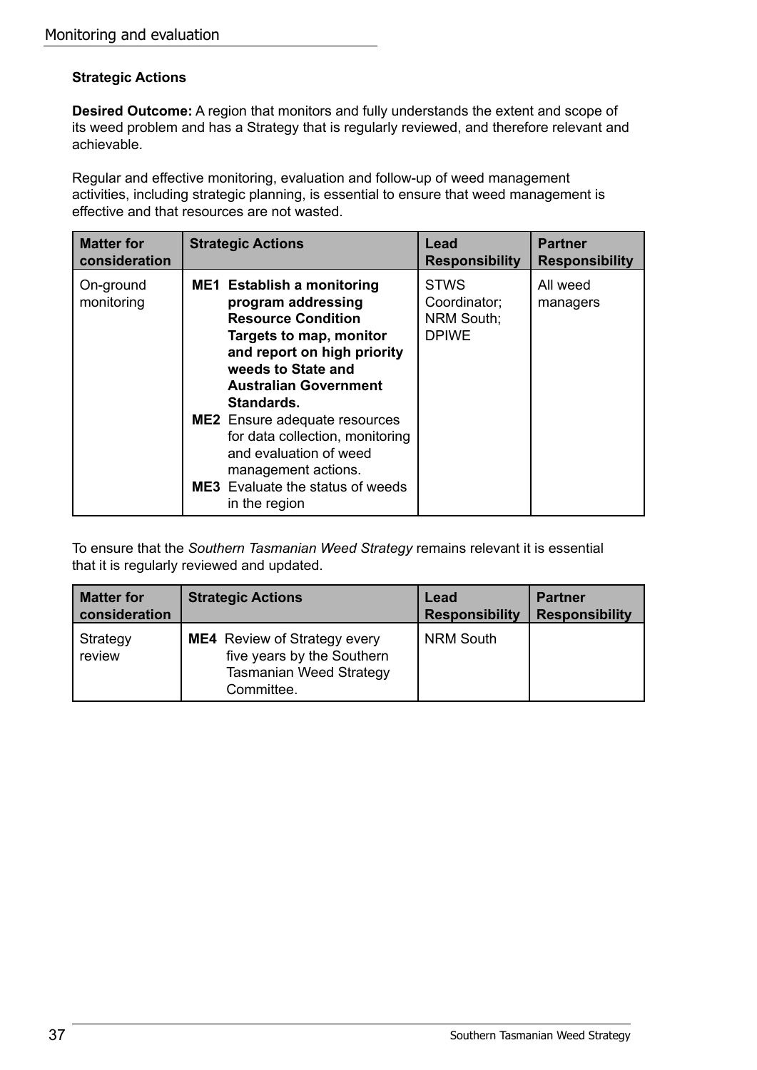### Strategic Actions

**Desired Outcome:** A region that monitors and fully understands the extent and scope of its weed problem and has a Strategy that is regularly reviewed, and therefore relevant and achievable.

Regular and effective monitoring, evaluation and follow-up of weed management activities, including strategic planning, is essential to ensure that weed management is effective and that resources are not wasted.

| Matter for consideration | Strategic Actions | Lead Responsibility | Partner Responsibility |
|---|---|---|---|
| On-ground monitoring | **ME1 Establish a monitoring program addressing Resource Condition Targets to map, monitor and report on high priority weeds to State and Australian Government Standards.**<br>**ME2** Ensure adequate resources for data collection, monitoring and evaluation of weed management actions.<br>**ME3** Evaluate the status of weeds in the region | STWS Coordinator; NRM South; DPIWE | All weed managers |

To ensure that the *Southern Tasmanian Weed Strategy* remains relevant it is essential that it is regularly reviewed and updated.

| Matter for consideration | Strategic Actions | Lead Responsibility | Partner Responsibility |
|---|---|---|---|
| Strategy review | **ME4** Review of Strategy every five years by the Southern Tasmanian Weed Strategy Committee. | NRM South | |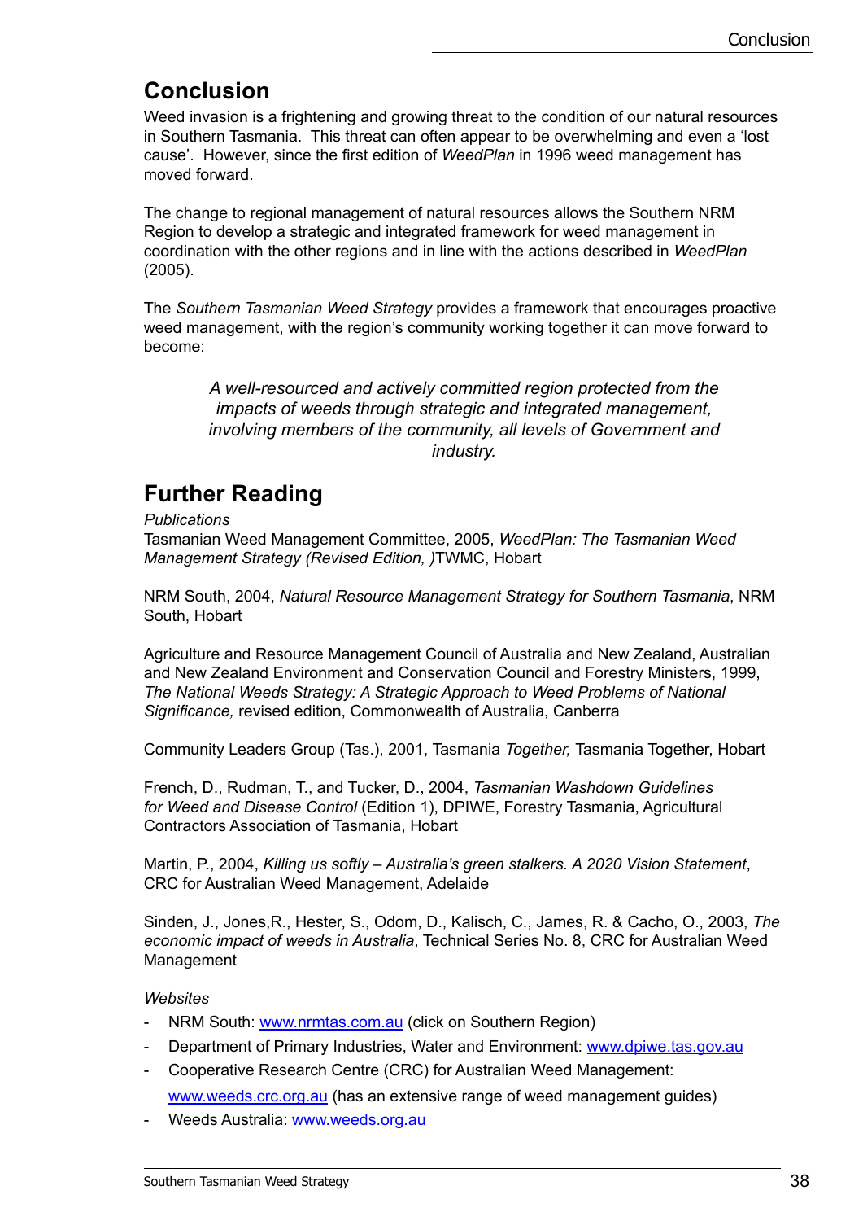## Conclusion

Weed invasion is a frightening and growing threat to the condition of our natural resources in Southern Tasmania. This threat can often appear to be overwhelming and even a 'lost cause'. However, since the first edition of *WeedPlan* in 1996 weed management has moved forward.

The change to regional management of natural resources allows the Southern NRM Region to develop a strategic and integrated framework for weed management in coordination with the other regions and in line with the actions described in *WeedPlan* (2005).

The *Southern Tasmanian Weed Strategy* provides a framework that encourages proactive weed management, with the region's community working together it can move forward to become:

> *A well-resourced and actively committed region protected from the impacts of weeds through strategic and integrated management, involving members of the community, all levels of Government and industry.*

## Further Reading

*Publications*

Tasmanian Weed Management Committee, 2005, *WeedPlan: The Tasmanian Weed Management Strategy (Revised Edition, )*TWMC, Hobart

NRM South, 2004, *Natural Resource Management Strategy for Southern Tasmania*, NRM South, Hobart

Agriculture and Resource Management Council of Australia and New Zealand, Australian and New Zealand Environment and Conservation Council and Forestry Ministers, 1999, *The National Weeds Strategy: A Strategic Approach to Weed Problems of National Significance,* revised edition, Commonwealth of Australia, Canberra

Community Leaders Group (Tas.), 2001, Tasmania *Together,* Tasmania Together, Hobart

French, D., Rudman, T., and Tucker, D., 2004, *Tasmanian Washdown Guidelines for Weed and Disease Control* (Edition 1), DPIWE, Forestry Tasmania, Agricultural Contractors Association of Tasmania, Hobart

Martin, P., 2004, *Killing us softly – Australia's green stalkers. A 2020 Vision Statement*, CRC for Australian Weed Management, Adelaide

Sinden, J., Jones,R., Hester, S., Odom, D., Kalisch, C., James, R. & Cacho, O., 2003, *The economic impact of weeds in Australia*, Technical Series No. 8, CRC for Australian Weed Management

*Websites*

- NRM South: www.nrmtas.com.au (click on Southern Region)
- Department of Primary Industries, Water and Environment: www.dpiwe.tas.gov.au
- Cooperative Research Centre (CRC) for Australian Weed Management: www.weeds.crc.org.au (has an extensive range of weed management guides)
- Weeds Australia: www.weeds.org.au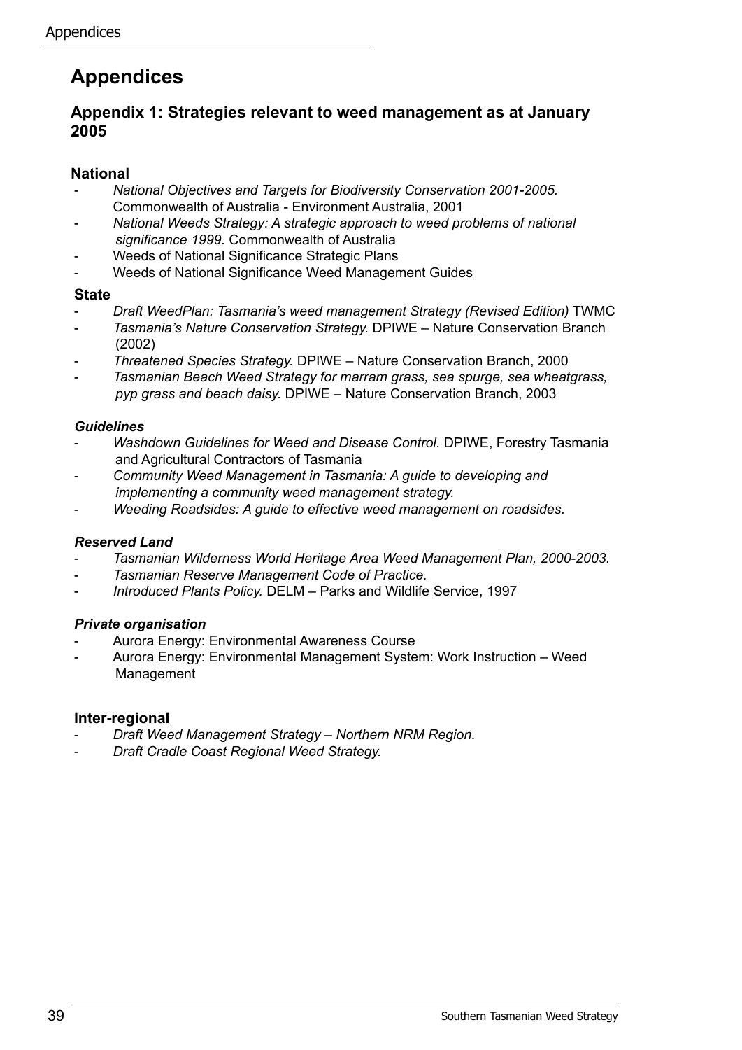# Appendices

## Appendix 1: Strategies relevant to weed management as at January 2005

### National

- *National Objectives and Targets for Biodiversity Conservation 2001-2005.* Commonwealth of Australia - Environment Australia, 2001
- *National Weeds Strategy: A strategic approach to weed problems of national significance 1999.* Commonwealth of Australia
- Weeds of National Significance Strategic Plans
- Weeds of National Significance Weed Management Guides

### State

- *Draft WeedPlan: Tasmania's weed management Strategy (Revised Edition)* TWMC
- *Tasmania's Nature Conservation Strategy.* DPIWE – Nature Conservation Branch (2002)
- *Threatened Species Strategy.* DPIWE – Nature Conservation Branch, 2000
- *Tasmanian Beach Weed Strategy for marram grass, sea spurge, sea wheatgrass, pyp grass and beach daisy.* DPIWE – Nature Conservation Branch, 2003

#### *Guidelines*

- *Washdown Guidelines for Weed and Disease Control.* DPIWE, Forestry Tasmania and Agricultural Contractors of Tasmania
- *Community Weed Management in Tasmania: A guide to developing and implementing a community weed management strategy.*
- *Weeding Roadsides: A guide to effective weed management on roadsides.*

#### *Reserved Land*

- *Tasmanian Wilderness World Heritage Area Weed Management Plan, 2000-2003.*
- *Tasmanian Reserve Management Code of Practice.*
- *Introduced Plants Policy.* DELM – Parks and Wildlife Service, 1997

#### *Private organisation*

- Aurora Energy: Environmental Awareness Course
- Aurora Energy: Environmental Management System: Work Instruction – Weed Management

### Inter-regional

- *Draft Weed Management Strategy – Northern NRM Region.*
- *Draft Cradle Coast Regional Weed Strategy.*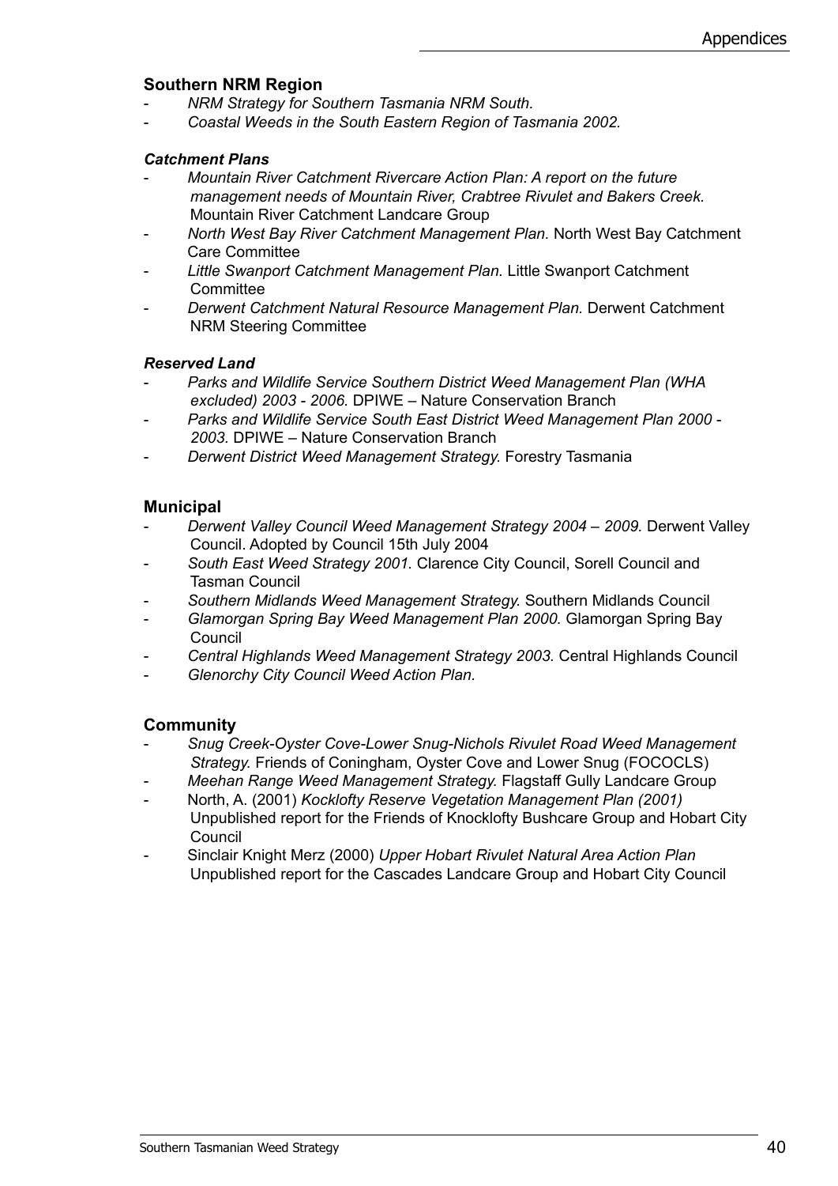## Southern NRM Region

- *NRM Strategy for Southern Tasmania NRM South.*
- *Coastal Weeds in the South Eastern Region of Tasmania 2002.*

### *Catchment Plans*

- *Mountain River Catchment Rivercare Action Plan: A report on the future management needs of Mountain River, Crabtree Rivulet and Bakers Creek.* Mountain River Catchment Landcare Group
- *North West Bay River Catchment Management Plan.* North West Bay Catchment Care Committee
- *Little Swanport Catchment Management Plan.* Little Swanport Catchment Committee
- *Derwent Catchment Natural Resource Management Plan.* Derwent Catchment NRM Steering Committee

### *Reserved Land*

- *Parks and Wildlife Service Southern District Weed Management Plan (WHA excluded) 2003 - 2006.* DPIWE – Nature Conservation Branch
- *Parks and Wildlife Service South East District Weed Management Plan 2000 - 2003.* DPIWE – Nature Conservation Branch
- *Derwent District Weed Management Strategy.* Forestry Tasmania

## Municipal

- *Derwent Valley Council Weed Management Strategy 2004 – 2009.* Derwent Valley Council. Adopted by Council 15th July 2004
- *South East Weed Strategy 2001.* Clarence City Council, Sorell Council and Tasman Council
- *Southern Midlands Weed Management Strategy.* Southern Midlands Council
- *Glamorgan Spring Bay Weed Management Plan 2000.* Glamorgan Spring Bay Council
- *Central Highlands Weed Management Strategy 2003.* Central Highlands Council
- *Glenorchy City Council Weed Action Plan.*

## Community

- *Snug Creek-Oyster Cove-Lower Snug-Nichols Rivulet Road Weed Management Strategy.* Friends of Coningham, Oyster Cove and Lower Snug (FOCOCLS)
- *Meehan Range Weed Management Strategy.* Flagstaff Gully Landcare Group
- North, A. (2001) *Kocklofty Reserve Vegetation Management Plan (2001)* Unpublished report for the Friends of Knocklofty Bushcare Group and Hobart City Council
- Sinclair Knight Merz (2000) *Upper Hobart Rivulet Natural Area Action Plan* Unpublished report for the Cascades Landcare Group and Hobart City Council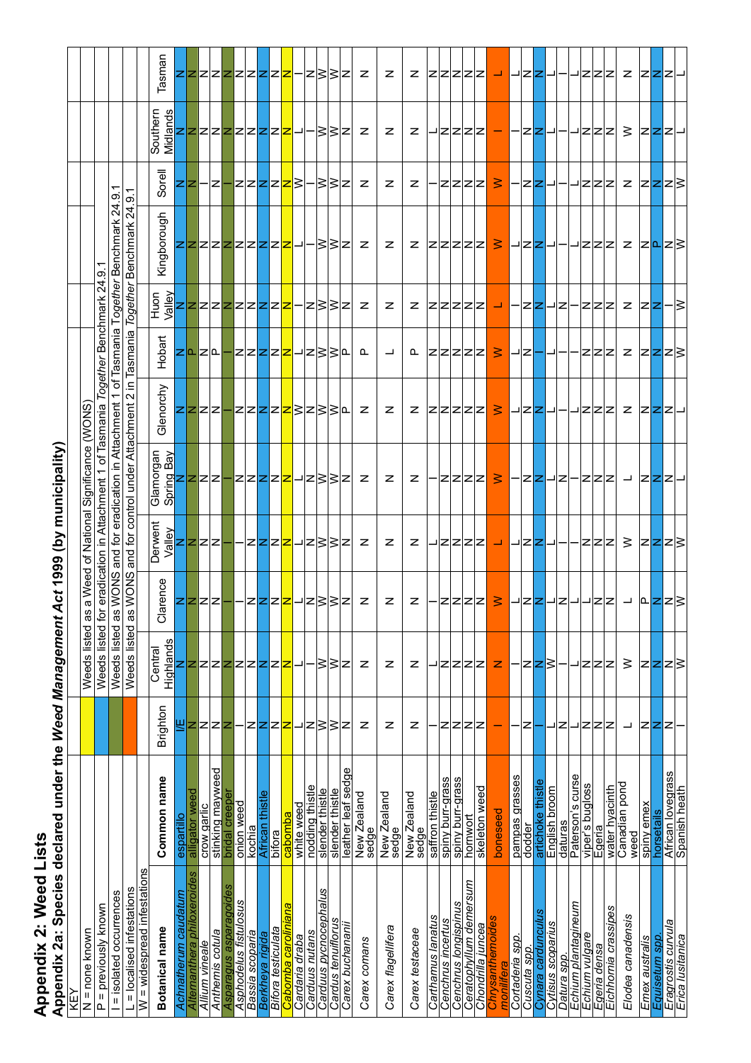# Appendix 2: Weed Lists

## Appendix 2a: Species declared under the *Weed Management Act 1999* (by municipality)

| KEY | |
|---|---|
| N = none known | (yellow) Weeds listed as a Weed of National Significance (WONS) |
| P = previously known | (blue) Weeds listed for eradication in Attachment 1 of Tasmania *Together* Benchmark 24.9.1 |
| I = isolated occurrences | (green) Weeds listed as WONS and for eradication in Attachment 1 of Tasmania *Together* Benchmark 24.9.1 |
| L = localised infestations | (orange) Weeds listed as WONS and for control under Attachment 2 in Tasmania *Together* Benchmark 24.9.1 |
| W = widespread infestations | |

| Botanical name | Common name | Brighton | Central Highlands | Clarence | Derwent Valley | Glamorgan Spring Bay | Glenorchy | Hobart | Huon Valley | Kingborough | Sorell | Southern Midlands | Tasman |
|---|---|---|---|---|---|---|---|---|---|---|---|---|---|
| *Achnatherum caudatum* | espartillo | I/E | N | N | N | N | N | N | N | N | N | N | N |
| *Alternanthera philoxeroides* | alligator weed | N | N | N | N | N | N | P | N | N | N | N | N |
| *Allium vineale* | crow garlic | N | N | N | N | N | N | N | N | N | I | N | N |
| *Anthemis cotula* | stinking mayweed | N | N | N | N | N | N | P | N | N | N | N | N |
| *Asparagus asparagoides* | bridal creeper | N | N | I | I | I | I | I | N | N | I | N | N |
| *Asphodelus fistulosus* | onion weed | I | N | I | I | N | N | N | N | N | N | N | N |
| *Bassia scoparia* | kochia | N | N | N | N | N | N | N | N | N | N | N | N |
| *Berkheya rigida* | African thistle | N | N | N | N | N | N | N | N | N | N | N | N |
| *Bifora testiculata* | bifora | N | N | N | N | N | N | N | N | N | N | N | N |
| *Cabomba caroliniana* | cabomba | N | N | N | N | N | N | N | N | N | N | N | N |
| *Cardaria draba* | white weed | L | N | L | L | L | W | L | I | L | W | L | I |
| *Carduus nutans* | nodding thistle | N | I | N | N | N | N | N | N | I | I | I | N |
| *Carduus pycnocephalus* | slender thistle | W | W | W | W | W | W | W | W | W | W | W | W |
| *Cardus tenuiflorus* | slender thistle | W | W | W | W | W | W | W | W | W | W | W | W |
| *Carex buchananii* | leather leaf sedge | N | N | N | N | N | P | P | N | N | N | N | N |
| *Carex comans* | New Zealand sedge | N | N | N | N | N | N | P | N | N | N | N | N |
| *Carex flagellifera* | New Zealand sedge | N | N | N | N | N | N | L | N | N | N | N | N |
| *Carex testaceae* | New Zealand sedge | N | N | N | N | N | N | P | N | N | N | N | N |
| *Carthamus lanatus* | saffron thistle | I | L | I | L | I | L | N | I | N | I | L | N |
| *Cenchrus incertus* | spiny burr-grass | N | N | N | N | N | N | N | N | N | N | N | N |
| *Cenchrus longispinus* | spiny burr-grass | N | N | N | N | N | N | N | N | N | N | N | N |
| *Ceratophyllum demersum* | hornwort | N | N | N | N | N | N | N | N | N | N | N | N |
| *Chondrilla juncea* | skeleton weed | N | N | N | N | N | N | N | N | N | N | N | N |
| *Chrysanthemoides monilifera* | boneseed | I | N | W | L | W | W | W | L | W | W | I | L |
| *Cortaderia spp.* | pampas grasses | I | I | L | L | I | L | L | I | I | I | I | L |
| *Cuscuta spp.* | dodder | N | N | N | N | N | N | N | N | N | N | N | N |
| *Cynara cardunculus* | artichoke thistle | I | N | N | N | N | N | I | N | N | N | N | N |
| *Cytisus scoparius* | English broom | L | W | L | L | L | L | L | L | L | L | L | L |
| *Datura spp.* | daturas | N | I | N | I | N | I | I | N | I | I | I | I |
| *Echium plantagineum* | Paterson's curse | L | L | L | I | I | L | I | I | L | L | L | L |
| *Echium vulgare* | viper's bugloss | N | N | L | N | N | N | N | N | N | N | N | N |
| *Egeria densa* | Egeria | N | N | N | N | N | N | N | N | N | N | N | N |
| *Eichhornia crassipes* | water hyacinth | N | N | N | N | N | N | N | N | N | N | N | N |
| *Elodea canadensis* | Canadian pond weed | L | W | L | W | L | N | N | N | N | N | W | N |
| *Emex australis* | spiny emex | N | N | P | N | N | N | N | N | N | N | N | N |
| *Equisetum spp.* | horsetails | N | N | N | N | N | N | N | N | P | N | N | N |
| *Eragrostis curvula* | African lovegrass | N | N | N | N | N | N | N | I | N | N | N | N |
| *Erica lusitanica* | Spanish heath | I | W | W | W | L | L | W | W | W | W | L | L |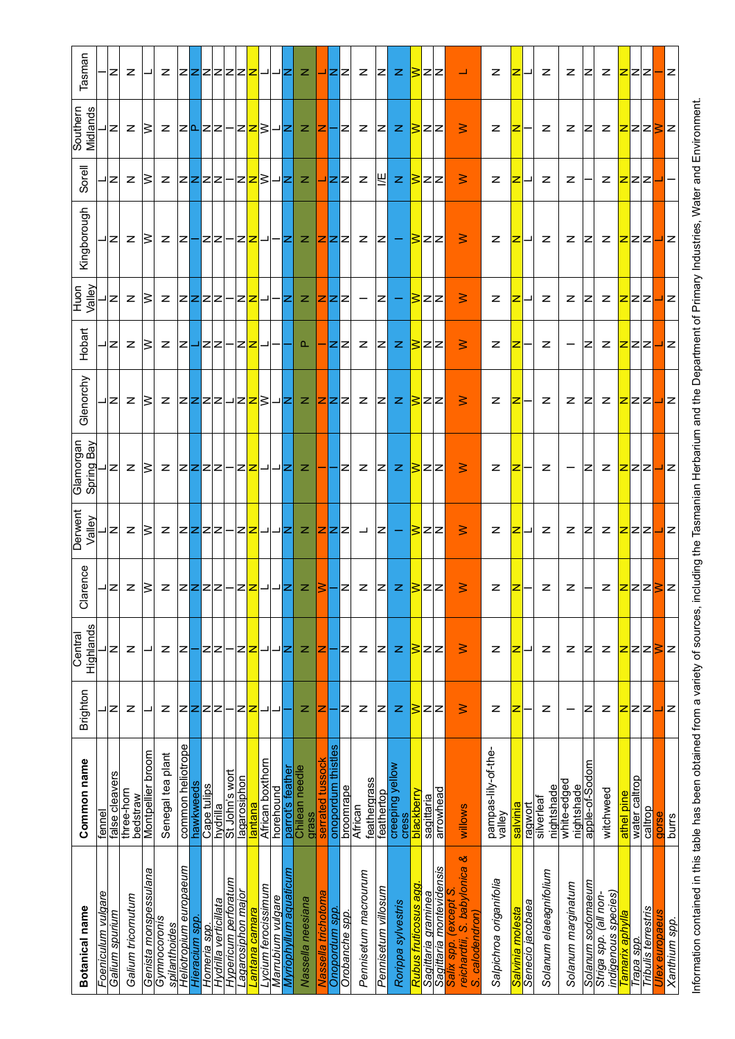| Botanical name | Common name | Brighton | Central Highlands | Clarence | Derwent Valley | Glamorgan Spring Bay | Glenorchy | Hobart | Huon Valley | Kingborough | Sorell | Southern Midlands | Tasman |
|---|---|---|---|---|---|---|---|---|---|---|---|---|---|
| *Foeniculum vulgare* | fennel | L | L | L | L | L | L | L | L | L | L | L | I |
| *Galium spurium* | false cleavers | N | N | N | N | N | N | N | N | N | N | N | N |
| *Galium tricornutum* | three-horn bedstraw | N | N | N | N | N | N | N | N | N | N | N | N |
| *Genista monspessulana* | Montpellier broom | L | L | W | W | W | W | W | W | W | W | W | L |
| *Gymnocoronis spilanthoides* | Senegal tea plant | N | N | N | N | N | N | N | N | N | N | N | N |
| *Heliotropium europaeum* | common heliotrope | N | N | N | N | N | N | N | N | N | N | N | N |
| *Hieracium spp.* | hawkweeds | N | I | N | N | N | N | L | N | I | N | P | N |
| *Homeria spp.* | Cape tulips | N | N | N | N | N | N | N | N | N | N | N | N |
| *Hydrilla verticillata* | hydrilla | N | N | N | N | N | N | N | N | N | N | N | N |
| *Hypericum perforatum* | St John's wort | I | I | I | I | I | L | I | I | I | I | I | N |
| *Lagarosiphon major* | lagarosiphon | N | N | N | N | N | N | N | N | N | N | N | N |
| *Lantana camara* | lantana | N | N | N | N | N | N | N | N | N | N | N | N |
| *Lycium ferocissimum* | African boxthorn | L | L | L | L | L | W | L | L | L | W | W | L |
| *Marrubium vulgare* | horehound | L | L | L | L | L | L | I | I | I | L | L | L |
| *Myriophyllum aquaticum* | parrot's feather | I | N | N | N | N | N | I | N | N | N | N | N |
| *Nassella neesiana* | Chilean needle grass | N | N | N | N | N | N | P | N | N | N | N | N |
| *Nassella trichotoma* | serrated tussock | N | N | W | N | I | N | I | N | N | L | N | L |
| *Onopordum spp.* | onopordum thistles | I | I | I | N | I | N | N | N | N | N | I | N |
| *Orobanche spp.* | broomrape | N | N | N | N | N | N | N | N | N | N | N | N |
| *Pennisetum macrourum* | African feathergrass | N | N | N | L | N | N | N | I | N | N | N | N |
| *Pennisetum villosum* | feathertop | N | N | N | N | N | N | N | N | N | I/E | N | N |
| *Rorippa sylvestris* | creeping yellow cress | N | N | N | I | N | N | N | I | I | N | N | N |
| *Rubus fruticosus agg.* | blackberry | W | W | W | W | W | W | W | W | W | W | W | W |
| *Sagittaria graminea* | sagittaria | N | N | N | N | N | N | N | N | N | N | N | N |
| *Sagittaria montevidensis* | arrowhead | N | N | N | N | N | N | N | N | N | N | N | N |
| *Salix spp. (except S. reichardtii, S. babylonica & S. calodendron)* | willows | W | W | W | W | W | W | W | W | W | W | W | L |
| *Salpichroa origanifolia* | pampas-lily-of-the-valley | N | N | N | N | N | N | N | N | N | N | N | N |
| *Salvinia molesta* | salvinia | N | N | N | N | N | N | N | N | N | N | N | N |
| *Senecio jacobaea* | ragwort | I | L | I | L | I | I | I | L | L | L | I | L |
| *Solanum elaeagnifolium* | silverleaf nightshade | N | N | N | N | N | N | N | N | N | N | N | N |
| *Solanum marginatum* | white-edged nightshade | I | N | N | N | I | N | I | N | N | N | N | N |
| *Solanum sodomaeum* | apple-of-Sodom | N | N | I | N | N | N | N | N | N | I | N | N |
| *Striga spp. (all non-indigenous species)* | witchweed | N | N | N | N | N | N | N | N | N | N | N | N |
| *Tamarix aphylla* | athel pine | N | N | N | N | N | N | N | N | N | N | N | N |
| *Trapa spp.* | water caltrop | N | N | N | N | N | N | N | N | N | N | N | N |
| *Tribulis terrestris* | caltrop | N | N | N | N | N | N | N | N | N | N | N | N |
| *Ulex europaeus* | gorse | L | W | W | L | L | L | L | L | L | L | W | I |
| *Xanthium spp.* | burrs | N | N | N | N | N | N | N | N | N | I | N | N |

Information contained in this table has been obtained from a variety of sources, including the Tasmanian Herbarium and the Department of Primary Industries, Water and Environment.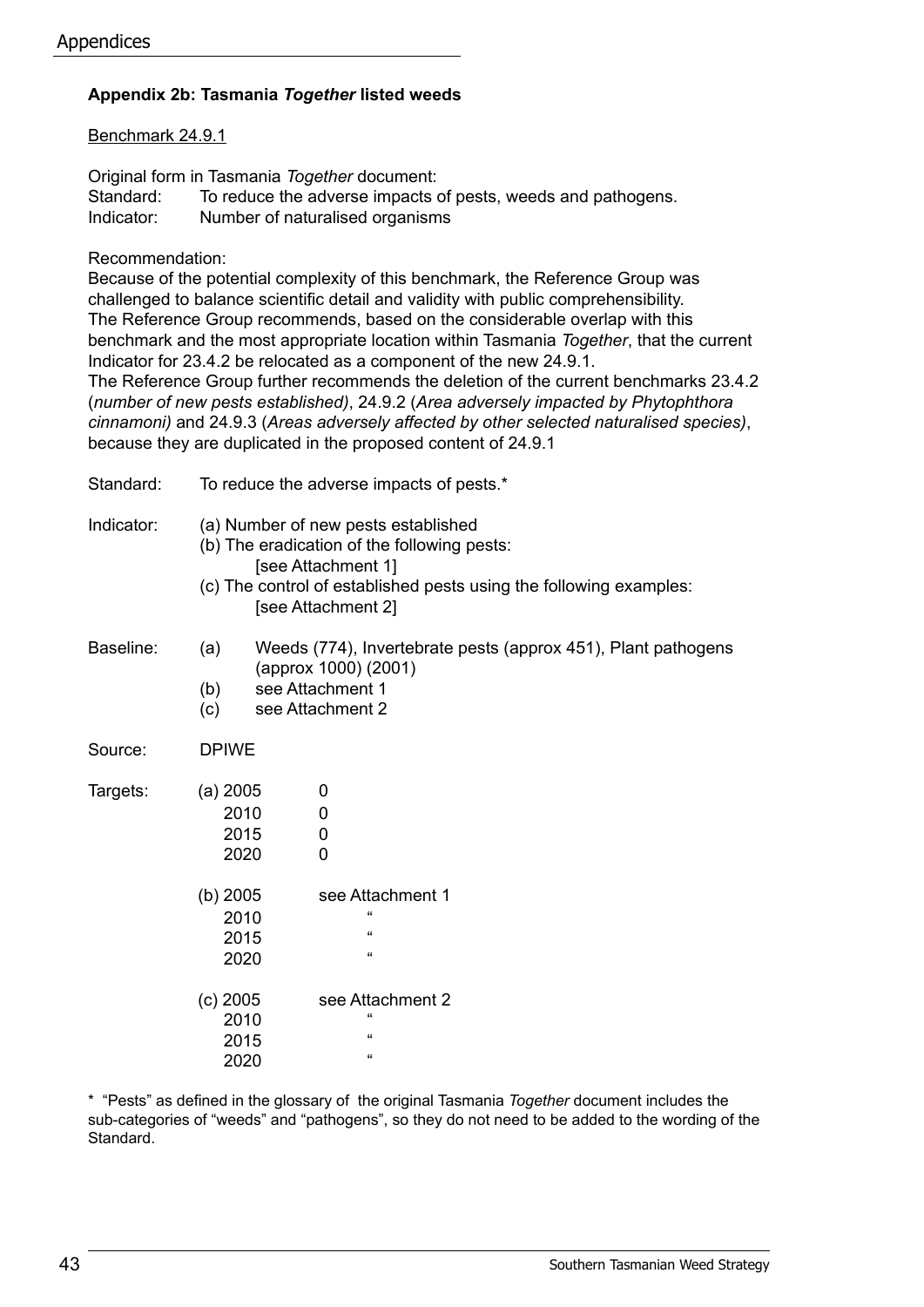**Appendix 2b: Tasmania *Together* listed weeds**

Benchmark 24.9.1

Original form in Tasmania *Together* document:
Standard: To reduce the adverse impacts of pests, weeds and pathogens.
Indicator: Number of naturalised organisms

Recommendation:
Because of the potential complexity of this benchmark, the Reference Group was challenged to balance scientific detail and validity with public comprehensibility.
The Reference Group recommends, based on the considerable overlap with this benchmark and the most appropriate location within Tasmania *Together*, that the current Indicator for 23.4.2 be relocated as a component of the new 24.9.1.
The Reference Group further recommends the deletion of the current benchmarks 23.4.2 (*number of new pests established)*, 24.9.2 (*Area adversely impacted by Phytophthora cinnamoni)* and 24.9.3 (*Areas adversely affected by other selected naturalised species)*, because they are duplicated in the proposed content of 24.9.1

Standard: To reduce the adverse impacts of pests.*

Indicator:
(a) Number of new pests established
(b) The eradication of the following pests:
[see Attachment 1]
(c) The control of established pests using the following examples:
[see Attachment 2]

Baseline:
(a) Weeds (774), Invertebrate pests (approx 451), Plant pathogens (approx 1000) (2001)
(b) see Attachment 1
(c) see Attachment 2

Source: DPIWE

Targets:

| | Year | Target |
|---|---|---|
| (a) | 2005 | 0 |
| | 2010 | 0 |
| | 2015 | 0 |
| | 2020 | 0 |
| (b) | 2005 | see Attachment 1 |
| | 2010 | " |
| | 2015 | " |
| | 2020 | " |
| (c) | 2005 | see Attachment 2 |
| | 2010 | " |
| | 2015 | " |
| | 2020 | " |

\* "Pests" as defined in the glossary of the original Tasmania *Together* document includes the sub-categories of "weeds" and "pathogens", so they do not need to be added to the wording of the Standard.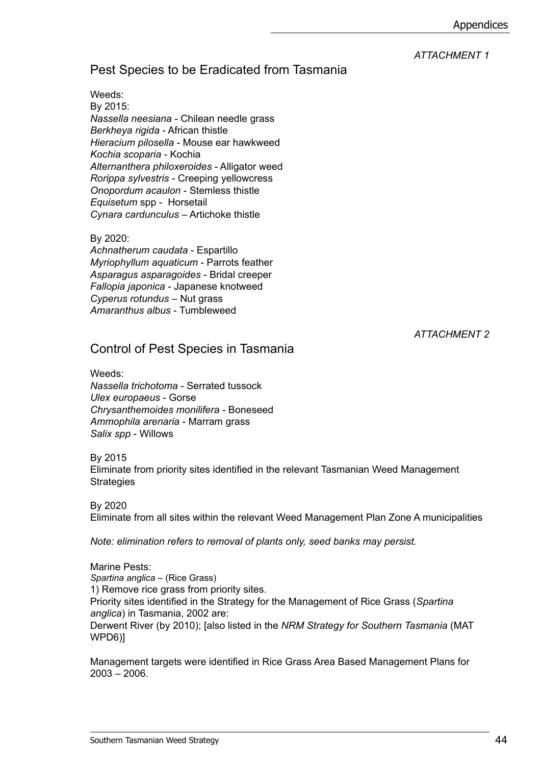*ATTACHMENT 1*

## Pest Species to be Eradicated from Tasmania

Weeds:
By 2015:
*Nassella neesiana* - Chilean needle grass
*Berkheya rigida* - African thistle
*Hieracium pilosella* - Mouse ear hawkweed
*Kochia scoparia* - Kochia
*Alternanthera philoxeroides* - Alligator weed
*Rorippa sylvestris* - Creeping yellowcress
*Onopordum acaulon* - Stemless thistle
*Equisetum* spp - Horsetail
*Cynara cardunculus* – Artichoke thistle

By 2020:
*Achnatherum caudata* - Espartillo
*Myriophyllum aquaticum* - Parrots feather
*Asparagus asparagoides* - Bridal creeper
*Fallopia japonica* - Japanese knotweed
*Cyperus rotundus* – Nut grass
*Amaranthus albus* - Tumbleweed

*ATTACHMENT 2*

## Control of Pest Species in Tasmania

Weeds:
*Nassella trichotoma* - Serrated tussock
*Ulex europaeus* - Gorse
*Chrysanthemoides monilifera* - Boneseed
*Ammophila arenaria* - Marram grass
*Salix spp* - Willows

By 2015
Eliminate from priority sites identified in the relevant Tasmanian Weed Management Strategies

By 2020
Eliminate from all sites within the relevant Weed Management Plan Zone A municipalities

*Note: elimination refers to removal of plants only, seed banks may persist.*

Marine Pests:
*Spartina anglica* – (Rice Grass)
1) Remove rice grass from priority sites.
Priority sites identified in the Strategy for the Management of Rice Grass (*Spartina anglica*) in Tasmania, 2002 are:
Derwent River (by 2010); [also listed in the *NRM Strategy for Southern Tasmania* (MAT WPD6)]

Management targets were identified in Rice Grass Area Based Management Plans for 2003 – 2006.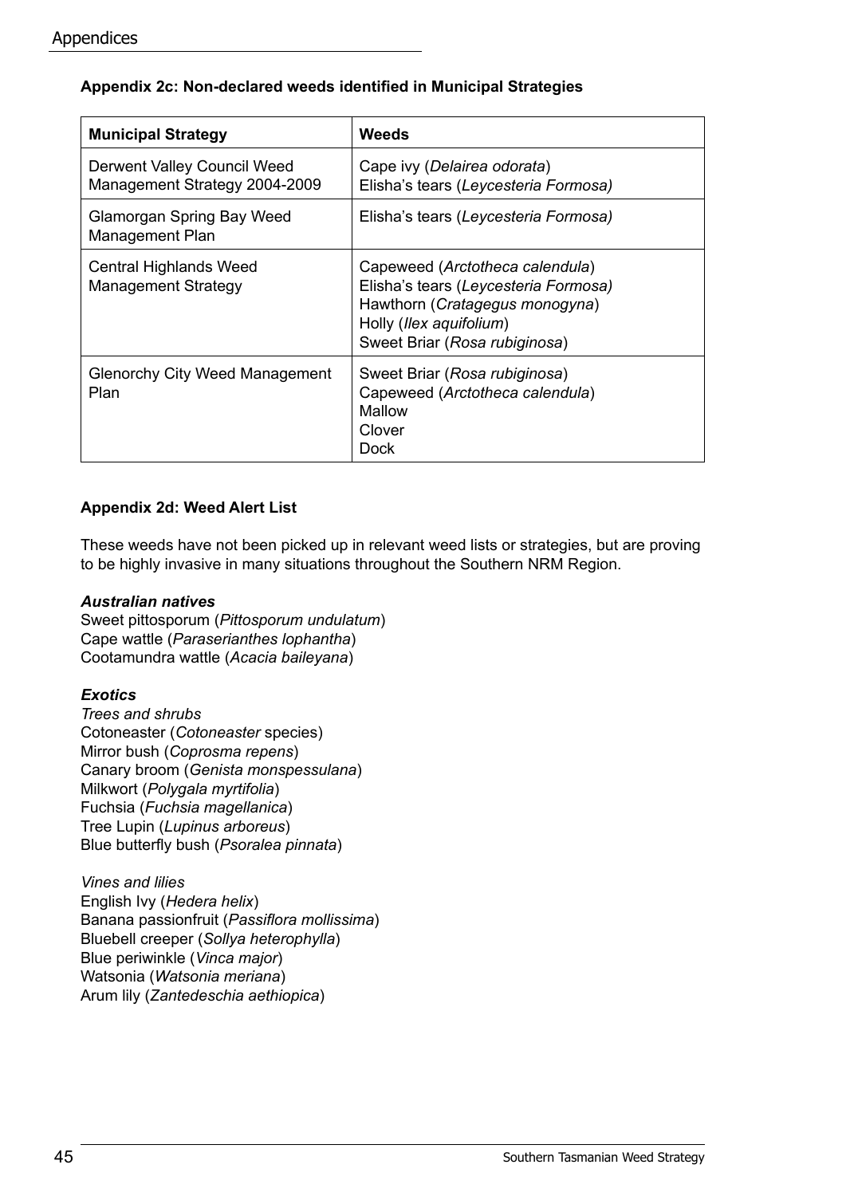### Appendix 2c: Non-declared weeds identified in Municipal Strategies

| Municipal Strategy | Weeds |
|---|---|
| Derwent Valley Council Weed Management Strategy 2004-2009 | Cape ivy (*Delairea odorata*)<br>Elisha's tears (*Leycesteria Formosa)* |
| Glamorgan Spring Bay Weed Management Plan | Elisha's tears (*Leycesteria Formosa)* |
| Central Highlands Weed Management Strategy | Capeweed (*Arctotheca calendula*)<br>Elisha's tears (*Leycesteria Formosa)*<br>Hawthorn (*Cratagegus monogyna*)<br>Holly (*Ilex aquifolium*)<br>Sweet Briar (*Rosa rubiginosa*) |
| Glenorchy City Weed Management Plan | Sweet Briar (*Rosa rubiginosa*)<br>Capeweed (*Arctotheca calendula*)<br>Mallow<br>Clover<br>Dock |

### Appendix 2d: Weed Alert List

These weeds have not been picked up in relevant weed lists or strategies, but are proving to be highly invasive in many situations throughout the Southern NRM Region.

***Australian natives***

Sweet pittosporum (*Pittosporum undulatum*)
Cape wattle (*Paraserianthes lophantha*)
Cootamundra wattle (*Acacia baileyana*)

***Exotics***

*Trees and shrubs*

Cotoneaster (*Cotoneaster* species)
Mirror bush (*Coprosma repens*)
Canary broom (*Genista monspessulana*)
Milkwort (*Polygala myrtifolia*)
Fuchsia (*Fuchsia magellanica*)
Tree Lupin (*Lupinus arboreus*)
Blue butterfly bush (*Psoralea pinnata*)

*Vines and lilies*

English Ivy (*Hedera helix*)
Banana passionfruit (*Passiflora mollissima*)
Bluebell creeper (*Sollya heterophylla*)
Blue periwinkle (*Vinca major*)
Watsonia (*Watsonia meriana*)
Arum lily (*Zantedeschia aethiopica*)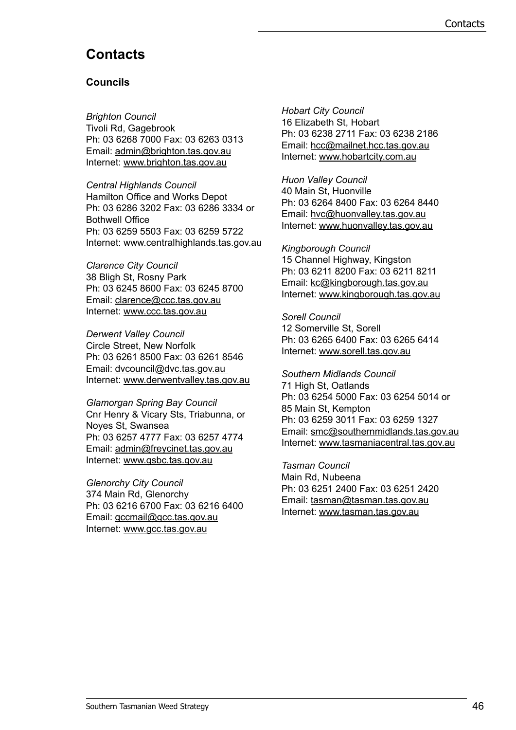# Contacts

## Councils

*Brighton Council*
Tivoli Rd, Gagebrook
Ph: 03 6268 7000 Fax: 03 6263 0313
Email: admin@brighton.tas.gov.au
Internet: www.brighton.tas.gov.au

*Central Highlands Council*
Hamilton Office and Works Depot
Ph: 03 6286 3202 Fax: 03 6286 3334 or
Bothwell Office
Ph: 03 6259 5503 Fax: 03 6259 5722
Internet: www.centralhighlands.tas.gov.au

*Clarence City Council*
38 Bligh St, Rosny Park
Ph: 03 6245 8600 Fax: 03 6245 8700
Email: clarence@ccc.tas.gov.au
Internet: www.ccc.tas.gov.au

*Derwent Valley Council*
Circle Street, New Norfolk
Ph: 03 6261 8500 Fax: 03 6261 8546
Email: dvcouncil@dvc.tas.gov.au
Internet: www.derwentvalley.tas.gov.au

*Glamorgan Spring Bay Council*
Cnr Henry & Vicary Sts, Triabunna, or
Noyes St, Swansea
Ph: 03 6257 4777 Fax: 03 6257 4774
Email: admin@freycinet.tas.gov.au
Internet: www.gsbc.tas.gov.au

*Glenorchy City Council*
374 Main Rd, Glenorchy
Ph: 03 6216 6700 Fax: 03 6216 6400
Email: gccmail@gcc.tas.gov.au
Internet: www.gcc.tas.gov.au

*Hobart City Council*
16 Elizabeth St, Hobart
Ph: 03 6238 2711 Fax: 03 6238 2186
Email: hcc@mailnet.hcc.tas.gov.au
Internet: www.hobartcity.com.au

*Huon Valley Council*
40 Main St, Huonville
Ph: 03 6264 8400 Fax: 03 6264 8440
Email: hvc@huonvalley.tas.gov.au
Internet: www.huonvalley.tas.gov.au

*Kingborough Council*
15 Channel Highway, Kingston
Ph: 03 6211 8200 Fax: 03 6211 8211
Email: kc@kingborough.tas.gov.au
Internet: www.kingborough.tas.gov.au

*Sorell Council*
12 Somerville St, Sorell
Ph: 03 6265 6400 Fax: 03 6265 6414
Internet: www.sorell.tas.gov.au

*Southern Midlands Council*
71 High St, Oatlands
Ph: 03 6254 5000 Fax: 03 6254 5014 or
85 Main St, Kempton
Ph: 03 6259 3011 Fax: 03 6259 1327
Email: smc@southernmidlands.tas.gov.au
Internet: www.tasmaniacentral.tas.gov.au

*Tasman Council*
Main Rd, Nubeena
Ph: 03 6251 2400 Fax: 03 6251 2420
Email: tasman@tasman.tas.gov.au
Internet: www.tasman.tas.gov.au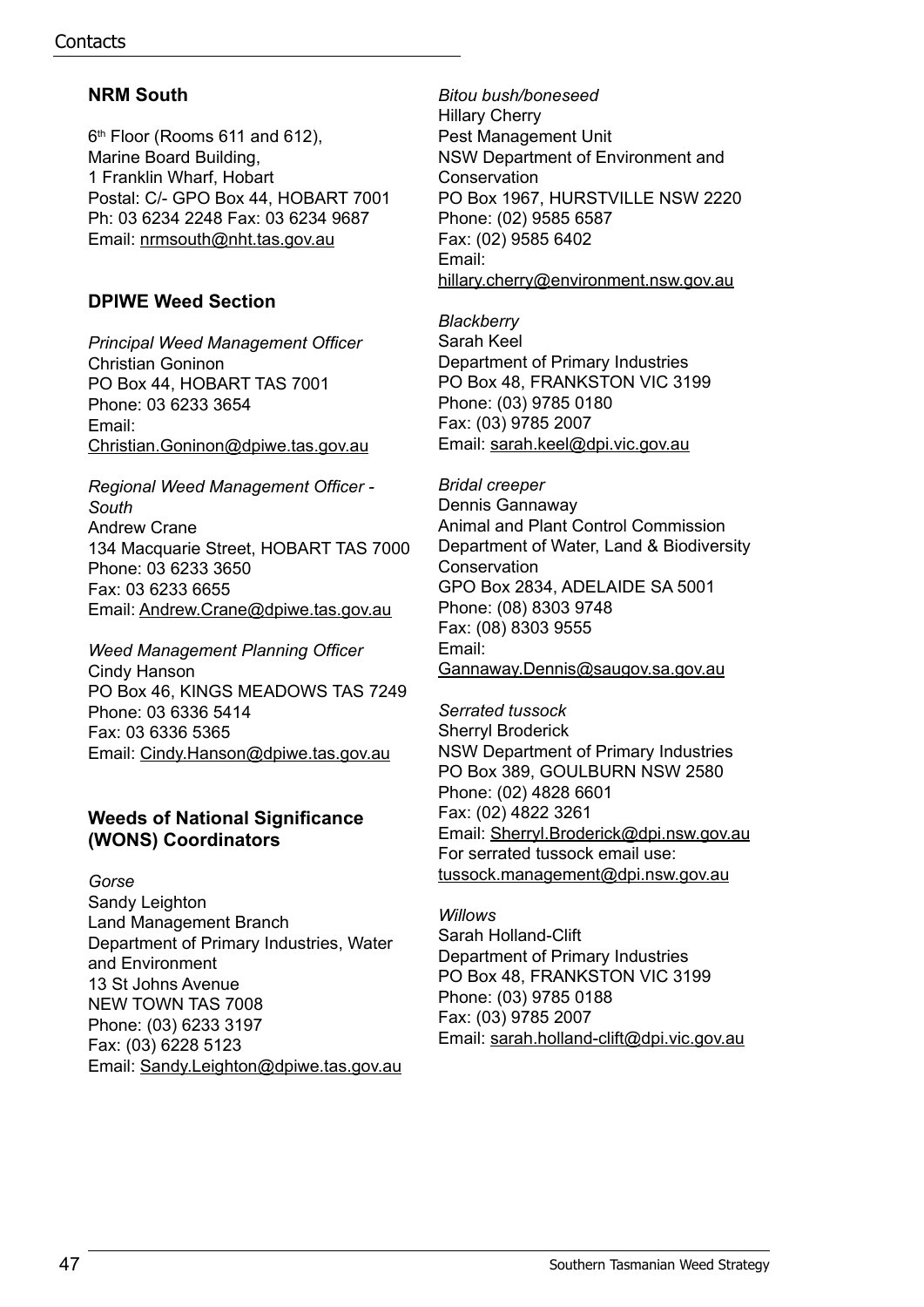## NRM South

6th Floor (Rooms 611 and 612),
Marine Board Building,
1 Franklin Wharf, Hobart
Postal: C/- GPO Box 44, HOBART 7001
Ph: 03 6234 2248 Fax: 03 6234 9687
Email: nrmsouth@nht.tas.gov.au

## DPIWE Weed Section

*Principal Weed Management Officer*
Christian Goninon
PO Box 44, HOBART TAS 7001
Phone: 03 6233 3654
Email:
Christian.Goninon@dpiwe.tas.gov.au

*Regional Weed Management Officer - South*
Andrew Crane
134 Macquarie Street, HOBART TAS 7000
Phone: 03 6233 3650
Fax: 03 6233 6655
Email: Andrew.Crane@dpiwe.tas.gov.au

*Weed Management Planning Officer*
Cindy Hanson
PO Box 46, KINGS MEADOWS TAS 7249
Phone: 03 6336 5414
Fax: 03 6336 5365
Email: Cindy.Hanson@dpiwe.tas.gov.au

## Weeds of National Significance (WONS) Coordinators

*Gorse*
Sandy Leighton
Land Management Branch
Department of Primary Industries, Water and Environment
13 St Johns Avenue
NEW TOWN TAS 7008
Phone: (03) 6233 3197
Fax: (03) 6228 5123
Email: Sandy.Leighton@dpiwe.tas.gov.au

*Bitou bush/boneseed*
Hillary Cherry
Pest Management Unit
NSW Department of Environment and Conservation
PO Box 1967, HURSTVILLE NSW 2220
Phone: (02) 9585 6587
Fax: (02) 9585 6402
Email:
hillary.cherry@environment.nsw.gov.au

*Blackberry*
Sarah Keel
Department of Primary Industries
PO Box 48, FRANKSTON VIC 3199
Phone: (03) 9785 0180
Fax: (03) 9785 2007
Email: sarah.keel@dpi.vic.gov.au

*Bridal creeper*
Dennis Gannaway
Animal and Plant Control Commission
Department of Water, Land & Biodiversity Conservation
GPO Box 2834, ADELAIDE SA 5001
Phone: (08) 8303 9748
Fax: (08) 8303 9555
Email:
Gannaway.Dennis@saugov.sa.gov.au

*Serrated tussock*
Sherryl Broderick
NSW Department of Primary Industries
PO Box 389, GOULBURN NSW 2580
Phone: (02) 4828 6601
Fax: (02) 4822 3261
Email: Sherryl.Broderick@dpi.nsw.gov.au
For serrated tussock email use:
tussock.management@dpi.nsw.gov.au

*Willows*
Sarah Holland-Clift
Department of Primary Industries
PO Box 48, FRANKSTON VIC 3199
Phone: (03) 9785 0188
Fax: (03) 9785 2007
Email: sarah.holland-clift@dpi.vic.gov.au